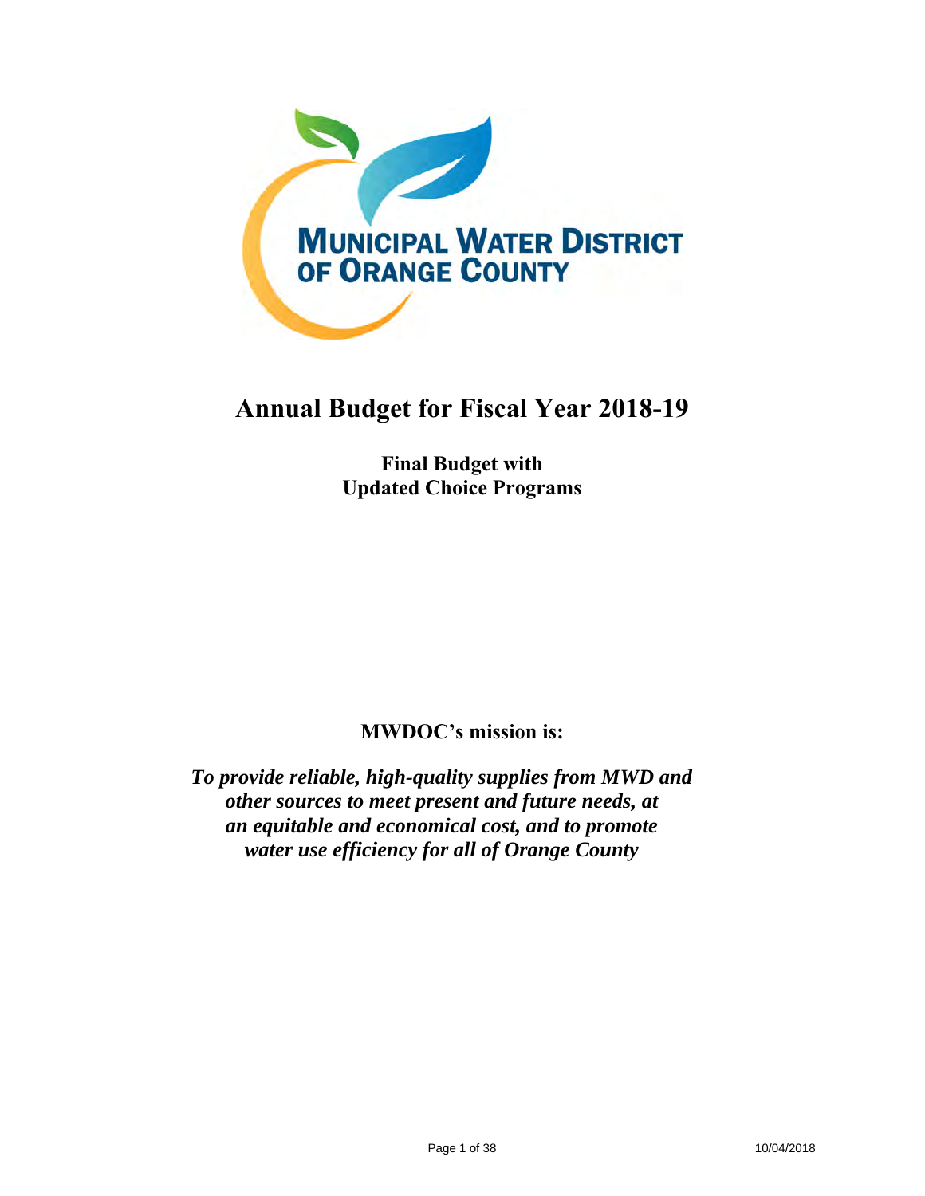MUNICIPAL WATER DISTRICT OF ORANGE COUNTY

# Annual Budget for Fiscal Year 2018-19

## Final Budget with Updated Choice Programs

**MWDOC's mission is:**

***To provide reliable, high-quality supplies from MWD and other sources to meet present and future needs, at an equitable and economical cost, and to promote water use efficiency for all of Orange County***

10/04/2018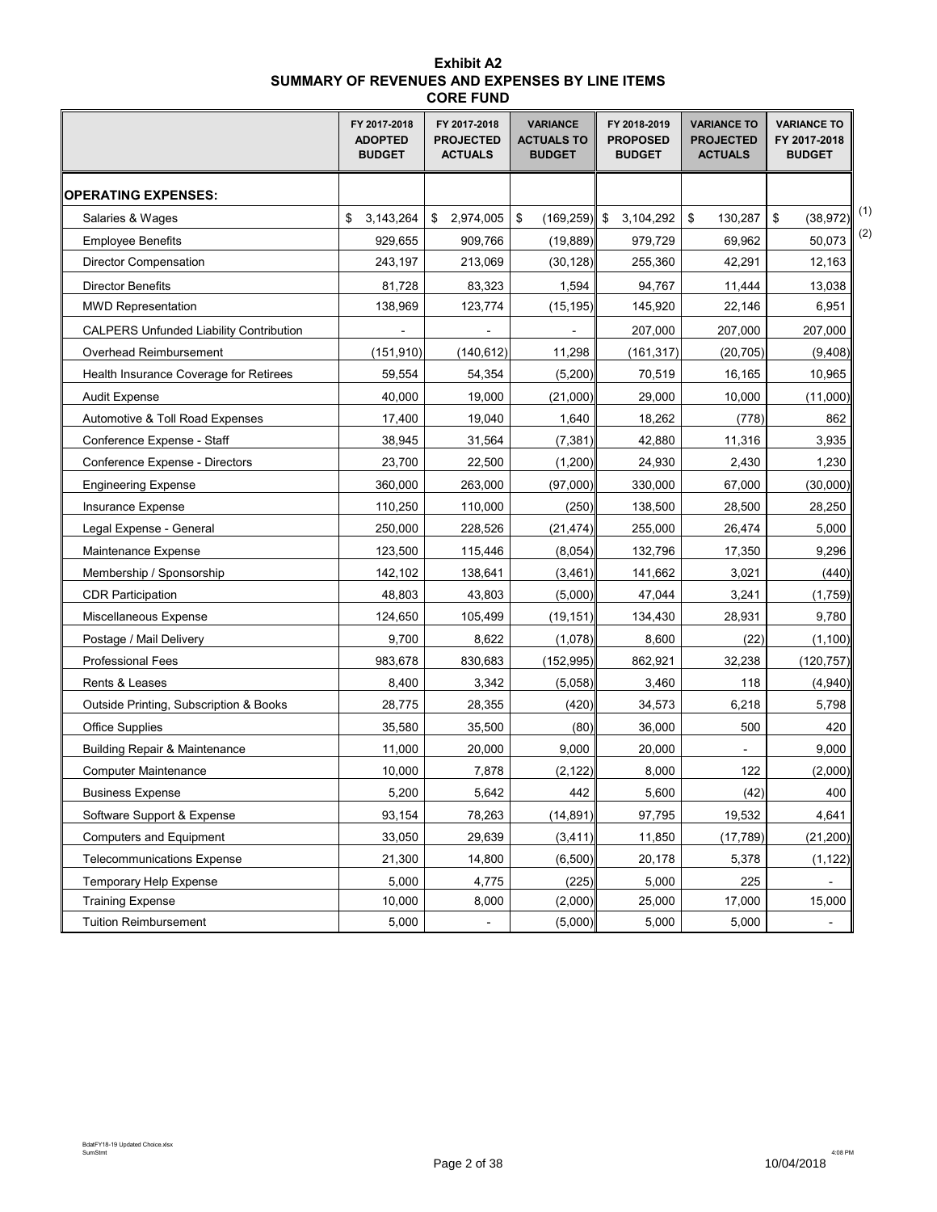# Exhibit A2
## SUMMARY OF REVENUES AND EXPENSES BY LINE ITEMS
## CORE FUND

| | FY 2017-2018 ADOPTED BUDGET | FY 2017-2018 PROJECTED ACTUALS | VARIANCE ACTUALS TO BUDGET | FY 2018-2019 PROPOSED BUDGET | VARIANCE TO PROJECTED ACTUALS | VARIANCE TO FY 2017-2018 BUDGET | |
|---|---|---|---|---|---|---|---|
| **OPERATING EXPENSES:** | | | | | | | |
| Salaries & Wages | $ 3,143,264 | $ 2,974,005 | $ (169,259) | $ 3,104,292 | $ 130,287 | $ (38,972) | (1) |
| Employee Benefits | 929,655 | 909,766 | (19,889) | 979,729 | 69,962 | 50,073 | (2) |
| Director Compensation | 243,197 | 213,069 | (30,128) | 255,360 | 42,291 | 12,163 | |
| Director Benefits | 81,728 | 83,323 | 1,594 | 94,767 | 11,444 | 13,038 | |
| MWD Representation | 138,969 | 123,774 | (15,195) | 145,920 | 22,146 | 6,951 | |
| CALPERS Unfunded Liability Contribution | - | - | - | 207,000 | 207,000 | 207,000 | |
| Overhead Reimbursement | (151,910) | (140,612) | 11,298 | (161,317) | (20,705) | (9,408) | |
| Health Insurance Coverage for Retirees | 59,554 | 54,354 | (5,200) | 70,519 | 16,165 | 10,965 | |
| Audit Expense | 40,000 | 19,000 | (21,000) | 29,000 | 10,000 | (11,000) | |
| Automotive & Toll Road Expenses | 17,400 | 19,040 | 1,640 | 18,262 | (778) | 862 | |
| Conference Expense - Staff | 38,945 | 31,564 | (7,381) | 42,880 | 11,316 | 3,935 | |
| Conference Expense - Directors | 23,700 | 22,500 | (1,200) | 24,930 | 2,430 | 1,230 | |
| Engineering Expense | 360,000 | 263,000 | (97,000) | 330,000 | 67,000 | (30,000) | |
| Insurance Expense | 110,250 | 110,000 | (250) | 138,500 | 28,500 | 28,250 | |
| Legal Expense - General | 250,000 | 228,526 | (21,474) | 255,000 | 26,474 | 5,000 | |
| Maintenance Expense | 123,500 | 115,446 | (8,054) | 132,796 | 17,350 | 9,296 | |
| Membership / Sponsorship | 142,102 | 138,641 | (3,461) | 141,662 | 3,021 | (440) | |
| CDR Participation | 48,803 | 43,803 | (5,000) | 47,044 | 3,241 | (1,759) | |
| Miscellaneous Expense | 124,650 | 105,499 | (19,151) | 134,430 | 28,931 | 9,780 | |
| Postage / Mail Delivery | 9,700 | 8,622 | (1,078) | 8,600 | (22) | (1,100) | |
| Professional Fees | 983,678 | 830,683 | (152,995) | 862,921 | 32,238 | (120,757) | |
| Rents & Leases | 8,400 | 3,342 | (5,058) | 3,460 | 118 | (4,940) | |
| Outside Printing, Subscription & Books | 28,775 | 28,355 | (420) | 34,573 | 6,218 | 5,798 | |
| Office Supplies | 35,580 | 35,500 | (80) | 36,000 | 500 | 420 | |
| Building Repair & Maintenance | 11,000 | 20,000 | 9,000 | 20,000 | - | 9,000 | |
| Computer Maintenance | 10,000 | 7,878 | (2,122) | 8,000 | 122 | (2,000) | |
| Business Expense | 5,200 | 5,642 | 442 | 5,600 | (42) | 400 | |
| Software Support & Expense | 93,154 | 78,263 | (14,891) | 97,795 | 19,532 | 4,641 | |
| Computers and Equipment | 33,050 | 29,639 | (3,411) | 11,850 | (17,789) | (21,200) | |
| Telecommunications Expense | 21,300 | 14,800 | (6,500) | 20,178 | 5,378 | (1,122) | |
| Temporary Help Expense | 5,000 | 4,775 | (225) | 5,000 | 225 | - | |
| Training Expense | 10,000 | 8,000 | (2,000) | 25,000 | 17,000 | 15,000 | |
| Tuition Reimbursement | 5,000 | - | (5,000) | 5,000 | 5,000 | - | |

BdatFY18-19 Updated Choice.xlsx
SumStmt

4:08 PM
10/04/2018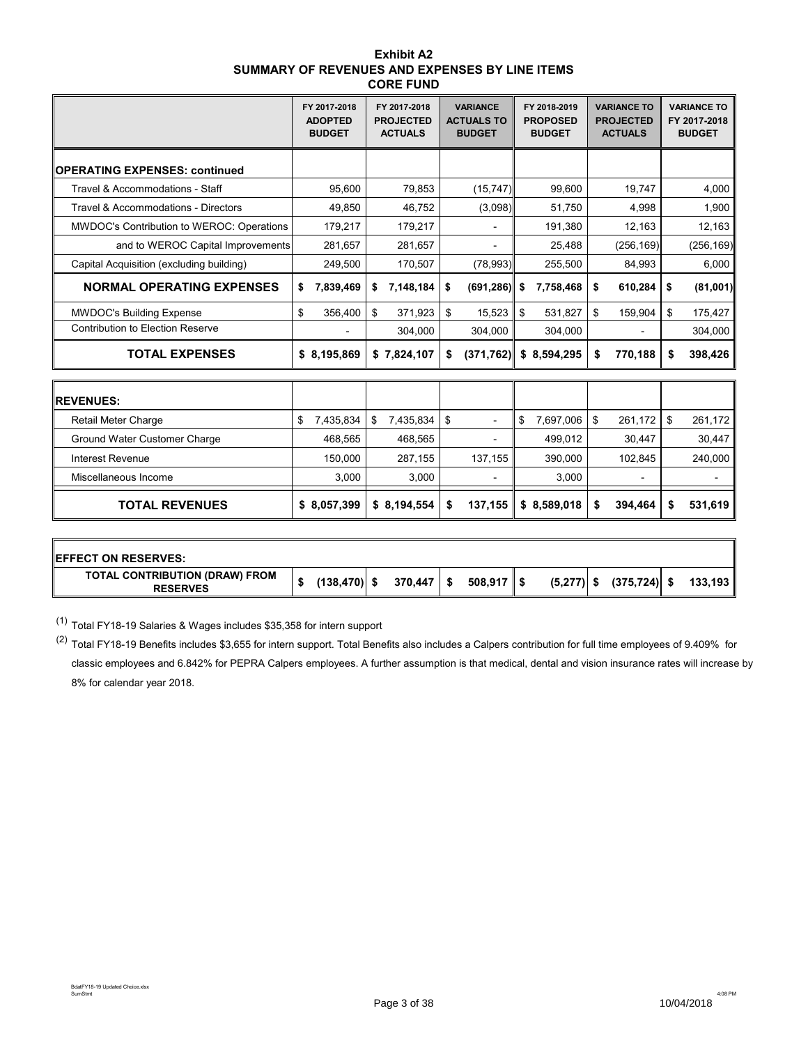# Exhibit A2
## SUMMARY OF REVENUES AND EXPENSES BY LINE ITEMS
## CORE FUND

| | FY 2017-2018 ADOPTED BUDGET | FY 2017-2018 PROJECTED ACTUALS | VARIANCE ACTUALS TO BUDGET | FY 2018-2019 PROPOSED BUDGET | VARIANCE TO PROJECTED ACTUALS | VARIANCE TO FY 2017-2018 BUDGET |
|---|---|---|---|---|---|---|
| **OPERATING EXPENSES: continued** | | | | | | |
| Travel & Accommodations - Staff | 95,600 | 79,853 | (15,747) | 99,600 | 19,747 | 4,000 |
| Travel & Accommodations - Directors | 49,850 | 46,752 | (3,098) | 51,750 | 4,998 | 1,900 |
| MWDOC's Contribution to WEROC: Operations | 179,217 | 179,217 | - | 191,380 | 12,163 | 12,163 |
| and to WEROC Capital Improvements | 281,657 | 281,657 | - | 25,488 | (256,169) | (256,169) |
| Capital Acquisition (excluding building) | 249,500 | 170,507 | (78,993) | 255,500 | 84,993 | 6,000 |
| **NORMAL OPERATING EXPENSES** | **$ 7,839,469** | **$ 7,148,184** | **$ (691,286)** | **$ 7,758,468** | **$ 610,284** | **$ (81,001)** |
| MWDOC's Building Expense | $ 356,400 | $ 371,923 | $ 15,523 | $ 531,827 | $ 159,904 | $ 175,427 |
| Contribution to Election Reserve | - | 304,000 | 304,000 | 304,000 | - | 304,000 |
| **TOTAL EXPENSES** | **$ 8,195,869** | **$ 7,824,107** | **$ (371,762)** | **$ 8,594,295** | **$ 770,188** | **$ 398,426** |
| **REVENUES:** | | | | | | |
| Retail Meter Charge | $ 7,435,834 | $ 7,435,834 | $ - | $ 7,697,006 | $ 261,172 | $ 261,172 |
| Ground Water Customer Charge | 468,565 | 468,565 | - | 499,012 | 30,447 | 30,447 |
| Interest Revenue | 150,000 | 287,155 | 137,155 | 390,000 | 102,845 | 240,000 |
| Miscellaneous Income | 3,000 | 3,000 | - | 3,000 | - | - |
| **TOTAL REVENUES** | **$ 8,057,399** | **$ 8,194,554** | **$ 137,155** | **$ 8,589,018** | **$ 394,464** | **$ 531,619** |
| **EFFECT ON RESERVES:** | | | | | | |
| **TOTAL CONTRIBUTION (DRAW) FROM RESERVES** | **$ (138,470)** | **$ 370,447** | **$ 508,917** | **$ (5,277)** | **$ (375,724)** | **$ 133,193** |

(1) Total FY18-19 Salaries & Wages includes $35,358 for intern support

(2) Total FY18-19 Benefits includes $3,655 for intern support. Total Benefits also includes a Calpers contribution for full time employees of 9.409% for classic employees and 6.842% for PEPRA Calpers employees. A further assumption is that medical, dental and vision insurance rates will increase by 8% for calendar year 2018.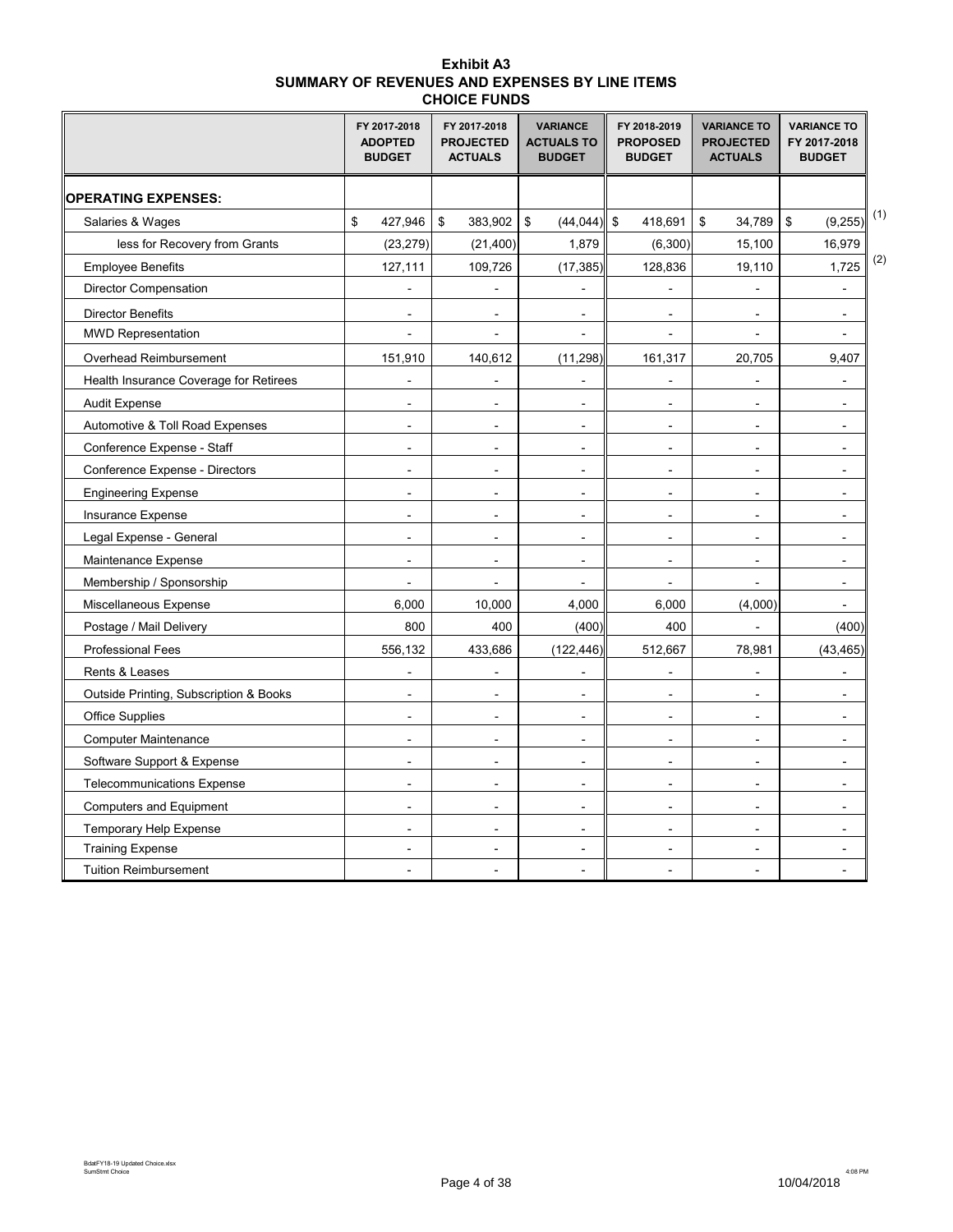# Exhibit A3
## SUMMARY OF REVENUES AND EXPENSES BY LINE ITEMS
## CHOICE FUNDS

| | FY 2017-2018 ADOPTED BUDGET | FY 2017-2018 PROJECTED ACTUALS | VARIANCE ACTUALS TO BUDGET | FY 2018-2019 PROPOSED BUDGET | VARIANCE TO PROJECTED ACTUALS | VARIANCE TO FY 2017-2018 BUDGET | |
|---|---|---|---|---|---|---|---|
| **OPERATING EXPENSES:** | | | | | | | |
| Salaries & Wages | $ 427,946 | $ 383,902 | $ (44,044) | $ 418,691 | $ 34,789 | $ (9,255) | (1) |
| less for Recovery from Grants | (23,279) | (21,400) | 1,879 | (6,300) | 15,100 | 16,979 | |
| Employee Benefits | 127,111 | 109,726 | (17,385) | 128,836 | 19,110 | 1,725 | (2) |
| Director Compensation | - | - | - | - | - | - | |
| Director Benefits | - | - | - | - | - | - | |
| MWD Representation | - | - | - | - | - | - | |
| Overhead Reimbursement | 151,910 | 140,612 | (11,298) | 161,317 | 20,705 | 9,407 | |
| Health Insurance Coverage for Retirees | - | - | - | - | - | - | |
| Audit Expense | - | - | - | - | - | - | |
| Automotive & Toll Road Expenses | - | - | - | - | - | - | |
| Conference Expense - Staff | - | - | - | - | - | - | |
| Conference Expense - Directors | - | - | - | - | - | - | |
| Engineering Expense | - | - | - | - | - | - | |
| Insurance Expense | - | - | - | - | - | - | |
| Legal Expense - General | - | - | - | - | - | - | |
| Maintenance Expense | - | - | - | - | - | - | |
| Membership / Sponsorship | - | - | - | - | - | - | |
| Miscellaneous Expense | 6,000 | 10,000 | 4,000 | 6,000 | (4,000) | - | |
| Postage / Mail Delivery | 800 | 400 | (400) | 400 | - | (400) | |
| Professional Fees | 556,132 | 433,686 | (122,446) | 512,667 | 78,981 | (43,465) | |
| Rents & Leases | - | - | - | - | - | - | |
| Outside Printing, Subscription & Books | - | - | - | - | - | - | |
| Office Supplies | - | - | - | - | - | - | |
| Computer Maintenance | - | - | - | - | - | - | |
| Software Support & Expense | - | - | - | - | - | - | |
| Telecommunications Expense | - | - | - | - | - | - | |
| Computers and Equipment | - | - | - | - | - | - | |
| Temporary Help Expense | - | - | - | - | - | - | |
| Training Expense | - | - | - | - | - | - | |
| Tuition Reimbursement | - | - | - | - | - | - | |

BdatFY18-19 Updated Choice.xlsx
SumStmt Choice

4:08 PM
10/04/2018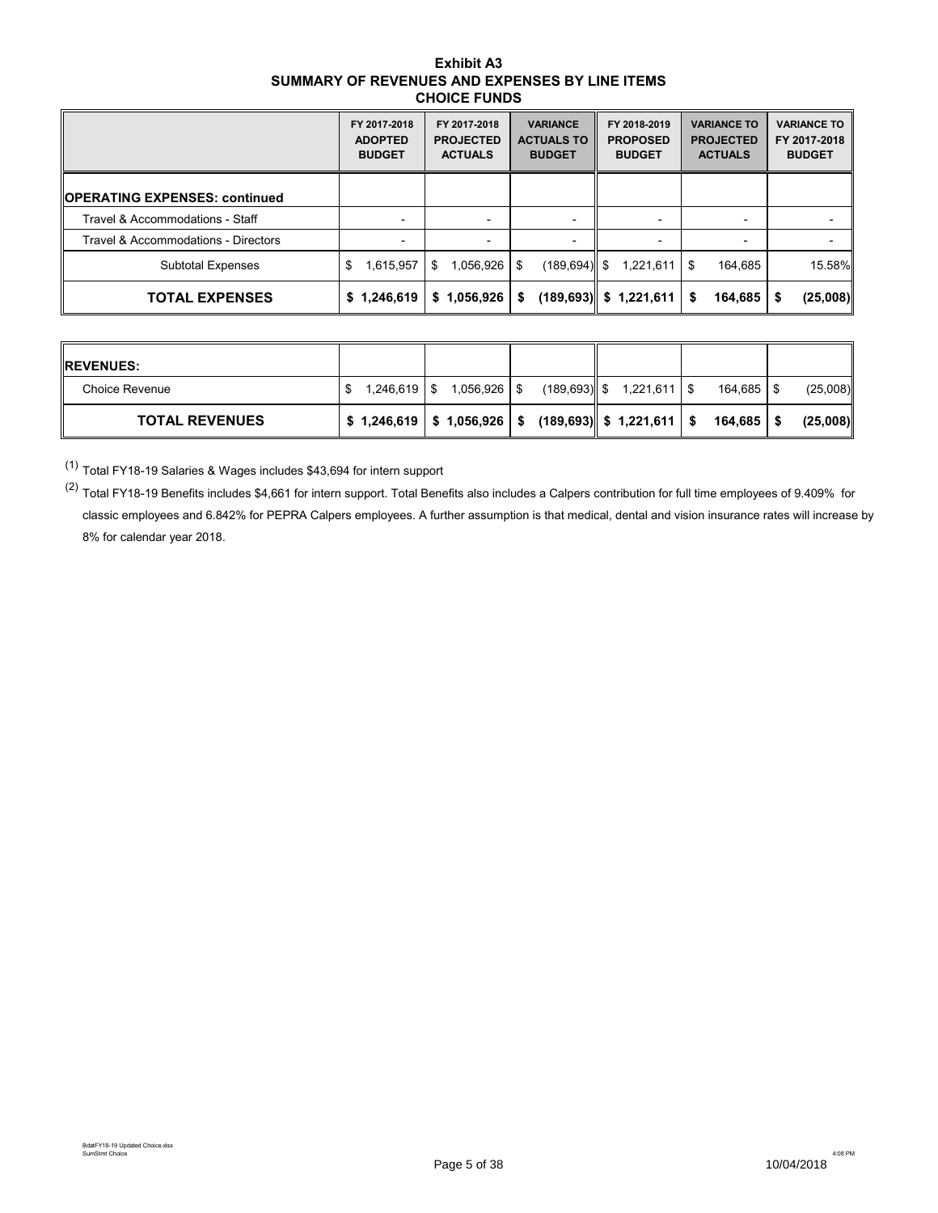**Exhibit A3**
**SUMMARY OF REVENUES AND EXPENSES BY LINE ITEMS**
**CHOICE FUNDS**

| | FY 2017-2018 ADOPTED BUDGET | FY 2017-2018 PROJECTED ACTUALS | VARIANCE ACTUALS TO BUDGET | FY 2018-2019 PROPOSED BUDGET | VARIANCE TO PROJECTED ACTUALS | VARIANCE TO FY 2017-2018 BUDGET |
|---|---|---|---|---|---|---|
| **OPERATING EXPENSES: continued** | | | | | | |
| Travel & Accommodations - Staff | - | - | - | - | - | - |
| Travel & Accommodations - Directors | - | - | - | - | - | - |
| Subtotal Expenses | $ 1,615,957 | $ 1,056,926 | $ (189,694) | $ 1,221,611 | $ 164,685 | 15.58% |
| **TOTAL EXPENSES** | **$ 1,246,619** | **$ 1,056,926** | **$ (189,693)** | **$ 1,221,611** | **$ 164,685** | **$ (25,008)** |

| | | | | | | |
|---|---|---|---|---|---|---|
| **REVENUES:** | | | | | | |
| Choice Revenue | $ 1,246,619 | $ 1,056,926 | $ (189,693) | $ 1,221,611 | $ 164,685 | $ (25,008) |
| **TOTAL REVENUES** | **$ 1,246,619** | **$ 1,056,926** | **$ (189,693)** | **$ 1,221,611** | **$ 164,685** | **$ (25,008)** |

(1) Total FY18-19 Salaries & Wages includes $43,694 for intern support

(2) Total FY18-19 Benefits includes $4,661 for intern support. Total Benefits also includes a Calpers contribution for full time employees of 9.409% for classic employees and 6.842% for PEPRA Calpers employees. A further assumption is that medical, dental and vision insurance rates will increase by 8% for calendar year 2018.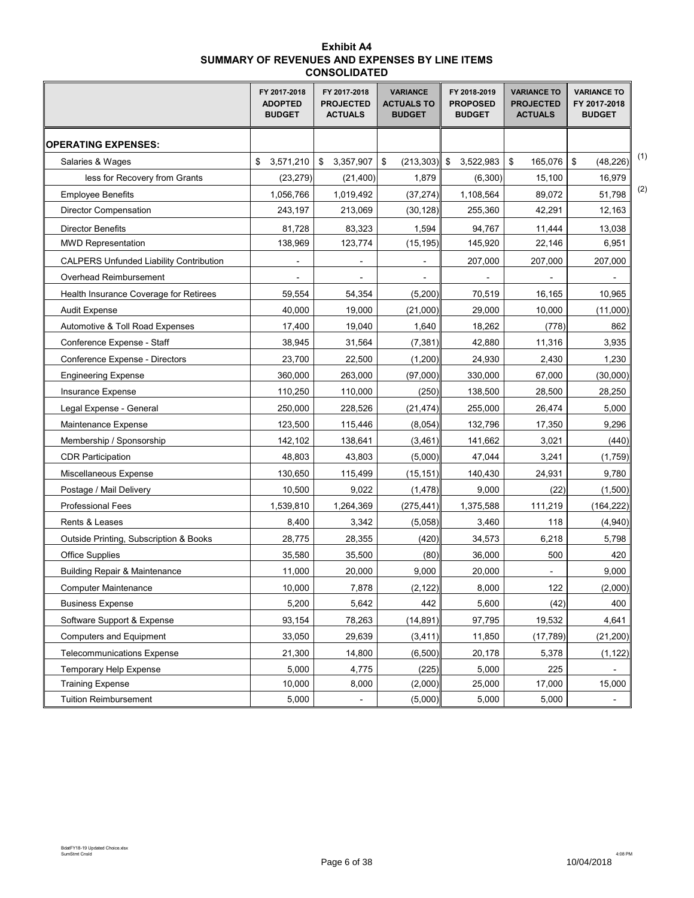# Exhibit A4
## SUMMARY OF REVENUES AND EXPENSES BY LINE ITEMS
## CONSOLIDATED

| | FY 2017-2018 ADOPTED BUDGET | FY 2017-2018 PROJECTED ACTUALS | VARIANCE ACTUALS TO BUDGET | FY 2018-2019 PROPOSED BUDGET | VARIANCE TO PROJECTED ACTUALS | VARIANCE TO FY 2017-2018 BUDGET | |
|---|---|---|---|---|---|---|---|
| **OPERATING EXPENSES:** | | | | | | | |
| Salaries & Wages | $ 3,571,210 | $ 3,357,907 | $ (213,303) | $ 3,522,983 | $ 165,076 | $ (48,226) | (1) |
| less for Recovery from Grants | (23,279) | (21,400) | 1,879 | (6,300) | 15,100 | 16,979 | |
| Employee Benefits | 1,056,766 | 1,019,492 | (37,274) | 1,108,564 | 89,072 | 51,798 | (2) |
| Director Compensation | 243,197 | 213,069 | (30,128) | 255,360 | 42,291 | 12,163 | |
| Director Benefits | 81,728 | 83,323 | 1,594 | 94,767 | 11,444 | 13,038 | |
| MWD Representation | 138,969 | 123,774 | (15,195) | 145,920 | 22,146 | 6,951 | |
| CALPERS Unfunded Liability Contribution | - | - | - | 207,000 | 207,000 | 207,000 | |
| Overhead Reimbursement | - | - | - | - | - | - | |
| Health Insurance Coverage for Retirees | 59,554 | 54,354 | (5,200) | 70,519 | 16,165 | 10,965 | |
| Audit Expense | 40,000 | 19,000 | (21,000) | 29,000 | 10,000 | (11,000) | |
| Automotive & Toll Road Expenses | 17,400 | 19,040 | 1,640 | 18,262 | (778) | 862 | |
| Conference Expense - Staff | 38,945 | 31,564 | (7,381) | 42,880 | 11,316 | 3,935 | |
| Conference Expense - Directors | 23,700 | 22,500 | (1,200) | 24,930 | 2,430 | 1,230 | |
| Engineering Expense | 360,000 | 263,000 | (97,000) | 330,000 | 67,000 | (30,000) | |
| Insurance Expense | 110,250 | 110,000 | (250) | 138,500 | 28,500 | 28,250 | |
| Legal Expense - General | 250,000 | 228,526 | (21,474) | 255,000 | 26,474 | 5,000 | |
| Maintenance Expense | 123,500 | 115,446 | (8,054) | 132,796 | 17,350 | 9,296 | |
| Membership / Sponsorship | 142,102 | 138,641 | (3,461) | 141,662 | 3,021 | (440) | |
| CDR Participation | 48,803 | 43,803 | (5,000) | 47,044 | 3,241 | (1,759) | |
| Miscellaneous Expense | 130,650 | 115,499 | (15,151) | 140,430 | 24,931 | 9,780 | |
| Postage / Mail Delivery | 10,500 | 9,022 | (1,478) | 9,000 | (22) | (1,500) | |
| Professional Fees | 1,539,810 | 1,264,369 | (275,441) | 1,375,588 | 111,219 | (164,222) | |
| Rents & Leases | 8,400 | 3,342 | (5,058) | 3,460 | 118 | (4,940) | |
| Outside Printing, Subscription & Books | 28,775 | 28,355 | (420) | 34,573 | 6,218 | 5,798 | |
| Office Supplies | 35,580 | 35,500 | (80) | 36,000 | 500 | 420 | |
| Building Repair & Maintenance | 11,000 | 20,000 | 9,000 | 20,000 | - | 9,000 | |
| Computer Maintenance | 10,000 | 7,878 | (2,122) | 8,000 | 122 | (2,000) | |
| Business Expense | 5,200 | 5,642 | 442 | 5,600 | (42) | 400 | |
| Software Support & Expense | 93,154 | 78,263 | (14,891) | 97,795 | 19,532 | 4,641 | |
| Computers and Equipment | 33,050 | 29,639 | (3,411) | 11,850 | (17,789) | (21,200) | |
| Telecommunications Expense | 21,300 | 14,800 | (6,500) | 20,178 | 5,378 | (1,122) | |
| Temporary Help Expense | 5,000 | 4,775 | (225) | 5,000 | 225 | - | |
| Training Expense | 10,000 | 8,000 | (2,000) | 25,000 | 17,000 | 15,000 | |
| Tuition Reimbursement | 5,000 | - | (5,000) | 5,000 | 5,000 | - | |

BdatFY18-19 Updated Choice.xlsx
SumStmt Cnsld

4:08 PM
10/04/2018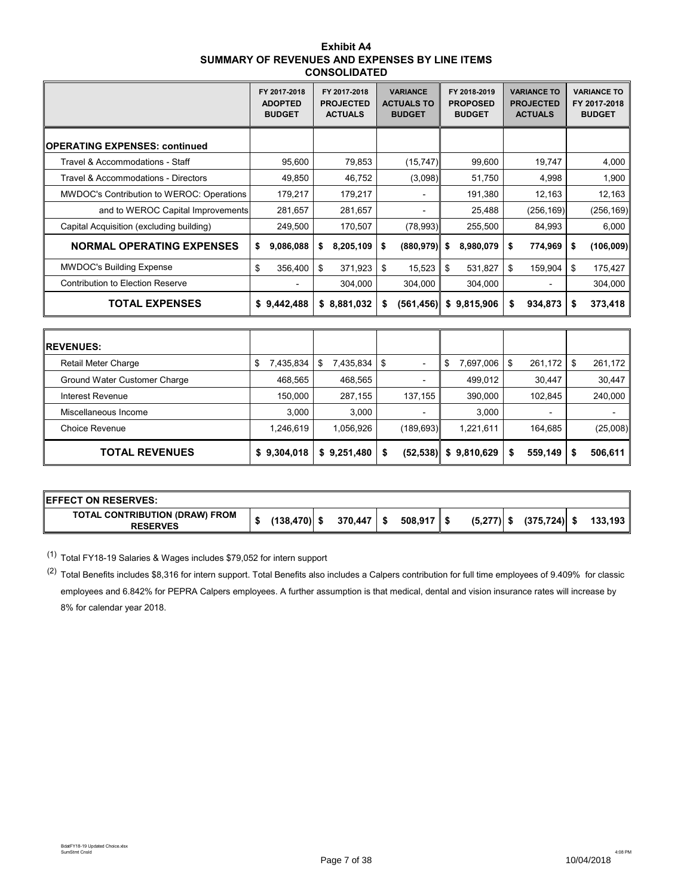# Exhibit A4
## SUMMARY OF REVENUES AND EXPENSES BY LINE ITEMS
## CONSOLIDATED

| | FY 2017-2018 ADOPTED BUDGET | FY 2017-2018 PROJECTED ACTUALS | VARIANCE ACTUALS TO BUDGET | FY 2018-2019 PROPOSED BUDGET | VARIANCE TO PROJECTED ACTUALS | VARIANCE TO FY 2017-2018 BUDGET |
|---|---|---|---|---|---|---|
| **OPERATING EXPENSES: continued** | | | | | | |
| Travel & Accommodations - Staff | 95,600 | 79,853 | (15,747) | 99,600 | 19,747 | 4,000 |
| Travel & Accommodations - Directors | 49,850 | 46,752 | (3,098) | 51,750 | 4,998 | 1,900 |
| MWDOC's Contribution to WEROC: Operations | 179,217 | 179,217 | - | 191,380 | 12,163 | 12,163 |
| and to WEROC Capital Improvements | 281,657 | 281,657 | - | 25,488 | (256,169) | (256,169) |
| Capital Acquisition (excluding building) | 249,500 | 170,507 | (78,993) | 255,500 | 84,993 | 6,000 |
| **NORMAL OPERATING EXPENSES** | **$ 9,086,088** | **$ 8,205,109** | **$ (880,979)** | **$ 8,980,079** | **$ 774,969** | **$ (106,009)** |
| MWDOC's Building Expense | $ 356,400 | $ 371,923 | $ 15,523 | $ 531,827 | $ 159,904 | $ 175,427 |
| Contribution to Election Reserve | - | 304,000 | 304,000 | 304,000 | - | 304,000 |
| **TOTAL EXPENSES** | **$ 9,442,488** | **$ 8,881,032** | **$ (561,456)** | **$ 9,815,906** | **$ 934,873** | **$ 373,418** |
| **REVENUES:** | | | | | | |
| Retail Meter Charge | $ 7,435,834 | $ 7,435,834 | $ - | $ 7,697,006 | $ 261,172 | $ 261,172 |
| Ground Water Customer Charge | 468,565 | 468,565 | - | 499,012 | 30,447 | 30,447 |
| Interest Revenue | 150,000 | 287,155 | 137,155 | 390,000 | 102,845 | 240,000 |
| Miscellaneous Income | 3,000 | 3,000 | - | 3,000 | - | - |
| Choice Revenue | 1,246,619 | 1,056,926 | (189,693) | 1,221,611 | 164,685 | (25,008) |
| **TOTAL REVENUES** | **$ 9,304,018** | **$ 9,251,480** | **$ (52,538)** | **$ 9,810,629** | **$ 559,149** | **$ 506,611** |
| **EFFECT ON RESERVES:** | | | | | | |
| **TOTAL CONTRIBUTION (DRAW) FROM RESERVES** | **$ (138,470)** | **$ 370,447** | **$ 508,917** | **$ (5,277)** | **$ (375,724)** | **$ 133,193** |

(1) Total FY18-19 Salaries & Wages includes $79,052 for intern support

(2) Total Benefits includes $8,316 for intern support. Total Benefits also includes a Calpers contribution for full time employees of 9.409% for classic employees and 6.842% for PEPRA Calpers employees. A further assumption is that medical, dental and vision insurance rates will increase by 8% for calendar year 2018.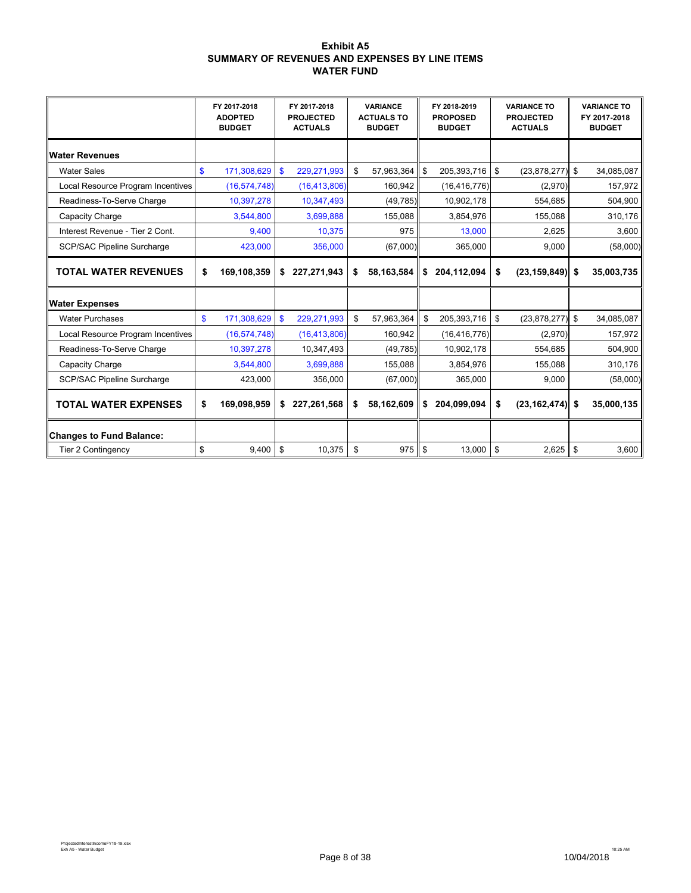# Exhibit A5
## SUMMARY OF REVENUES AND EXPENSES BY LINE ITEMS
## WATER FUND

| | FY 2017-2018 ADOPTED BUDGET | FY 2017-2018 PROJECTED ACTUALS | VARIANCE ACTUALS TO BUDGET | FY 2018-2019 PROPOSED BUDGET | VARIANCE TO PROJECTED ACTUALS | VARIANCE TO FY 2017-2018 BUDGET |
|---|---|---|---|---|---|---|
| **Water Revenues** | | | | | | |
| Water Sales | $ 171,308,629 | $ 229,271,993 | $ 57,963,364 | $ 205,393,716 | $ (23,878,277) | $ 34,085,087 |
| Local Resource Program Incentives | (16,574,748) | (16,413,806) | 160,942 | (16,416,776) | (2,970) | 157,972 |
| Readiness-To-Serve Charge | 10,397,278 | 10,347,493 | (49,785) | 10,902,178 | 554,685 | 504,900 |
| Capacity Charge | 3,544,800 | 3,699,888 | 155,088 | 3,854,976 | 155,088 | 310,176 |
| Interest Revenue - Tier 2 Cont. | 9,400 | 10,375 | 975 | 13,000 | 2,625 | 3,600 |
| SCP/SAC Pipeline Surcharge | 423,000 | 356,000 | (67,000) | 365,000 | 9,000 | (58,000) |
| **TOTAL WATER REVENUES** | **$ 169,108,359** | **$ 227,271,943** | **$ 58,163,584** | **$ 204,112,094** | **$ (23,159,849)** | **$ 35,003,735** |
| **Water Expenses** | | | | | | |
| Water Purchases | $ 171,308,629 | $ 229,271,993 | $ 57,963,364 | $ 205,393,716 | $ (23,878,277) | $ 34,085,087 |
| Local Resource Program Incentives | (16,574,748) | (16,413,806) | 160,942 | (16,416,776) | (2,970) | 157,972 |
| Readiness-To-Serve Charge | 10,397,278 | 10,347,493 | (49,785) | 10,902,178 | 554,685 | 504,900 |
| Capacity Charge | 3,544,800 | 3,699,888 | 155,088 | 3,854,976 | 155,088 | 310,176 |
| SCP/SAC Pipeline Surcharge | 423,000 | 356,000 | (67,000) | 365,000 | 9,000 | (58,000) |
| **TOTAL WATER EXPENSES** | **$ 169,098,959** | **$ 227,261,568** | **$ 58,162,609** | **$ 204,099,094** | **$ (23,162,474)** | **$ 35,000,135** |
| **Changes to Fund Balance:** | | | | | | |
| Tier 2 Contingency | $ 9,400 | $ 10,375 | $ 975 | $ 13,000 | $ 2,625 | $ 3,600 |

ProjectedInterestIncomeFY18-19.xlsx
Exh A5 - Water Budget

10:25 AM
10/04/2018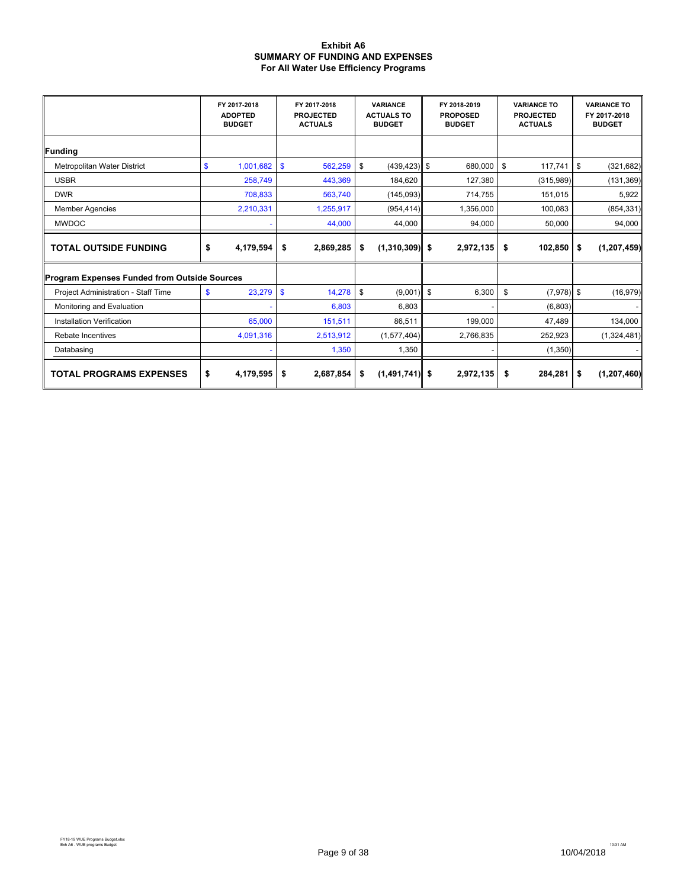**Exhibit A6**
**SUMMARY OF FUNDING AND EXPENSES**
**For All Water Use Efficiency Programs**

| | FY 2017-2018 ADOPTED BUDGET | FY 2017-2018 PROJECTED ACTUALS | VARIANCE ACTUALS TO BUDGET | FY 2018-2019 PROPOSED BUDGET | VARIANCE TO PROJECTED ACTUALS | VARIANCE TO FY 2017-2018 BUDGET |
|---|---|---|---|---|---|---|
| **Funding** | | | | | | |
| Metropolitan Water District | $ 1,001,682 | $ 562,259 | $ (439,423) | $ 680,000 | $ 117,741 | $ (321,682) |
| USBR | 258,749 | 443,369 | 184,620 | 127,380 | (315,989) | (131,369) |
| DWR | 708,833 | 563,740 | (145,093) | 714,755 | 151,015 | 5,922 |
| Member Agencies | 2,210,331 | 1,255,917 | (954,414) | 1,356,000 | 100,083 | (854,331) |
| MWDOC | - | 44,000 | 44,000 | 94,000 | 50,000 | 94,000 |
| **TOTAL OUTSIDE FUNDING** | **$ 4,179,594** | **$ 2,869,285** | **$ (1,310,309)** | **$ 2,972,135** | **$ 102,850** | **$ (1,207,459)** |
| **Program Expenses Funded from Outside Sources** | | | | | | |
| Project Administration - Staff Time | $ 23,279 | $ 14,278 | $ (9,001) | $ 6,300 | $ (7,978) | $ (16,979) |
| Monitoring and Evaluation | - | 6,803 | 6,803 | - | (6,803) | - |
| Installation Verification | 65,000 | 151,511 | 86,511 | 199,000 | 47,489 | 134,000 |
| Rebate Incentives | 4,091,316 | 2,513,912 | (1,577,404) | 2,766,835 | 252,923 | (1,324,481) |
| Databasing | - | 1,350 | 1,350 | - | (1,350) | - |
| **TOTAL PROGRAMS EXPENSES** | **$ 4,179,595** | **$ 2,687,854** | **$ (1,491,741)** | **$ 2,972,135** | **$ 284,281** | **$ (1,207,460)** |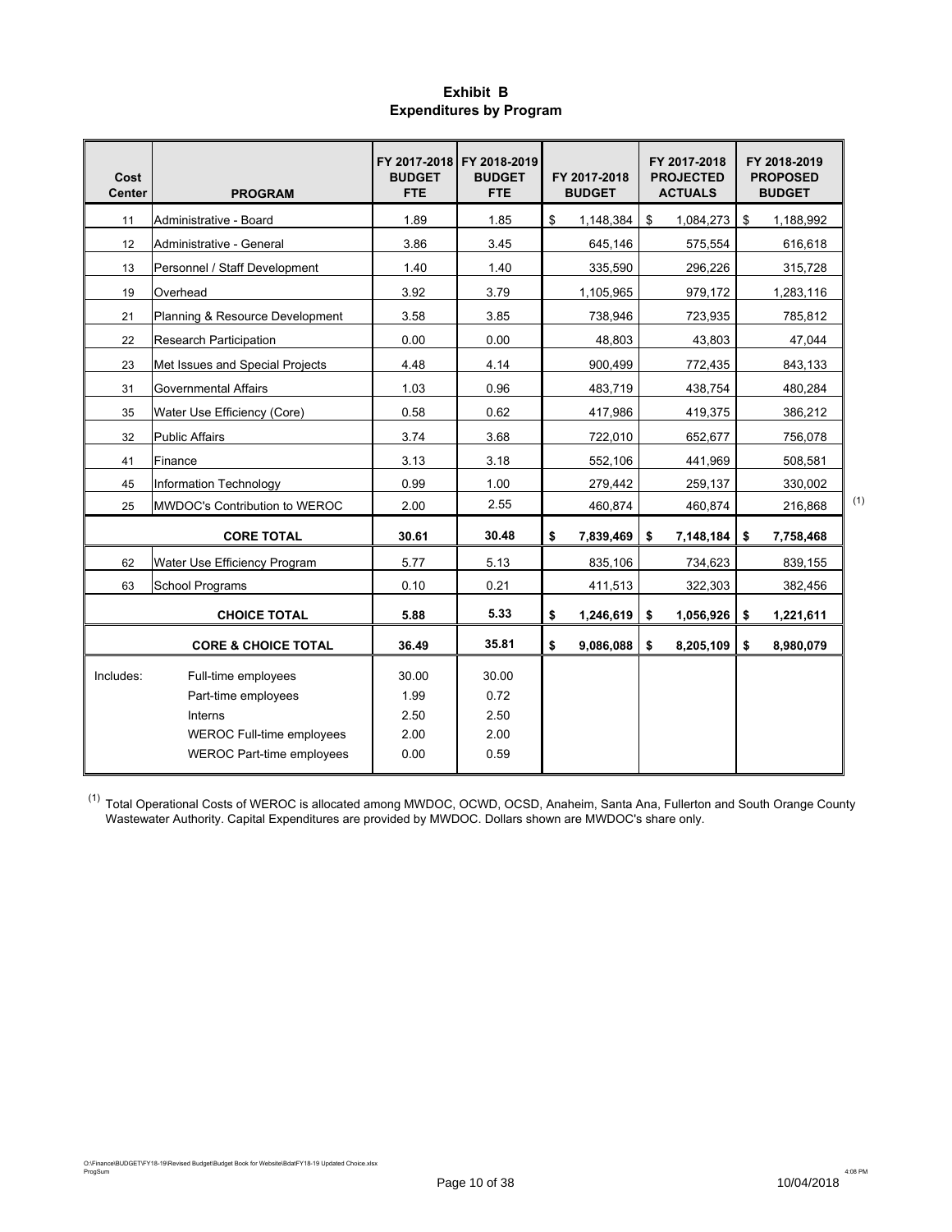# Exhibit B
## Expenditures by Program

| Cost Center | PROGRAM | FY 2017-2018 BUDGET FTE | FY 2018-2019 BUDGET FTE | FY 2017-2018 BUDGET | FY 2017-2018 PROJECTED ACTUALS | FY 2018-2019 PROPOSED BUDGET |
|---|---|---|---|---|---|---|
| 11 | Administrative - Board | 1.89 | 1.85 | $ 1,148,384 | $ 1,084,273 | $ 1,188,992 |
| 12 | Administrative - General | 3.86 | 3.45 | 645,146 | 575,554 | 616,618 |
| 13 | Personnel / Staff Development | 1.40 | 1.40 | 335,590 | 296,226 | 315,728 |
| 19 | Overhead | 3.92 | 3.79 | 1,105,965 | 979,172 | 1,283,116 |
| 21 | Planning & Resource Development | 3.58 | 3.85 | 738,946 | 723,935 | 785,812 |
| 22 | Research Participation | 0.00 | 0.00 | 48,803 | 43,803 | 47,044 |
| 23 | Met Issues and Special Projects | 4.48 | 4.14 | 900,499 | 772,435 | 843,133 |
| 31 | Governmental Affairs | 1.03 | 0.96 | 483,719 | 438,754 | 480,284 |
| 35 | Water Use Efficiency (Core) | 0.58 | 0.62 | 417,986 | 419,375 | 386,212 |
| 32 | Public Affairs | 3.74 | 3.68 | 722,010 | 652,677 | 756,078 |
| 41 | Finance | 3.13 | 3.18 | 552,106 | 441,969 | 508,581 |
| 45 | Information Technology | 0.99 | 1.00 | 279,442 | 259,137 | 330,002 |
| 25 | MWDOC's Contribution to WEROC | 2.00 | 2.55 | 460,874 | 460,874 | 216,868 (1) |
| | **CORE TOTAL** | **30.61** | **30.48** | **$ 7,839,469** | **$ 7,148,184** | **$ 7,758,468** |
| 62 | Water Use Efficiency Program | 5.77 | 5.13 | 835,106 | 734,623 | 839,155 |
| 63 | School Programs | 0.10 | 0.21 | 411,513 | 322,303 | 382,456 |
| | **CHOICE TOTAL** | **5.88** | **5.33** | **$ 1,246,619** | **$ 1,056,926** | **$ 1,221,611** |
| | **CORE & CHOICE TOTAL** | **36.49** | **35.81** | **$ 9,086,088** | **$ 8,205,109** | **$ 8,980,079** |
| Includes: | Full-time employees | 30.00 | 30.00 | | | |
| | Part-time employees | 1.99 | 0.72 | | | |
| | Interns | 2.50 | 2.50 | | | |
| | WEROC Full-time employees | 2.00 | 2.00 | | | |
| | WEROC Part-time employees | 0.00 | 0.59 | | | |

(1) Total Operational Costs of WEROC is allocated among MWDOC, OCWD, OCSD, Anaheim, Santa Ana, Fullerton and South Orange County Wastewater Authority. Capital Expenditures are provided by MWDOC. Dollars shown are MWDOC's share only.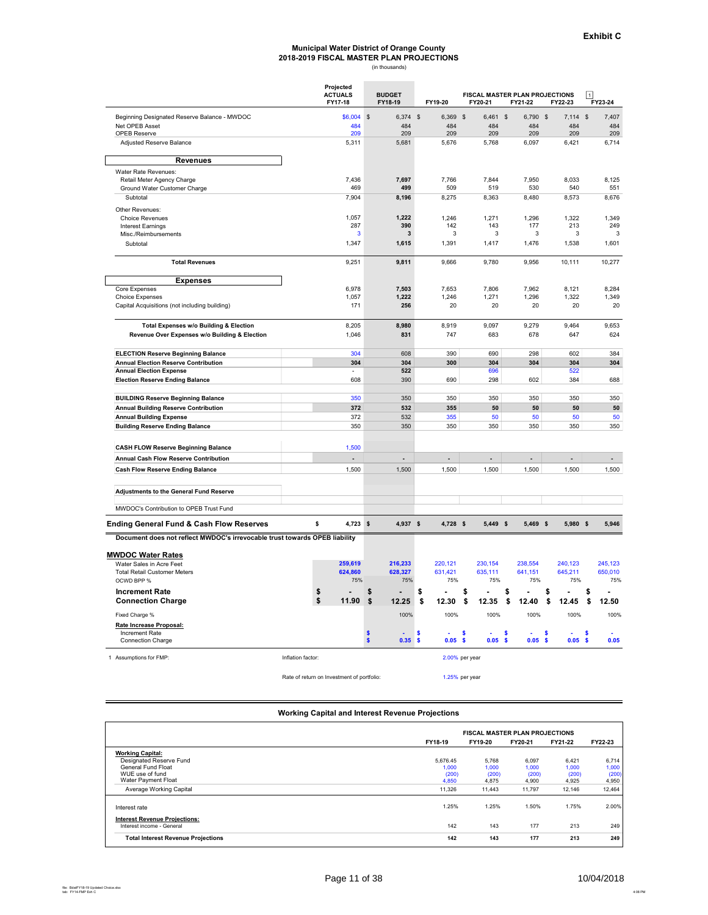**Exhibit C**

# Municipal Water District of Orange County
## 2018-2019 FISCAL MASTER PLAN PROJECTIONS
(in thousands)

| | Projected ACTUALS FY17-18 | BUDGET FY18-19 | FY19-20 | FISCAL MASTER PLAN PROJECTIONS FY20-21 | FY21-22 | FY22-23 | [1] FY23-24 |
|---|---|---|---|---|---|---|---|
| Beginning Designated Reserve Balance - MWDOC | $6,004 | $ 6,374 | $ 6,369 | $ 6,461 | $ 6,790 | $ 7,114 | $ 7,407 |
| Net OPEB Asset | 484 | 484 | 484 | 484 | 484 | 484 | 484 |
| OPEB Reserve | 209 | 209 | 209 | 209 | 209 | 209 | 209 |
| Adjusted Reserve Balance | 5,311 | 5,681 | 5,676 | 5,768 | 6,097 | 6,421 | 6,714 |
| **Revenues** | | | | | | | |
| Water Rate Revenues: | | | | | | | |
| Retail Meter Agency Charge | 7,436 | **7,697** | 7,766 | 7,844 | 7,950 | 8,033 | 8,125 |
| Ground Water Customer Charge | 469 | **499** | 509 | 519 | 530 | 540 | 551 |
| Subtotal | 7,904 | **8,196** | 8,275 | 8,363 | 8,480 | 8,573 | 8,676 |
| Other Revenues: | | | | | | | |
| Choice Revenues | 1,057 | **1,222** | 1,246 | 1,271 | 1,296 | 1,322 | 1,349 |
| Interest Earnings | 287 | **390** | 142 | 143 | 177 | 213 | 249 |
| Misc./Reimbursements | 3 | **3** | 3 | 3 | 3 | 3 | 3 |
| Subtotal | 1,347 | **1,615** | 1,391 | 1,417 | 1,476 | 1,538 | 1,601 |
| **Total Revenues** | 9,251 | **9,811** | 9,666 | 9,780 | 9,956 | 10,111 | 10,277 |
| **Expenses** | | | | | | | |
| Core Expenses | 6,978 | **7,503** | 7,653 | 7,806 | 7,962 | 8,121 | 8,284 |
| Choice Expenses | 1,057 | **1,222** | 1,246 | 1,271 | 1,296 | 1,322 | 1,349 |
| Capital Acquisitions (not including building) | 171 | **256** | 20 | 20 | 20 | 20 | 20 |
| **Total Expenses w/o Building & Election** | 8,205 | **8,980** | 8,919 | 9,097 | 9,279 | 9,464 | 9,653 |
| **Revenue Over Expenses w/o Building & Election** | 1,046 | **831** | 747 | 683 | 678 | 647 | 624 |
| **ELECTION Reserve Beginning Balance** | 304 | 608 | 390 | 690 | 298 | 602 | 384 |
| **Annual Election Reserve Contribution** | **304** | **304** | **300** | **304** | **304** | **304** | **304** |
| **Annual Election Expense** | - | **522** | | 696 | | 522 | |
| **Election Reserve Ending Balance** | 608 | 390 | 690 | 298 | 602 | 384 | 688 |
| **BUILDING Reserve Beginning Balance** | 350 | 350 | 350 | 350 | 350 | 350 | 350 |
| **Annual Building Reserve Contribution** | **372** | **532** | **355** | **50** | **50** | **50** | **50** |
| **Annual Building Expense** | 372 | 532 | 355 | 50 | 50 | 50 | 50 |
| **Building Reserve Ending Balance** | 350 | 350 | 350 | 350 | 350 | 350 | 350 |
| **CASH FLOW Reserve Beginning Balance** | 1,500 | | | | | | |
| **Annual Cash Flow Reserve Contribution** | - | - | - | - | - | - | - |
| **Cash Flow Reserve Ending Balance** | 1,500 | 1,500 | 1,500 | 1,500 | 1,500 | 1,500 | 1,500 |
| **Adjustments to the General Fund Reserve** | | | | | | | |
| MWDOC's Contribution to OPEB Trust Fund | | | | | | | |
| **Ending General Fund & Cash Flow Reserves** | **$ 4,723** | **$ 4,937** | **$ 4,728** | **$ 5,449** | **$ 5,469** | **$ 5,980** | **$ 5,946** |

**Document does not reflect MWDOC's irrevocable trust towards OPEB liability**

| **MWDOC Water Rates** | FY17-18 | FY18-19 | FY19-20 | FY20-21 | FY21-22 | FY22-23 | FY23-24 |
|---|---|---|---|---|---|---|---|
| Water Sales in Acre Feet | **259,619** | **216,233** | 220,121 | 230,154 | 238,554 | 240,123 | 245,123 |
| Total Retail Customer Meters | **624,860** | **628,327** | 631,421 | 635,111 | 641,151 | 645,211 | 650,010 |
| OCWD BPP % | 75% | 75% | 75% | 75% | 75% | 75% | 75% |
| **Increment Rate** | **$ -** | **$ -** | **$ -** | **$ -** | **$ -** | **$ -** | **$ -** |
| **Connection Charge** | **$ 11.90** | **$ 12.25** | **$ 12.30** | **$ 12.35** | **$ 12.40** | **$ 12.45** | **$ 12.50** |
| Fixed Charge % | | 100% | 100% | 100% | 100% | 100% | 100% |
| **Rate Increase Proposal:** | | | | | | | |
| Increment Rate | | **$ -** | **$ -** | **$ -** | **$ -** | **$ -** | **$ -** |
| Connection Charge | | **$ 0.35** | **$ 0.05** | **$ 0.05** | **$ 0.05** | **$ 0.05** | **$ 0.05** |

1 Assumptions for FMP: Inflation factor: 2.00% per year

Rate of return on Investment of portfolio: 1.25% per year

## Working Capital and Interest Revenue Projections

| | FY18-19 | FISCAL MASTER PLAN PROJECTIONS FY19-20 | FY20-21 | FY21-22 | FY22-23 |
|---|---|---|---|---|---|
| **Working Capital:** | | | | | |
| Designated Reserve Fund | 5,676.45 | 5,768 | 6,097 | 6,421 | 6,714 |
| General Fund Float | 1,000 | 1,000 | 1,000 | 1,000 | 1,000 |
| WUE use of fund | (200) | (200) | (200) | (200) | (200) |
| Water Payment Float | 4,850 | 4,875 | 4,900 | 4,925 | 4,950 |
| Average Working Capital | 11,326 | 11,443 | 11,797 | 12,146 | 12,464 |
| Interest rate | 1.25% | 1.25% | 1.50% | 1.75% | 2.00% |
| **Interest Revenue Projections:** | | | | | |
| Interest income - General | 142 | 143 | 177 | 213 | 249 |
| **Total Interest Revenue Projections** | **142** | **143** | **177** | **213** | **249** |

10/04/2018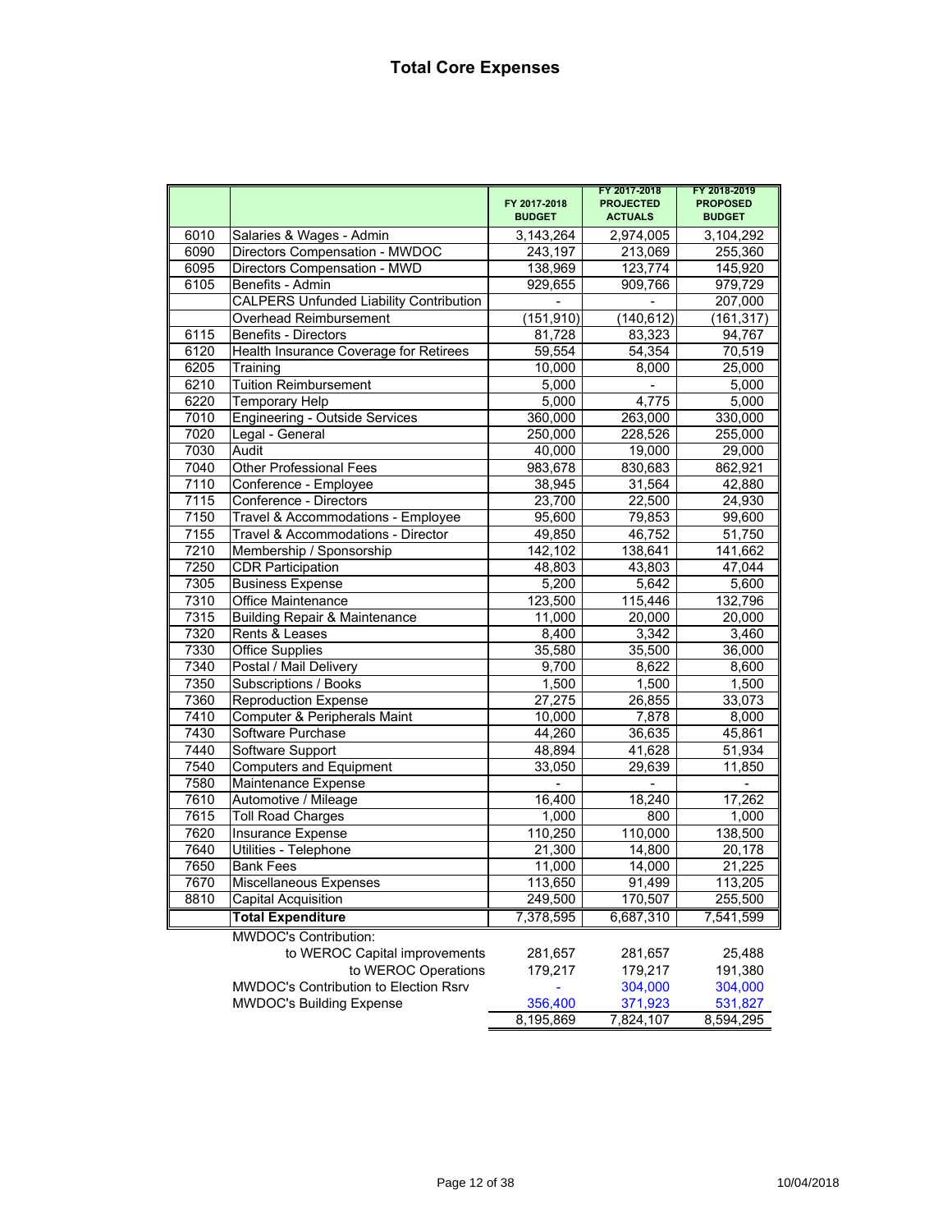# Total Core Expenses

| | | FY 2017-2018 BUDGET | FY 2017-2018 PROJECTED ACTUALS | FY 2018-2019 PROPOSED BUDGET |
|---|---|---|---|---|
| 6010 | Salaries & Wages - Admin | 3,143,264 | 2,974,005 | 3,104,292 |
| 6090 | Directors Compensation - MWDOC | 243,197 | 213,069 | 255,360 |
| 6095 | Directors Compensation - MWD | 138,969 | 123,774 | 145,920 |
| 6105 | Benefits - Admin | 929,655 | 909,766 | 979,729 |
| | CALPERS Unfunded Liability Contribution | - | - | 207,000 |
| | Overhead Reimbursement | (151,910) | (140,612) | (161,317) |
| 6115 | Benefits - Directors | 81,728 | 83,323 | 94,767 |
| 6120 | Health Insurance Coverage for Retirees | 59,554 | 54,354 | 70,519 |
| 6205 | Training | 10,000 | 8,000 | 25,000 |
| 6210 | Tuition Reimbursement | 5,000 | - | 5,000 |
| 6220 | Temporary Help | 5,000 | 4,775 | 5,000 |
| 7010 | Engineering - Outside Services | 360,000 | 263,000 | 330,000 |
| 7020 | Legal - General | 250,000 | 228,526 | 255,000 |
| 7030 | Audit | 40,000 | 19,000 | 29,000 |
| 7040 | Other Professional Fees | 983,678 | 830,683 | 862,921 |
| 7110 | Conference - Employee | 38,945 | 31,564 | 42,880 |
| 7115 | Conference - Directors | 23,700 | 22,500 | 24,930 |
| 7150 | Travel & Accommodations - Employee | 95,600 | 79,853 | 99,600 |
| 7155 | Travel & Accommodations - Director | 49,850 | 46,752 | 51,750 |
| 7210 | Membership / Sponsorship | 142,102 | 138,641 | 141,662 |
| 7250 | CDR Participation | 48,803 | 43,803 | 47,044 |
| 7305 | Business Expense | 5,200 | 5,642 | 5,600 |
| 7310 | Office Maintenance | 123,500 | 115,446 | 132,796 |
| 7315 | Building Repair & Maintenance | 11,000 | 20,000 | 20,000 |
| 7320 | Rents & Leases | 8,400 | 3,342 | 3,460 |
| 7330 | Office Supplies | 35,580 | 35,500 | 36,000 |
| 7340 | Postal / Mail Delivery | 9,700 | 8,622 | 8,600 |
| 7350 | Subscriptions / Books | 1,500 | 1,500 | 1,500 |
| 7360 | Reproduction Expense | 27,275 | 26,855 | 33,073 |
| 7410 | Computer & Peripherals Maint | 10,000 | 7,878 | 8,000 |
| 7430 | Software Purchase | 44,260 | 36,635 | 45,861 |
| 7440 | Software Support | 48,894 | 41,628 | 51,934 |
| 7540 | Computers and Equipment | 33,050 | 29,639 | 11,850 |
| 7580 | Maintenance Expense | - | - | - |
| 7610 | Automotive / Mileage | 16,400 | 18,240 | 17,262 |
| 7615 | Toll Road Charges | 1,000 | 800 | 1,000 |
| 7620 | Insurance Expense | 110,250 | 110,000 | 138,500 |
| 7640 | Utilities - Telephone | 21,300 | 14,800 | 20,178 |
| 7650 | Bank Fees | 11,000 | 14,000 | 21,225 |
| 7670 | Miscellaneous Expenses | 113,650 | 91,499 | 113,205 |
| 8810 | Capital Acquisition | 249,500 | 170,507 | 255,500 |
| | **Total Expenditure** | 7,378,595 | 6,687,310 | 7,541,599 |
| | MWDOC's Contribution: | | | |
| | to WEROC Capital improvements | 281,657 | 281,657 | 25,488 |
| | to WEROC Operations | 179,217 | 179,217 | 191,380 |
| | MWDOC's Contribution to Election Rsrv | - | 304,000 | 304,000 |
| | MWDOC's Building Expense | 356,400 | 371,923 | 531,827 |
| | | 8,195,869 | 7,824,107 | 8,594,295 |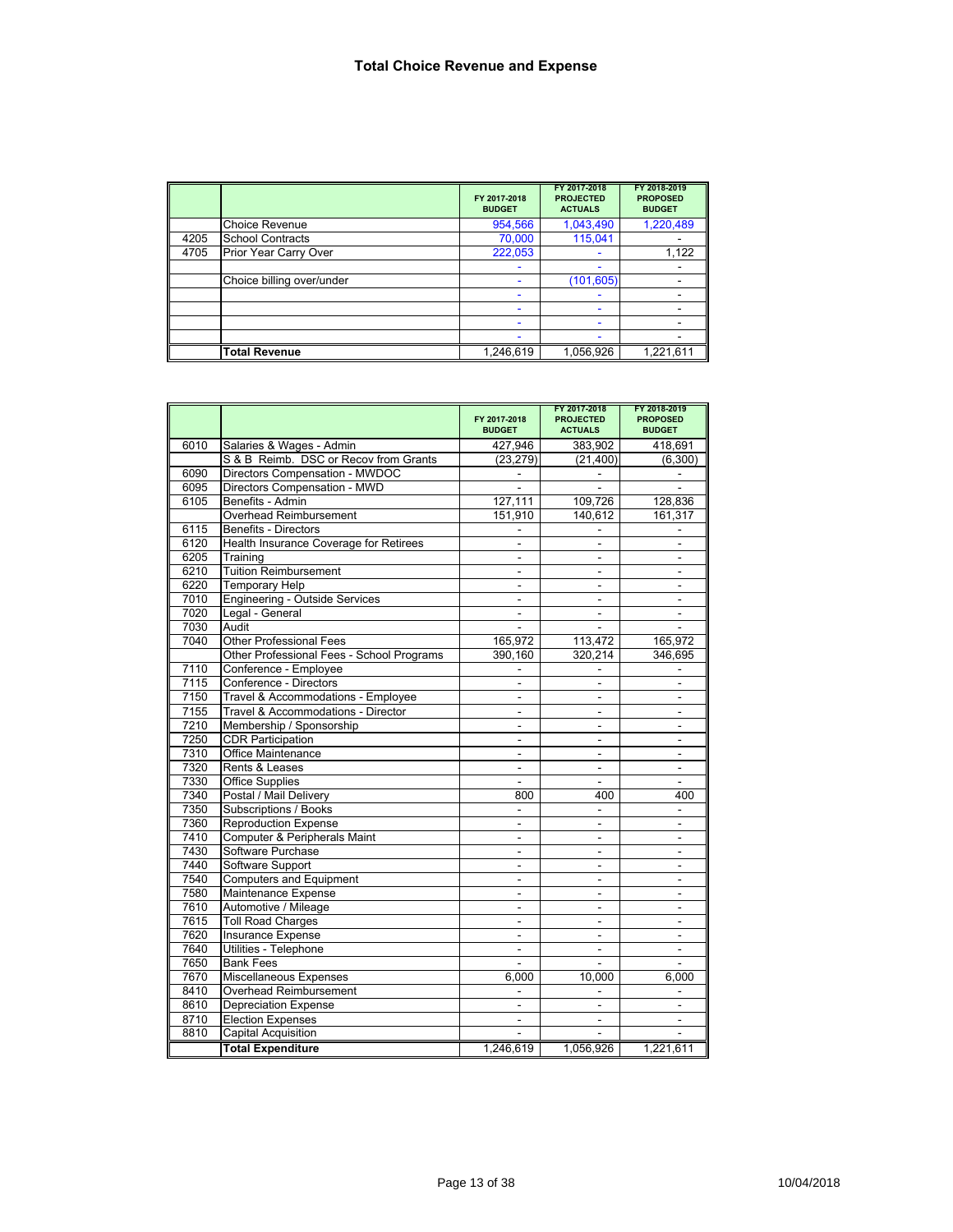# Total Choice Revenue and Expense

| | | FY 2017-2018 BUDGET | FY 2017-2018 PROJECTED ACTUALS | FY 2018-2019 PROPOSED BUDGET |
|---|---|---|---|---|
| | Choice Revenue | 954,566 | 1,043,490 | 1,220,489 |
| 4205 | School Contracts | 70,000 | 115,041 | - |
| 4705 | Prior Year Carry Over | 222,053 | - | 1,122 |
| | | - | - | - |
| | Choice billing over/under | - | (101,605) | - |
| | | - | - | - |
| | | - | - | - |
| | | - | - | - |
| | | - | - | - |
| | **Total Revenue** | 1,246,619 | 1,056,926 | 1,221,611 |

| | | FY 2017-2018 BUDGET | FY 2017-2018 PROJECTED ACTUALS | FY 2018-2019 PROPOSED BUDGET |
|---|---|---|---|---|
| 6010 | Salaries & Wages - Admin | 427,946 | 383,902 | 418,691 |
| | S & B Reimb. DSC or Recov from Grants | (23,279) | (21,400) | (6,300) |
| 6090 | Directors Compensation - MWDOC | - | - | - |
| 6095 | Directors Compensation - MWD | - | - | - |
| 6105 | Benefits - Admin | 127,111 | 109,726 | 128,836 |
| | Overhead Reimbursement | 151,910 | 140,612 | 161,317 |
| 6115 | Benefits - Directors | - | - | - |
| 6120 | Health Insurance Coverage for Retirees | - | - | - |
| 6205 | Training | - | - | - |
| 6210 | Tuition Reimbursement | - | - | - |
| 6220 | Temporary Help | - | - | - |
| 7010 | Engineering - Outside Services | - | - | - |
| 7020 | Legal - General | - | - | - |
| 7030 | Audit | - | - | - |
| 7040 | Other Professional Fees | 165,972 | 113,472 | 165,972 |
| | Other Professional Fees - School Programs | 390,160 | 320,214 | 346,695 |
| 7110 | Conference - Employee | - | - | - |
| 7115 | Conference - Directors | - | - | - |
| 7150 | Travel & Accommodations - Employee | - | - | - |
| 7155 | Travel & Accommodations - Director | - | - | - |
| 7210 | Membership / Sponsorship | - | - | - |
| 7250 | CDR Participation | - | - | - |
| 7310 | Office Maintenance | - | - | - |
| 7320 | Rents & Leases | - | - | - |
| 7330 | Office Supplies | - | - | - |
| 7340 | Postal / Mail Delivery | 800 | 400 | 400 |
| 7350 | Subscriptions / Books | - | - | - |
| 7360 | Reproduction Expense | - | - | - |
| 7410 | Computer & Peripherals Maint | - | - | - |
| 7430 | Software Purchase | - | - | - |
| 7440 | Software Support | - | - | - |
| 7540 | Computers and Equipment | - | - | - |
| 7580 | Maintenance Expense | - | - | - |
| 7610 | Automotive / Mileage | - | - | - |
| 7615 | Toll Road Charges | - | - | - |
| 7620 | Insurance Expense | - | - | - |
| 7640 | Utilities - Telephone | - | - | - |
| 7650 | Bank Fees | - | - | - |
| 7670 | Miscellaneous Expenses | 6,000 | 10,000 | 6,000 |
| 8410 | Overhead Reimbursement | - | - | - |
| 8610 | Depreciation Expense | - | - | - |
| 8710 | Election Expenses | - | - | - |
| 8810 | Capital Acquisition | - | - | - |
| | **Total Expenditure** | 1,246,619 | 1,056,926 | 1,221,611 |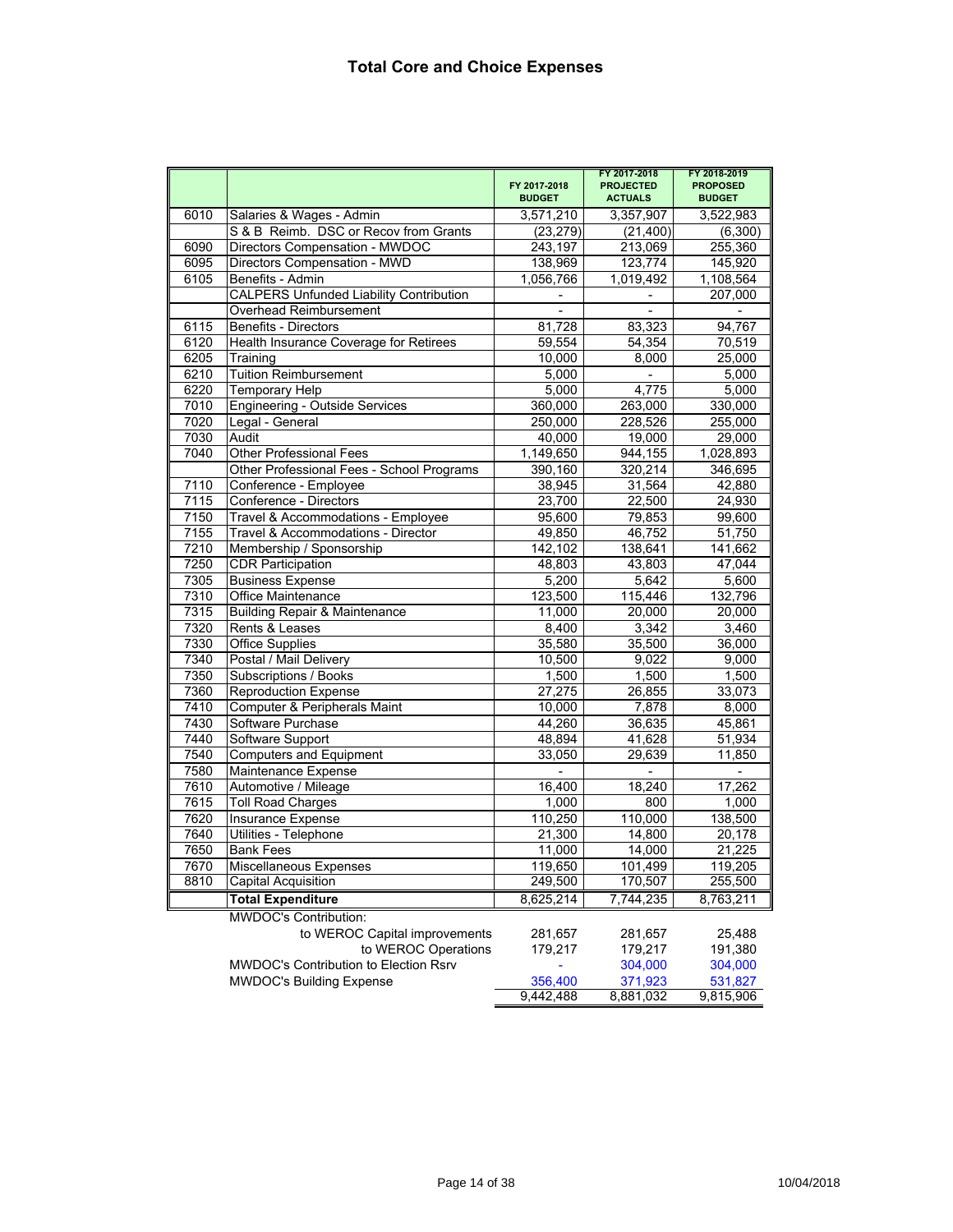# Total Core and Choice Expenses

| | | FY 2017-2018 BUDGET | FY 2017-2018 PROJECTED ACTUALS | FY 2018-2019 PROPOSED BUDGET |
|---|---|---|---|---|
| 6010 | Salaries & Wages - Admin | 3,571,210 | 3,357,907 | 3,522,983 |
| | S & B Reimb. DSC or Recov from Grants | (23,279) | (21,400) | (6,300) |
| 6090 | Directors Compensation - MWDOC | 243,197 | 213,069 | 255,360 |
| 6095 | Directors Compensation - MWD | 138,969 | 123,774 | 145,920 |
| 6105 | Benefits - Admin | 1,056,766 | 1,019,492 | 1,108,564 |
| | CALPERS Unfunded Liability Contribution | - | - | 207,000 |
| | Overhead Reimbursement | - | - | - |
| 6115 | Benefits - Directors | 81,728 | 83,323 | 94,767 |
| 6120 | Health Insurance Coverage for Retirees | 59,554 | 54,354 | 70,519 |
| 6205 | Training | 10,000 | 8,000 | 25,000 |
| 6210 | Tuition Reimbursement | 5,000 | - | 5,000 |
| 6220 | Temporary Help | 5,000 | 4,775 | 5,000 |
| 7010 | Engineering - Outside Services | 360,000 | 263,000 | 330,000 |
| 7020 | Legal - General | 250,000 | 228,526 | 255,000 |
| 7030 | Audit | 40,000 | 19,000 | 29,000 |
| 7040 | Other Professional Fees | 1,149,650 | 944,155 | 1,028,893 |
| | Other Professional Fees - School Programs | 390,160 | 320,214 | 346,695 |
| 7110 | Conference - Employee | 38,945 | 31,564 | 42,880 |
| 7115 | Conference - Directors | 23,700 | 22,500 | 24,930 |
| 7150 | Travel & Accommodations - Employee | 95,600 | 79,853 | 99,600 |
| 7155 | Travel & Accommodations - Director | 49,850 | 46,752 | 51,750 |
| 7210 | Membership / Sponsorship | 142,102 | 138,641 | 141,662 |
| 7250 | CDR Participation | 48,803 | 43,803 | 47,044 |
| 7305 | Business Expense | 5,200 | 5,642 | 5,600 |
| 7310 | Office Maintenance | 123,500 | 115,446 | 132,796 |
| 7315 | Building Repair & Maintenance | 11,000 | 20,000 | 20,000 |
| 7320 | Rents & Leases | 8,400 | 3,342 | 3,460 |
| 7330 | Office Supplies | 35,580 | 35,500 | 36,000 |
| 7340 | Postal / Mail Delivery | 10,500 | 9,022 | 9,000 |
| 7350 | Subscriptions / Books | 1,500 | 1,500 | 1,500 |
| 7360 | Reproduction Expense | 27,275 | 26,855 | 33,073 |
| 7410 | Computer & Peripherals Maint | 10,000 | 7,878 | 8,000 |
| 7430 | Software Purchase | 44,260 | 36,635 | 45,861 |
| 7440 | Software Support | 48,894 | 41,628 | 51,934 |
| 7540 | Computers and Equipment | 33,050 | 29,639 | 11,850 |
| 7580 | Maintenance Expense | - | - | - |
| 7610 | Automotive / Mileage | 16,400 | 18,240 | 17,262 |
| 7615 | Toll Road Charges | 1,000 | 800 | 1,000 |
| 7620 | Insurance Expense | 110,250 | 110,000 | 138,500 |
| 7640 | Utilities - Telephone | 21,300 | 14,800 | 20,178 |
| 7650 | Bank Fees | 11,000 | 14,000 | 21,225 |
| 7670 | Miscellaneous Expenses | 119,650 | 101,499 | 119,205 |
| 8810 | Capital Acquisition | 249,500 | 170,507 | 255,500 |
| | **Total Expenditure** | 8,625,214 | 7,744,235 | 8,763,211 |
| | MWDOC's Contribution: | | | |
| | to WEROC Capital improvements | 281,657 | 281,657 | 25,488 |
| | to WEROC Operations | 179,217 | 179,217 | 191,380 |
| | MWDOC's Contribution to Election Rsrv | - | 304,000 | 304,000 |
| | MWDOC's Building Expense | 356,400 | 371,923 | 531,827 |
| | | 9,442,488 | 8,881,032 | 9,815,906 |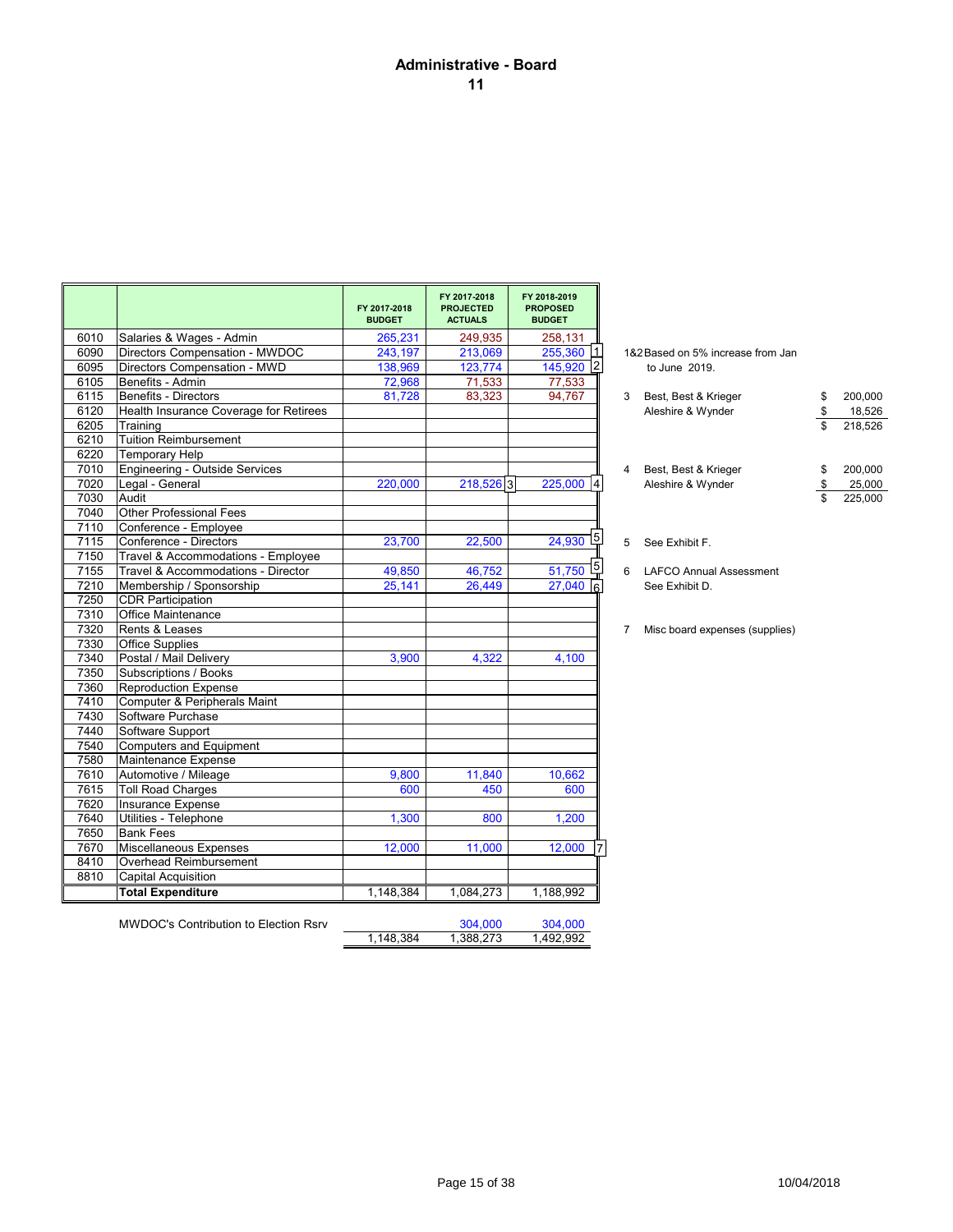# Administrative - Board

## 11

| | | FY 2017-2018 BUDGET | FY 2017-2018 PROJECTED ACTUALS | FY 2018-2019 PROPOSED BUDGET | |
|---|---|---|---|---|---|
| 6010 | Salaries & Wages - Admin | 265,231 | 249,935 | 258,131 | |
| 6090 | Directors Compensation - MWDOC | 243,197 | 213,069 | 255,360 | 1 |
| 6095 | Directors Compensation - MWD | 138,969 | 123,774 | 145,920 | 2 |
| 6105 | Benefits - Admin | 72,968 | 71,533 | 77,533 | |
| 6115 | Benefits - Directors | 81,728 | 83,323 | 94,767 | |
| 6120 | Health Insurance Coverage for Retirees | | | | |
| 6205 | Training | | | | |
| 6210 | Tuition Reimbursement | | | | |
| 6220 | Temporary Help | | | | |
| 7010 | Engineering - Outside Services | | | | |
| 7020 | Legal - General | 220,000 | 218,526 [3] | 225,000 | 4 |
| 7030 | Audit | | | | |
| 7040 | Other Professional Fees | | | | |
| 7110 | Conference - Employee | | | | |
| 7115 | Conference - Directors | 23,700 | 22,500 | 24,930 | 5 |
| 7150 | Travel & Accommodations - Employee | | | | |
| 7155 | Travel & Accommodations - Director | 49,850 | 46,752 | 51,750 | 5 |
| 7210 | Membership / Sponsorship | 25,141 | 26,449 | 27,040 | 6 |
| 7250 | CDR Participation | | | | |
| 7310 | Office Maintenance | | | | |
| 7320 | Rents & Leases | | | | |
| 7330 | Office Supplies | | | | |
| 7340 | Postal / Mail Delivery | 3,900 | 4,322 | 4,100 | |
| 7350 | Subscriptions / Books | | | | |
| 7360 | Reproduction Expense | | | | |
| 7410 | Computer & Peripherals Maint | | | | |
| 7430 | Software Purchase | | | | |
| 7440 | Software Support | | | | |
| 7540 | Computers and Equipment | | | | |
| 7580 | Maintenance Expense | | | | |
| 7610 | Automotive / Mileage | 9,800 | 11,840 | 10,662 | |
| 7615 | Toll Road Charges | 600 | 450 | 600 | |
| 7620 | Insurance Expense | | | | |
| 7640 | Utilities - Telephone | 1,300 | 800 | 1,200 | |
| 7650 | Bank Fees | | | | |
| 7670 | Miscellaneous Expenses | 12,000 | 11,000 | 12,000 | 7 |
| 8410 | Overhead Reimbursement | | | | |
| 8810 | Capital Acquisition | | | | |
| | **Total Expenditure** | 1,148,384 | 1,084,273 | 1,188,992 | |
| | MWDOC's Contribution to Election Rsrv | | 304,000 | 304,000 | |
| | | 1,148,384 | 1,388,273 | 1,492,992 | |

1&2 Based on 5% increase from Jan to June 2019.

3

| | |
|---|---|
| Best, Best & Krieger | $ 200,000 |
| Aleshire & Wynder | $ 18,526 |
| | $ 218,526 |

4

| | |
|---|---|
| Best, Best & Krieger | $ 200,000 |
| Aleshire & Wynder | $ 25,000 |
| | $ 225,000 |

5 See Exhibit F.

6 LAFCO Annual Assessment
See Exhibit D.

7 Misc board expenses (supplies)

10/04/2018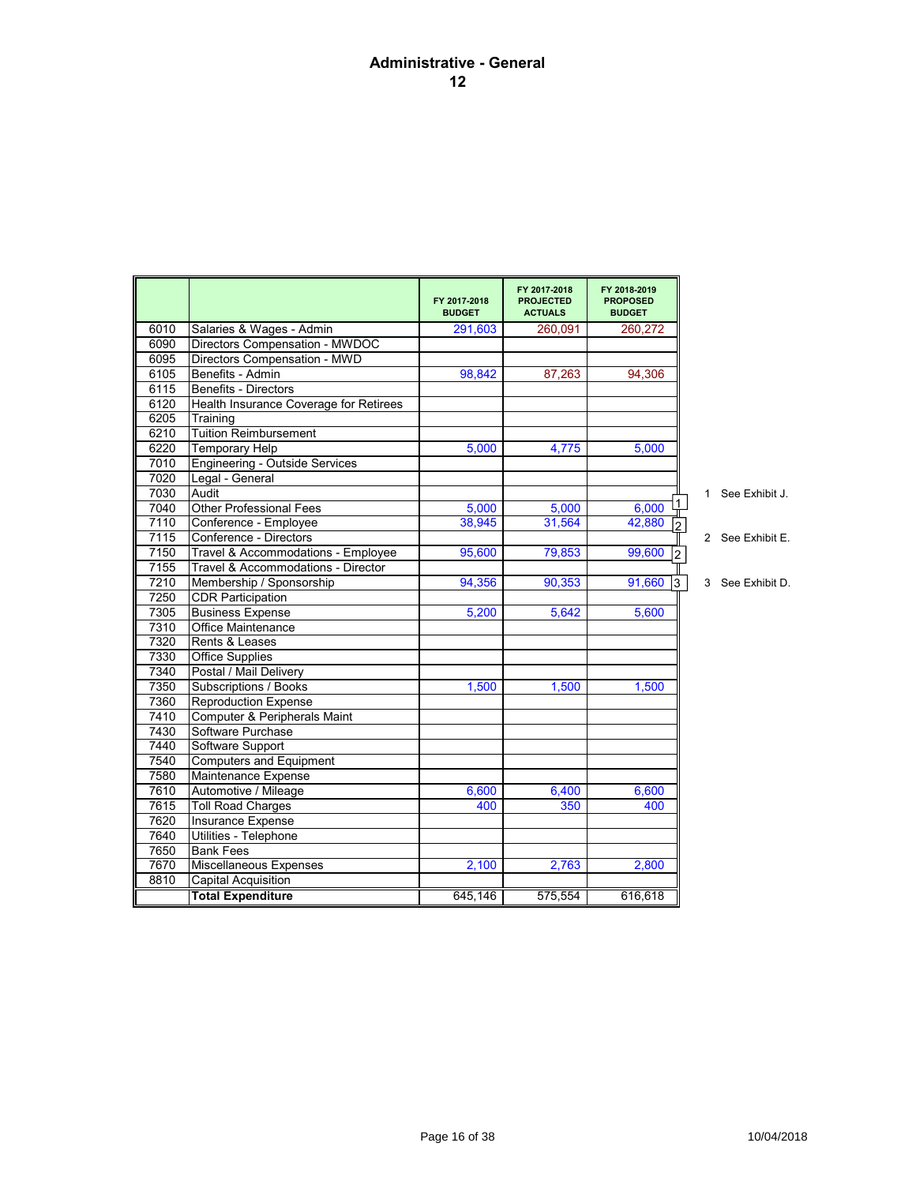# Administrative - General

## 12

| | | FY 2017-2018 BUDGET | FY 2017-2018 PROJECTED ACTUALS | FY 2018-2019 PROPOSED BUDGET | |
|---|---|---|---|---|---|
| 6010 | Salaries & Wages - Admin | 291,603 | 260,091 | 260,272 | |
| 6090 | Directors Compensation - MWDOC | | | | |
| 6095 | Directors Compensation - MWD | | | | |
| 6105 | Benefits - Admin | 98,842 | 87,263 | 94,306 | |
| 6115 | Benefits - Directors | | | | |
| 6120 | Health Insurance Coverage for Retirees | | | | |
| 6205 | Training | | | | |
| 6210 | Tuition Reimbursement | | | | |
| 6220 | Temporary Help | 5,000 | 4,775 | 5,000 | |
| 7010 | Engineering - Outside Services | | | | |
| 7020 | Legal - General | | | | |
| 7030 | Audit | | | | |
| 7040 | Other Professional Fees | 5,000 | 5,000 | 6,000 | 1 |
| 7110 | Conference - Employee | 38,945 | 31,564 | 42,880 | 2 |
| 7115 | Conference - Directors | | | | |
| 7150 | Travel & Accommodations - Employee | 95,600 | 79,853 | 99,600 | 2 |
| 7155 | Travel & Accommodations - Director | | | | |
| 7210 | Membership / Sponsorship | 94,356 | 90,353 | 91,660 | 3 |
| 7250 | CDR Participation | | | | |
| 7305 | Business Expense | 5,200 | 5,642 | 5,600 | |
| 7310 | Office Maintenance | | | | |
| 7320 | Rents & Leases | | | | |
| 7330 | Office Supplies | | | | |
| 7340 | Postal / Mail Delivery | | | | |
| 7350 | Subscriptions / Books | 1,500 | 1,500 | 1,500 | |
| 7360 | Reproduction Expense | | | | |
| 7410 | Computer & Peripherals Maint | | | | |
| 7430 | Software Purchase | | | | |
| 7440 | Software Support | | | | |
| 7540 | Computers and Equipment | | | | |
| 7580 | Maintenance Expense | | | | |
| 7610 | Automotive / Mileage | 6,600 | 6,400 | 6,600 | |
| 7615 | Toll Road Charges | 400 | 350 | 400 | |
| 7620 | Insurance Expense | | | | |
| 7640 | Utilities - Telephone | | | | |
| 7650 | Bank Fees | | | | |
| 7670 | Miscellaneous Expenses | 2,100 | 2,763 | 2,800 | |
| 8810 | Capital Acquisition | | | | |
| | **Total Expenditure** | 645,146 | 575,554 | 616,618 | |

1 See Exhibit J.

2 See Exhibit E.

3 See Exhibit D.

10/04/2018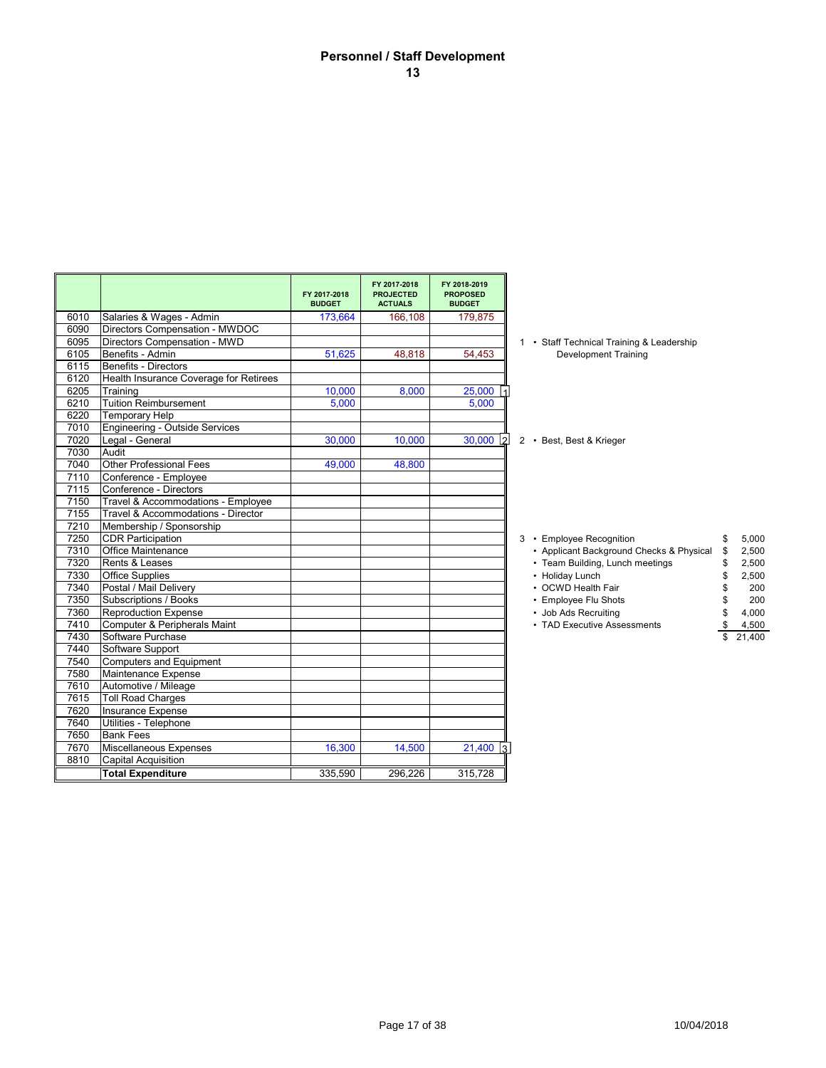# Personnel / Staff Development

## 13

| | | FY 2017-2018 BUDGET | FY 2017-2018 PROJECTED ACTUALS | FY 2018-2019 PROPOSED BUDGET | |
|---|---|---|---|---|---|
| 6010 | Salaries & Wages - Admin | 173,664 | 166,108 | 179,875 | |
| 6090 | Directors Compensation - MWDOC | | | | |
| 6095 | Directors Compensation - MWD | | | | |
| 6105 | Benefits - Admin | 51,625 | 48,818 | 54,453 | |
| 6115 | Benefits - Directors | | | | |
| 6120 | Health Insurance Coverage for Retirees | | | | |
| 6205 | Training | 10,000 | 8,000 | 25,000 | 1 |
| 6210 | Tuition Reimbursement | 5,000 | | 5,000 | |
| 6220 | Temporary Help | | | | |
| 7010 | Engineering - Outside Services | | | | |
| 7020 | Legal - General | 30,000 | 10,000 | 30,000 | 2 |
| 7030 | Audit | | | | |
| 7040 | Other Professional Fees | 49,000 | 48,800 | | |
| 7110 | Conference - Employee | | | | |
| 7115 | Conference - Directors | | | | |
| 7150 | Travel & Accommodations - Employee | | | | |
| 7155 | Travel & Accommodations - Director | | | | |
| 7210 | Membership / Sponsorship | | | | |
| 7250 | CDR Participation | | | | |
| 7310 | Office Maintenance | | | | |
| 7320 | Rents & Leases | | | | |
| 7330 | Office Supplies | | | | |
| 7340 | Postal / Mail Delivery | | | | |
| 7350 | Subscriptions / Books | | | | |
| 7360 | Reproduction Expense | | | | |
| 7410 | Computer & Peripherals Maint | | | | |
| 7430 | Software Purchase | | | | |
| 7440 | Software Support | | | | |
| 7540 | Computers and Equipment | | | | |
| 7580 | Maintenance Expense | | | | |
| 7610 | Automotive / Mileage | | | | |
| 7615 | Toll Road Charges | | | | |
| 7620 | Insurance Expense | | | | |
| 7640 | Utilities - Telephone | | | | |
| 7650 | Bank Fees | | | | |
| 7670 | Miscellaneous Expenses | 16,300 | 14,500 | 21,400 | 3 |
| 8810 | Capital Acquisition | | | | |
| | **Total Expenditure** | 335,590 | 296,226 | 315,728 | |

1 • Staff Technical Training & Leadership Development Training

2 • Best, Best & Krieger

3

| Item | Amount |
|---|---|
| • Employee Recognition | $ 5,000 |
| • Applicant Background Checks & Physical | $ 2,500 |
| • Team Building, Lunch meetings | $ 2,500 |
| • Holiday Lunch | $ 2,500 |
| • OCWD Health Fair | $ 200 |
| • Employee Flu Shots | $ 200 |
| • Job Ads Recruiting | $ 4,000 |
| • TAD Executive Assessments | $ 4,500 |
| | $ 21,400 |

10/04/2018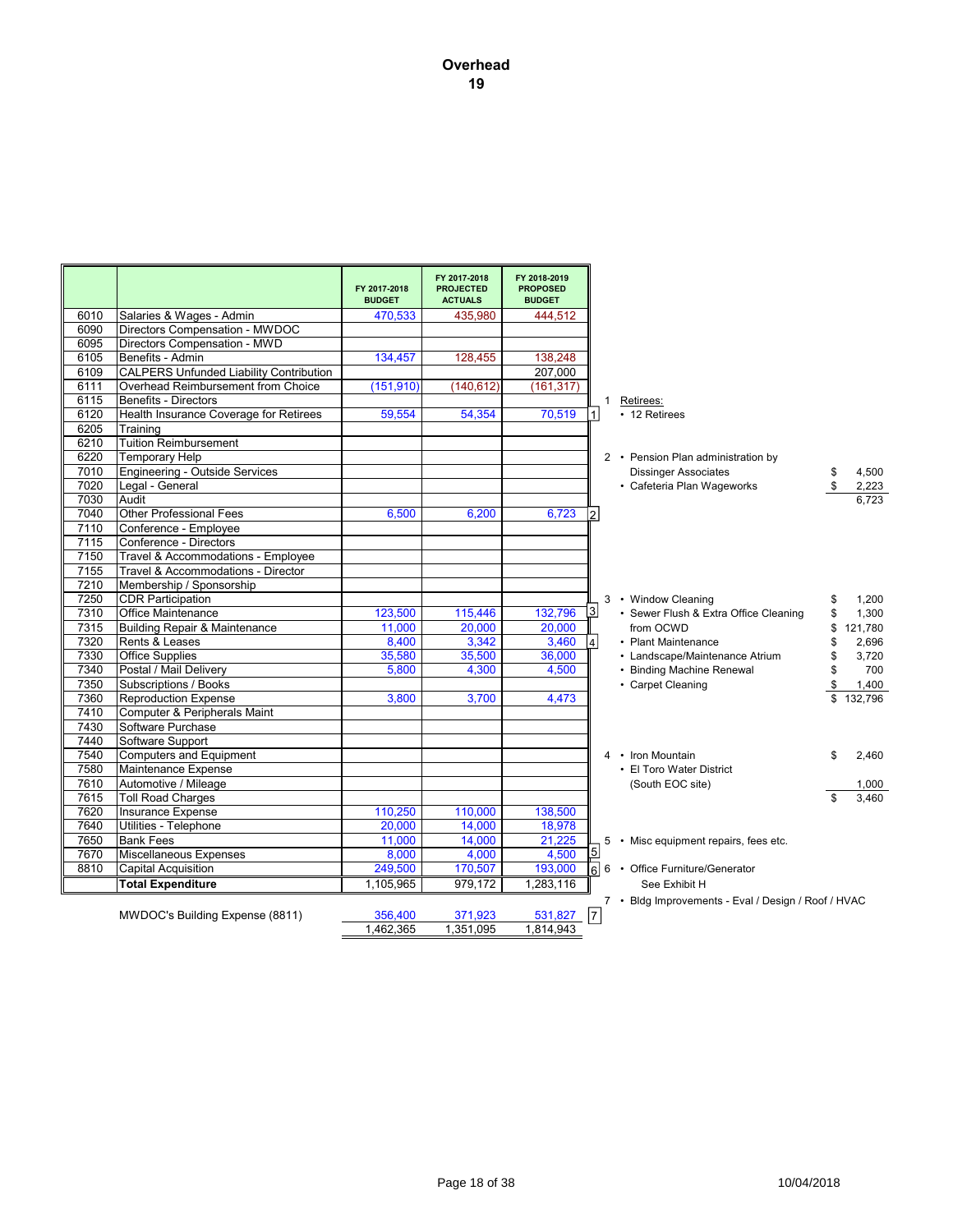# Overhead
## 19

| | | FY 2017-2018 BUDGET | FY 2017-2018 PROJECTED ACTUALS | FY 2018-2019 PROPOSED BUDGET | |
|---|---|---|---|---|---|
| 6010 | Salaries & Wages - Admin | 470,533 | 435,980 | 444,512 | |
| 6090 | Directors Compensation - MWDOC | | | | |
| 6095 | Directors Compensation - MWD | | | | |
| 6105 | Benefits - Admin | 134,457 | 128,455 | 138,248 | |
| 6109 | CALPERS Unfunded Liability Contribution | | | 207,000 | |
| 6111 | Overhead Reimbursement from Choice | (151,910) | (140,612) | (161,317) | |
| 6115 | Benefits - Directors | | | | |
| 6120 | Health Insurance Coverage for Retirees | 59,554 | 54,354 | 70,519 | 1 |
| 6205 | Training | | | | |
| 6210 | Tuition Reimbursement | | | | |
| 6220 | Temporary Help | | | | |
| 7010 | Engineering - Outside Services | | | | |
| 7020 | Legal - General | | | | |
| 7030 | Audit | | | | |
| 7040 | Other Professional Fees | 6,500 | 6,200 | 6,723 | 2 |
| 7110 | Conference - Employee | | | | |
| 7115 | Conference - Directors | | | | |
| 7150 | Travel & Accommodations - Employee | | | | |
| 7155 | Travel & Accommodations - Director | | | | |
| 7210 | Membership / Sponsorship | | | | |
| 7250 | CDR Participation | | | | |
| 7310 | Office Maintenance | 123,500 | 115,446 | 132,796 | 3 |
| 7315 | Building Repair & Maintenance | 11,000 | 20,000 | 20,000 | |
| 7320 | Rents & Leases | 8,400 | 3,342 | 3,460 | 4 |
| 7330 | Office Supplies | 35,580 | 35,500 | 36,000 | |
| 7340 | Postal / Mail Delivery | 5,800 | 4,300 | 4,500 | |
| 7350 | Subscriptions / Books | | | | |
| 7360 | Reproduction Expense | 3,800 | 3,700 | 4,473 | |
| 7410 | Computer & Peripherals Maint | | | | |
| 7430 | Software Purchase | | | | |
| 7440 | Software Support | | | | |
| 7540 | Computers and Equipment | | | | |
| 7580 | Maintenance Expense | | | | |
| 7610 | Automotive / Mileage | | | | |
| 7615 | Toll Road Charges | | | | |
| 7620 | Insurance Expense | 110,250 | 110,000 | 138,500 | |
| 7640 | Utilities - Telephone | 20,000 | 14,000 | 18,978 | |
| 7650 | Bank Fees | 11,000 | 14,000 | 21,225 | |
| 7670 | Miscellaneous Expenses | 8,000 | 4,000 | 4,500 | 5 |
| 8810 | Capital Acquisition | 249,500 | 170,507 | 193,000 | 6 |
| | **Total Expenditure** | 1,105,965 | 979,172 | 1,283,116 | |
| | | | | | |
| | MWDOC's Building Expense (8811) | 356,400 | 371,923 | 531,827 | 7 |
| | | 1,462,365 | 1,351,095 | 1,814,943 | |

1 Retirees:
- 12 Retirees

2
- Pension Plan administration by Dissinger Associates — $ 4,500
- Cafeteria Plan Wageworks — $ 2,223
- Total: 6,723

3
- Window Cleaning — $ 1,200
- Sewer Flush & Extra Office Cleaning — $ 1,300
- from OCWD — $ 121,780
- Plant Maintenance — $ 2,696
- Landscape/Maintenance Atrium — $ 3,720
- Binding Machine Renewal — $ 700
- Carpet Cleaning — $ 1,400
- Total: $ 132,796

4
- Iron Mountain — $ 2,460
- El Toro Water District (South EOC site) — 1,000
- Total: $ 3,460

5
- Misc equipment repairs, fees etc.

6
- Office Furniture/Generator
  See Exhibit H

7
- Bldg Improvements - Eval / Design / Roof / HVAC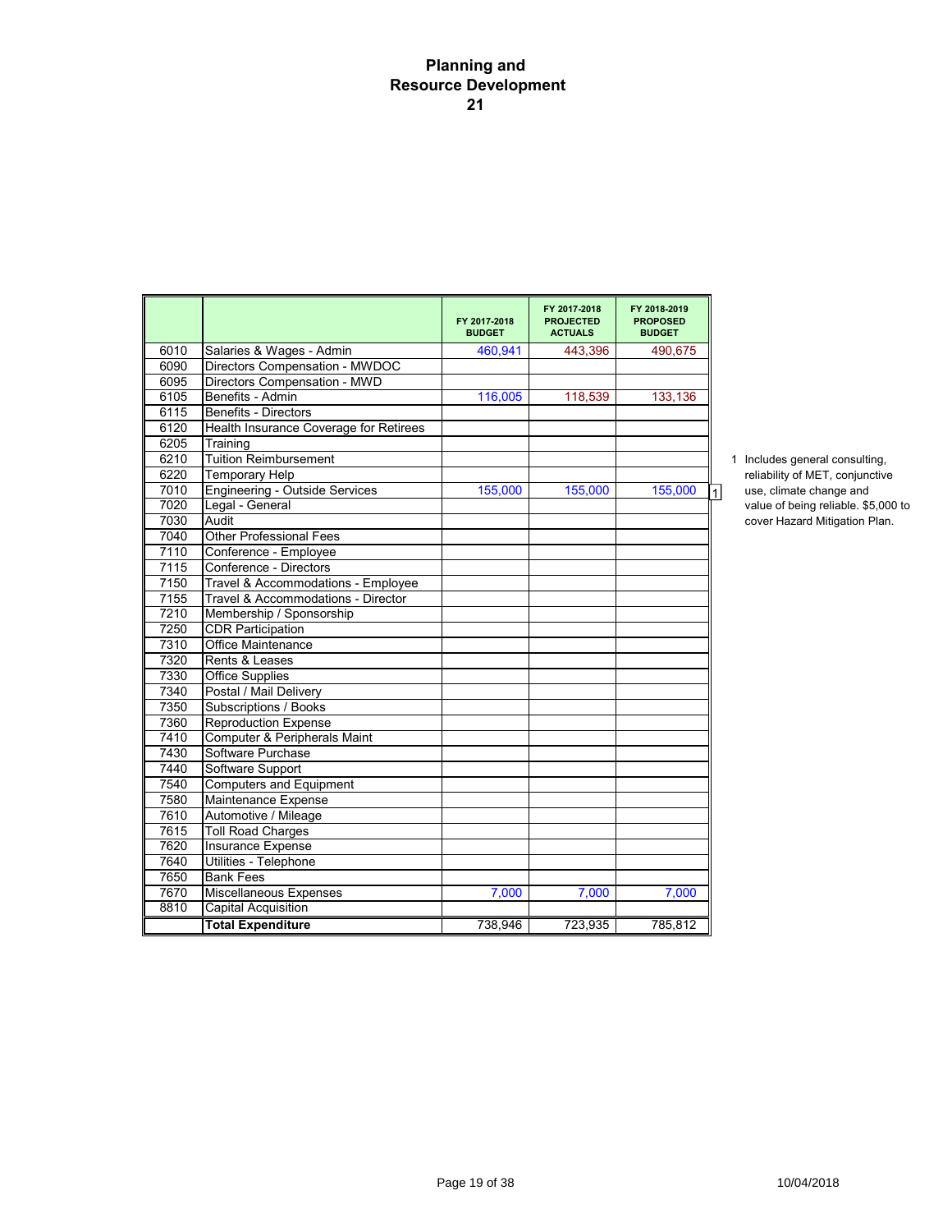# Planning and Resource Development
# 21

| | | FY 2017-2018 BUDGET | FY 2017-2018 PROJECTED ACTUALS | FY 2018-2019 PROPOSED BUDGET | |
|---|---|---|---|---|---|
| 6010 | Salaries & Wages - Admin | 460,941 | 443,396 | 490,675 | |
| 6090 | Directors Compensation - MWDOC | | | | |
| 6095 | Directors Compensation - MWD | | | | |
| 6105 | Benefits - Admin | 116,005 | 118,539 | 133,136 | |
| 6115 | Benefits - Directors | | | | |
| 6120 | Health Insurance Coverage for Retirees | | | | |
| 6205 | Training | | | | |
| 6210 | Tuition Reimbursement | | | | |
| 6220 | Temporary Help | | | | |
| 7010 | Engineering - Outside Services | 155,000 | 155,000 | 155,000 | 1 |
| 7020 | Legal - General | | | | |
| 7030 | Audit | | | | |
| 7040 | Other Professional Fees | | | | |
| 7110 | Conference - Employee | | | | |
| 7115 | Conference - Directors | | | | |
| 7150 | Travel & Accommodations - Employee | | | | |
| 7155 | Travel & Accommodations - Director | | | | |
| 7210 | Membership / Sponsorship | | | | |
| 7250 | CDR Participation | | | | |
| 7310 | Office Maintenance | | | | |
| 7320 | Rents & Leases | | | | |
| 7330 | Office Supplies | | | | |
| 7340 | Postal / Mail Delivery | | | | |
| 7350 | Subscriptions / Books | | | | |
| 7360 | Reproduction Expense | | | | |
| 7410 | Computer & Peripherals Maint | | | | |
| 7430 | Software Purchase | | | | |
| 7440 | Software Support | | | | |
| 7540 | Computers and Equipment | | | | |
| 7580 | Maintenance Expense | | | | |
| 7610 | Automotive / Mileage | | | | |
| 7615 | Toll Road Charges | | | | |
| 7620 | Insurance Expense | | | | |
| 7640 | Utilities - Telephone | | | | |
| 7650 | Bank Fees | | | | |
| 7670 | Miscellaneous Expenses | 7,000 | 7,000 | 7,000 | |
| 8810 | Capital Acquisition | | | | |
| | **Total Expenditure** | 738,946 | 723,935 | 785,812 | |

1 Includes general consulting, reliability of MET, conjunctive use, climate change and value of being reliable. $5,000 to cover Hazard Mitigation Plan.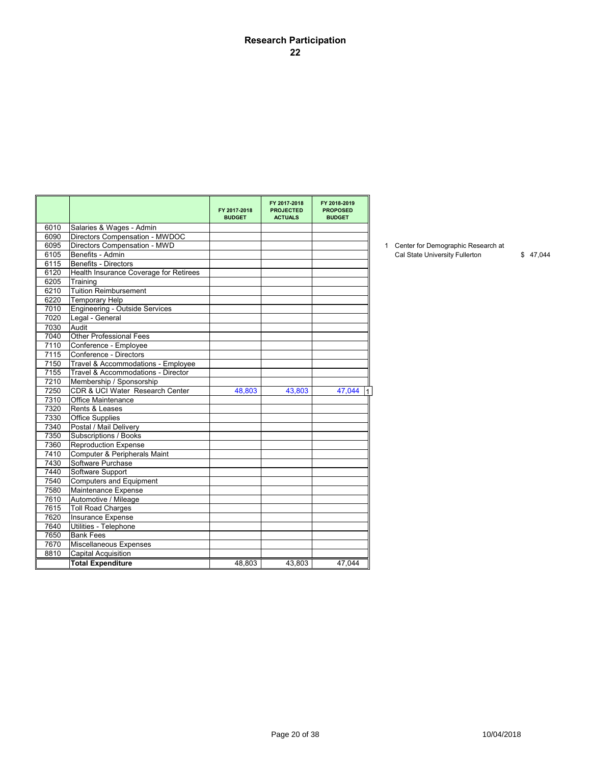# Research Participation

## 22

| | | FY 2017-2018 BUDGET | FY 2017-2018 PROJECTED ACTUALS | FY 2018-2019 PROPOSED BUDGET | |
|---|---|---|---|---|---|
| 6010 | Salaries & Wages - Admin | | | | |
| 6090 | Directors Compensation - MWDOC | | | | |
| 6095 | Directors Compensation - MWD | | | | |
| 6105 | Benefits - Admin | | | | |
| 6115 | Benefits - Directors | | | | |
| 6120 | Health Insurance Coverage for Retirees | | | | |
| 6205 | Training | | | | |
| 6210 | Tuition Reimbursement | | | | |
| 6220 | Temporary Help | | | | |
| 7010 | Engineering - Outside Services | | | | |
| 7020 | Legal - General | | | | |
| 7030 | Audit | | | | |
| 7040 | Other Professional Fees | | | | |
| 7110 | Conference - Employee | | | | |
| 7115 | Conference - Directors | | | | |
| 7150 | Travel & Accommodations - Employee | | | | |
| 7155 | Travel & Accommodations - Director | | | | |
| 7210 | Membership / Sponsorship | | | | |
| 7250 | CDR & UCI Water Research Center | 48,803 | 43,803 | 47,044 | 1 |
| 7310 | Office Maintenance | | | | |
| 7320 | Rents & Leases | | | | |
| 7330 | Office Supplies | | | | |
| 7340 | Postal / Mail Delivery | | | | |
| 7350 | Subscriptions / Books | | | | |
| 7360 | Reproduction Expense | | | | |
| 7410 | Computer & Peripherals Maint | | | | |
| 7430 | Software Purchase | | | | |
| 7440 | Software Support | | | | |
| 7540 | Computers and Equipment | | | | |
| 7580 | Maintenance Expense | | | | |
| 7610 | Automotive / Mileage | | | | |
| 7615 | Toll Road Charges | | | | |
| 7620 | Insurance Expense | | | | |
| 7640 | Utilities - Telephone | | | | |
| 7650 | Bank Fees | | | | |
| 7670 | Miscellaneous Expenses | | | | |
| 8810 | Capital Acquisition | | | | |
| | **Total Expenditure** | 48,803 | 43,803 | 47,044 | |

1 Center for Demographic Research at Cal State University Fullerton $ 47,044

10/04/2018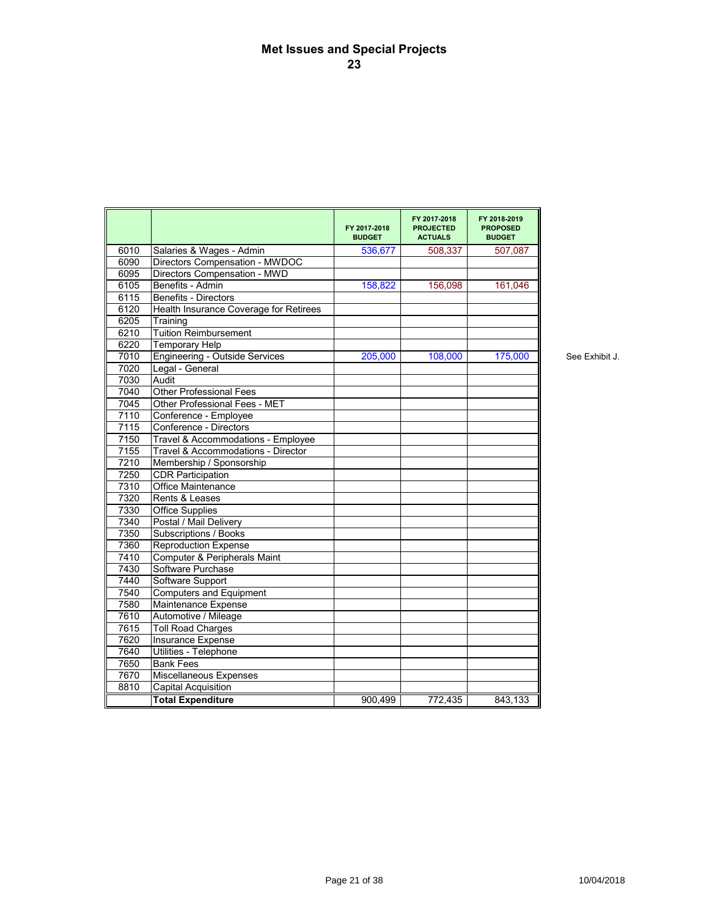# Met Issues and Special Projects

## 23

| | | FY 2017-2018 BUDGET | FY 2017-2018 PROJECTED ACTUALS | FY 2018-2019 PROPOSED BUDGET | |
|---|---|---|---|---|---|
| 6010 | Salaries & Wages - Admin | 536,677 | 508,337 | 507,087 | |
| 6090 | Directors Compensation - MWDOC | | | | |
| 6095 | Directors Compensation - MWD | | | | |
| 6105 | Benefits - Admin | 158,822 | 156,098 | 161,046 | |
| 6115 | Benefits - Directors | | | | |
| 6120 | Health Insurance Coverage for Retirees | | | | |
| 6205 | Training | | | | |
| 6210 | Tuition Reimbursement | | | | |
| 6220 | Temporary Help | | | | |
| 7010 | Engineering - Outside Services | 205,000 | 108,000 | 175,000 | See Exhibit J. |
| 7020 | Legal - General | | | | |
| 7030 | Audit | | | | |
| 7040 | Other Professional Fees | | | | |
| 7045 | Other Professional Fees - MET | | | | |
| 7110 | Conference - Employee | | | | |
| 7115 | Conference - Directors | | | | |
| 7150 | Travel & Accommodations - Employee | | | | |
| 7155 | Travel & Accommodations - Director | | | | |
| 7210 | Membership / Sponsorship | | | | |
| 7250 | CDR Participation | | | | |
| 7310 | Office Maintenance | | | | |
| 7320 | Rents & Leases | | | | |
| 7330 | Office Supplies | | | | |
| 7340 | Postal / Mail Delivery | | | | |
| 7350 | Subscriptions / Books | | | | |
| 7360 | Reproduction Expense | | | | |
| 7410 | Computer & Peripherals Maint | | | | |
| 7430 | Software Purchase | | | | |
| 7440 | Software Support | | | | |
| 7540 | Computers and Equipment | | | | |
| 7580 | Maintenance Expense | | | | |
| 7610 | Automotive / Mileage | | | | |
| 7615 | Toll Road Charges | | | | |
| 7620 | Insurance Expense | | | | |
| 7640 | Utilities - Telephone | | | | |
| 7650 | Bank Fees | | | | |
| 7670 | Miscellaneous Expenses | | | | |
| 8810 | Capital Acquisition | | | | |
| | **Total Expenditure** | 900,499 | 772,435 | 843,133 | |

10/04/2018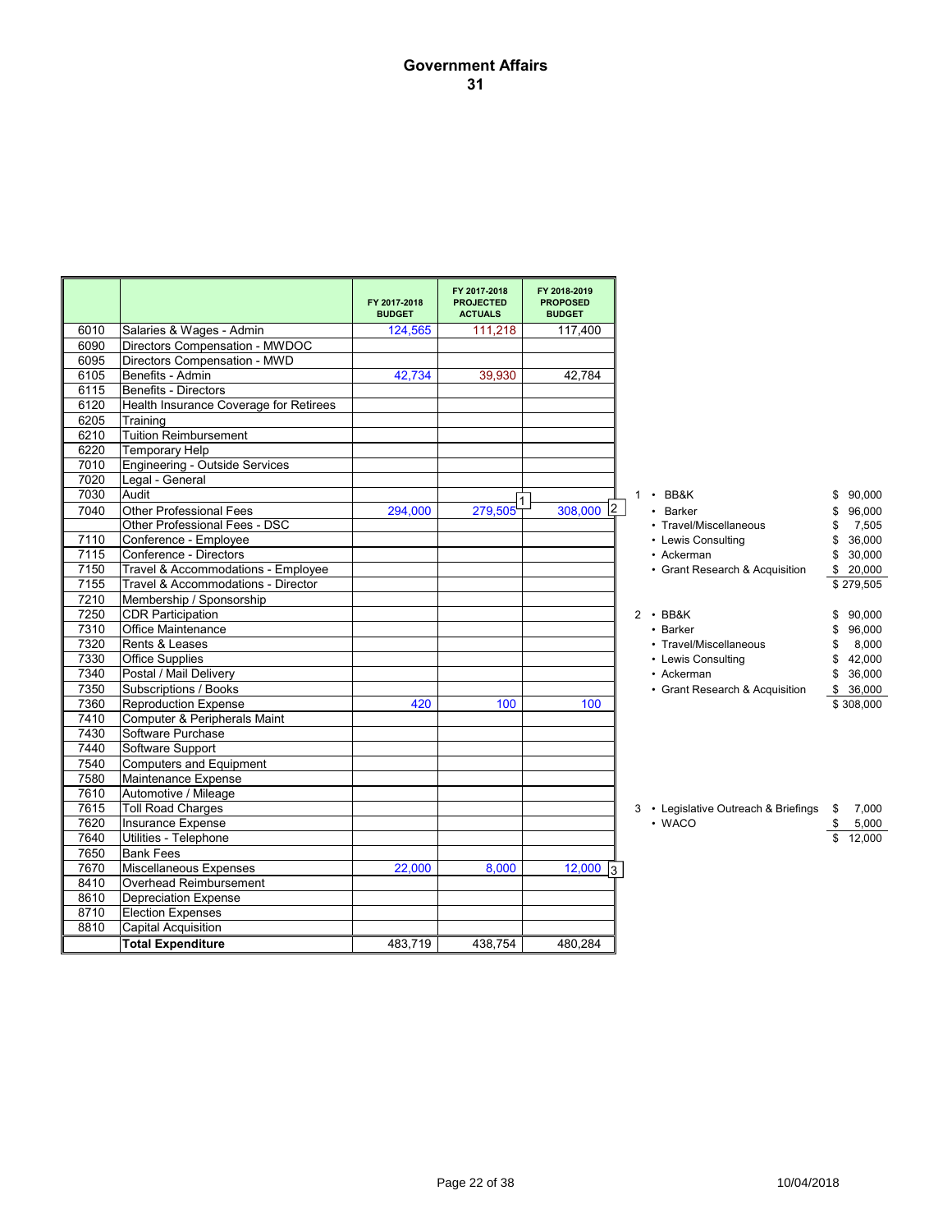# Government Affairs
## 31

| | | FY 2017-2018 BUDGET | FY 2017-2018 PROJECTED ACTUALS | FY 2018-2019 PROPOSED BUDGET |
|---|---|---|---|---|
| 6010 | Salaries & Wages - Admin | 124,565 | 111,218 | 117,400 |
| 6090 | Directors Compensation - MWDOC | | | |
| 6095 | Directors Compensation - MWD | | | |
| 6105 | Benefits - Admin | 42,734 | 39,930 | 42,784 |
| 6115 | Benefits - Directors | | | |
| 6120 | Health Insurance Coverage for Retirees | | | |
| 6205 | Training | | | |
| 6210 | Tuition Reimbursement | | | |
| 6220 | Temporary Help | | | |
| 7010 | Engineering - Outside Services | | | |
| 7020 | Legal - General | | | |
| 7030 | Audit | | | |
| 7040 | Other Professional Fees | 294,000 | 279,505 [1] | 308,000 [2] |
| | Other Professional Fees - DSC | | | |
| 7110 | Conference - Employee | | | |
| 7115 | Conference - Directors | | | |
| 7150 | Travel & Accommodations - Employee | | | |
| 7155 | Travel & Accommodations - Director | | | |
| 7210 | Membership / Sponsorship | | | |
| 7250 | CDR Participation | | | |
| 7310 | Office Maintenance | | | |
| 7320 | Rents & Leases | | | |
| 7330 | Office Supplies | | | |
| 7340 | Postal / Mail Delivery | | | |
| 7350 | Subscriptions / Books | | | |
| 7360 | Reproduction Expense | 420 | 100 | 100 |
| 7410 | Computer & Peripherals Maint | | | |
| 7430 | Software Purchase | | | |
| 7440 | Software Support | | | |
| 7540 | Computers and Equipment | | | |
| 7580 | Maintenance Expense | | | |
| 7610 | Automotive / Mileage | | | |
| 7615 | Toll Road Charges | | | |
| 7620 | Insurance Expense | | | |
| 7640 | Utilities - Telephone | | | |
| 7650 | Bank Fees | | | |
| 7670 | Miscellaneous Expenses | 22,000 | 8,000 | 12,000 [3] |
| 8410 | Overhead Reimbursement | | | |
| 8610 | Depreciation Expense | | | |
| 8710 | Election Expenses | | | |
| 8810 | Capital Acquisition | | | |
| | **Total Expenditure** | 483,719 | 438,754 | 480,284 |

1
- BB&K $ 90,000
- Barker $ 96,000
- Travel/Miscellaneous $ 7,505
- Lewis Consulting $ 36,000
- Ackerman $ 30,000
- Grant Research & Acquisition $ 20,000

$ 279,505

2
- BB&K $ 90,000
- Barker $ 96,000
- Travel/Miscellaneous $ 8,000
- Lewis Consulting $ 42,000
- Ackerman $ 36,000
- Grant Research & Acquisition $ 36,000

$ 308,000

3
- Legislative Outreach & Briefings $ 7,000
- WACO $ 5,000

$ 12,000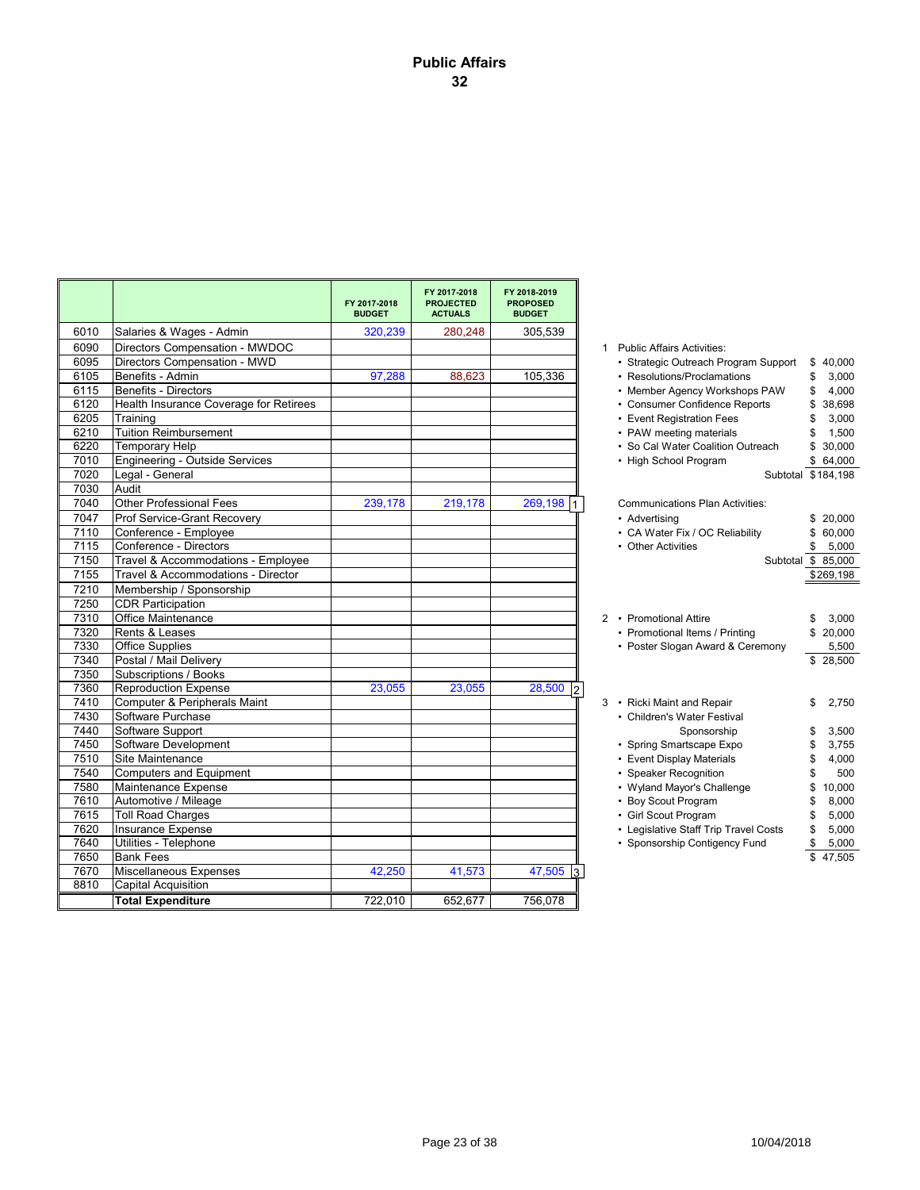# Public Affairs
## 32

| | | FY 2017-2018 BUDGET | FY 2017-2018 PROJECTED ACTUALS | FY 2018-2019 PROPOSED BUDGET | |
|---|---|---|---|---|---|
| 6010 | Salaries & Wages - Admin | 320,239 | 280,248 | 305,539 | |
| 6090 | Directors Compensation - MWDOC | | | | |
| 6095 | Directors Compensation - MWD | | | | |
| 6105 | Benefits - Admin | 97,288 | 88,623 | 105,336 | |
| 6115 | Benefits - Directors | | | | |
| 6120 | Health Insurance Coverage for Retirees | | | | |
| 6205 | Training | | | | |
| 6210 | Tuition Reimbursement | | | | |
| 6220 | Temporary Help | | | | |
| 7010 | Engineering - Outside Services | | | | |
| 7020 | Legal - General | | | | |
| 7030 | Audit | | | | |
| 7040 | Other Professional Fees | 239,178 | 219,178 | 269,198 | 1 |
| 7047 | Prof Service-Grant Recovery | | | | |
| 7110 | Conference - Employee | | | | |
| 7115 | Conference - Directors | | | | |
| 7150 | Travel & Accommodations - Employee | | | | |
| 7155 | Travel & Accommodations - Director | | | | |
| 7210 | Membership / Sponsorship | | | | |
| 7250 | CDR Participation | | | | |
| 7310 | Office Maintenance | | | | |
| 7320 | Rents & Leases | | | | |
| 7330 | Office Supplies | | | | |
| 7340 | Postal / Mail Delivery | | | | |
| 7350 | Subscriptions / Books | | | | |
| 7360 | Reproduction Expense | 23,055 | 23,055 | 28,500 | 2 |
| 7410 | Computer & Peripherals Maint | | | | |
| 7430 | Software Purchase | | | | |
| 7440 | Software Support | | | | |
| 7450 | Software Development | | | | |
| 7510 | Site Maintenance | | | | |
| 7540 | Computers and Equipment | | | | |
| 7580 | Maintenance Expense | | | | |
| 7610 | Automotive / Mileage | | | | |
| 7615 | Toll Road Charges | | | | |
| 7620 | Insurance Expense | | | | |
| 7640 | Utilities - Telephone | | | | |
| 7650 | Bank Fees | | | | |
| 7670 | Miscellaneous Expenses | 42,250 | 41,573 | 47,505 | 3 |
| 8810 | Capital Acquisition | | | | |
| | **Total Expenditure** | 722,010 | 652,677 | 756,078 | |

1 Public Affairs Activities:

| Item | Amount |
|---|---|
| • Strategic Outreach Program Support | $ 40,000 |
| • Resolutions/Proclamations | $ 3,000 |
| • Member Agency Workshops PAW | $ 4,000 |
| • Consumer Confidence Reports | $ 38,698 |
| • Event Registration Fees | $ 3,000 |
| • PAW meeting materials | $ 1,500 |
| • So Cal Water Coalition Outreach | $ 30,000 |
| • High School Program | $ 64,000 |
| Subtotal | $184,198 |

Communications Plan Activities:

| Item | Amount |
|---|---|
| • Advertising | $ 20,000 |
| • CA Water Fix / OC Reliability | $ 60,000 |
| • Other Activities | $ 5,000 |
| Subtotal | $ 85,000 |
| | $269,198 |

2

| Item | Amount |
|---|---|
| • Promotional Attire | $ 3,000 |
| • Promotional Items / Printing | $ 20,000 |
| • Poster Slogan Award & Ceremony | 5,500 |
| | $ 28,500 |

3

| Item | Amount |
|---|---|
| • Ricki Maint and Repair | $ 2,750 |
| • Children's Water Festival Sponsorship | $ 3,500 |
| • Spring Smartscape Expo | $ 3,755 |
| • Event Display Materials | $ 4,000 |
| • Speaker Recognition | $ 500 |
| • Wyland Mayor's Challenge | $ 10,000 |
| • Boy Scout Program | $ 8,000 |
| • Girl Scout Program | $ 5,000 |
| • Legislative Staff Trip Travel Costs | $ 5,000 |
| • Sponsorship Contigency Fund | $ 5,000 |
| | $ 47,505 |

10/04/2018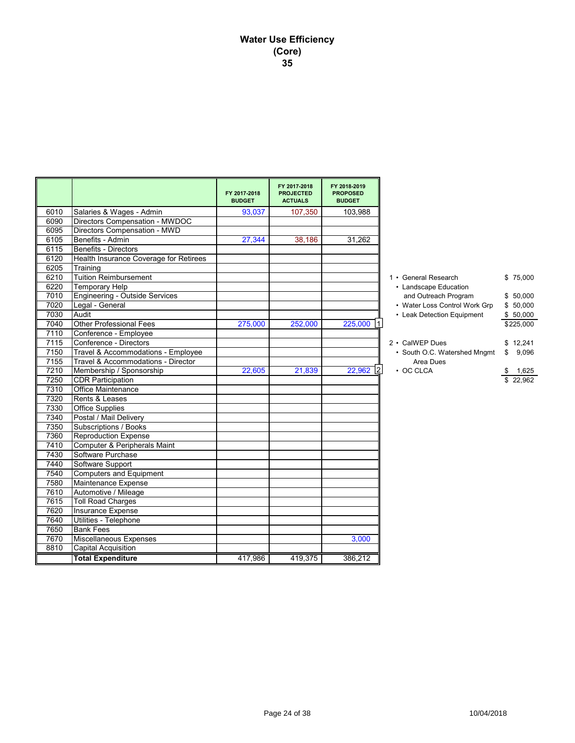# Water Use Efficiency
## (Core)
## 35

| | | FY 2017-2018 BUDGET | FY 2017-2018 PROJECTED ACTUALS | FY 2018-2019 PROPOSED BUDGET | |
|---|---|---|---|---|---|
| 6010 | Salaries & Wages - Admin | 93,037 | 107,350 | 103,988 | |
| 6090 | Directors Compensation - MWDOC | | | | |
| 6095 | Directors Compensation - MWD | | | | |
| 6105 | Benefits - Admin | 27,344 | 38,186 | 31,262 | |
| 6115 | Benefits - Directors | | | | |
| 6120 | Health Insurance Coverage for Retirees | | | | |
| 6205 | Training | | | | |
| 6210 | Tuition Reimbursement | | | | |
| 6220 | Temporary Help | | | | |
| 7010 | Engineering - Outside Services | | | | |
| 7020 | Legal - General | | | | |
| 7030 | Audit | | | | |
| 7040 | Other Professional Fees | 275,000 | 252,000 | 225,000 | 1 |
| 7110 | Conference - Employee | | | | |
| 7115 | Conference - Directors | | | | |
| 7150 | Travel & Accommodations - Employee | | | | |
| 7155 | Travel & Accommodations - Director | | | | |
| 7210 | Membership / Sponsorship | 22,605 | 21,839 | 22,962 | 2 |
| 7250 | CDR Participation | | | | |
| 7310 | Office Maintenance | | | | |
| 7320 | Rents & Leases | | | | |
| 7330 | Office Supplies | | | | |
| 7340 | Postal / Mail Delivery | | | | |
| 7350 | Subscriptions / Books | | | | |
| 7360 | Reproduction Expense | | | | |
| 7410 | Computer & Peripherals Maint | | | | |
| 7430 | Software Purchase | | | | |
| 7440 | Software Support | | | | |
| 7540 | Computers and Equipment | | | | |
| 7580 | Maintenance Expense | | | | |
| 7610 | Automotive / Mileage | | | | |
| 7615 | Toll Road Charges | | | | |
| 7620 | Insurance Expense | | | | |
| 7640 | Utilities - Telephone | | | | |
| 7650 | Bank Fees | | | | |
| 7670 | Miscellaneous Expenses | | | 3,000 | |
| 8810 | Capital Acquisition | | | | |
| | **Total Expenditure** | 417,986 | 419,375 | 386,212 | |

1
- General Research — $ 75,000
- Landscape Education and Outreach Program — $ 50,000
- Water Loss Control Work Grp — $ 50,000
- Leak Detection Equipment — $ 50,000

Total: $225,000

2
- CalWEP Dues — $ 12,241
- South O.C. Watershed Mngmt Area Dues — $ 9,096
- OC CLCA — $ 1,625

Total: $ 22,962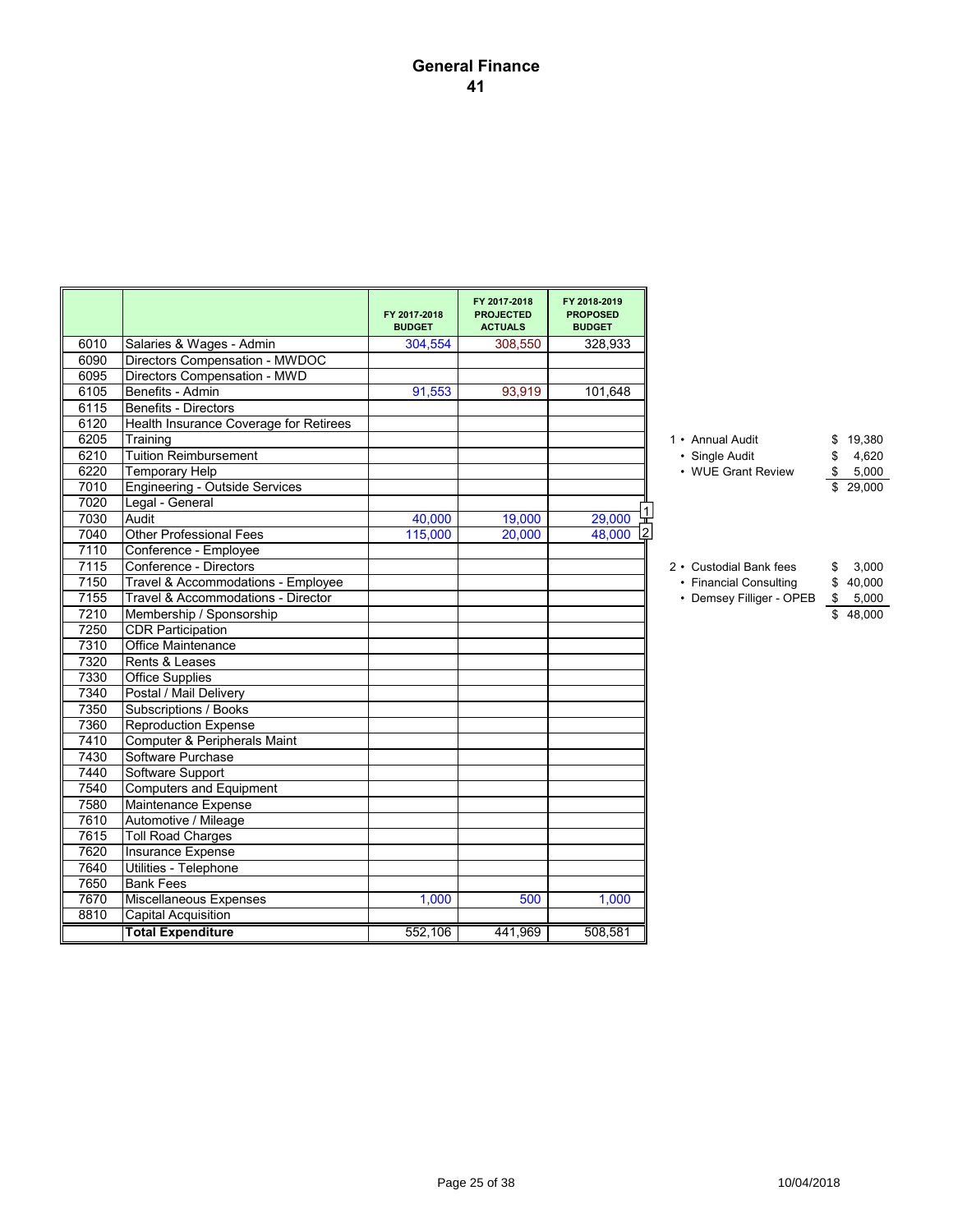# General Finance
## 41

| | | FY 2017-2018 BUDGET | FY 2017-2018 PROJECTED ACTUALS | FY 2018-2019 PROPOSED BUDGET |
|---|---|---|---|---|
| 6010 | Salaries & Wages - Admin | 304,554 | 308,550 | 328,933 |
| 6090 | Directors Compensation - MWDOC | | | |
| 6095 | Directors Compensation - MWD | | | |
| 6105 | Benefits - Admin | 91,553 | 93,919 | 101,648 |
| 6115 | Benefits - Directors | | | |
| 6120 | Health Insurance Coverage for Retirees | | | |
| 6205 | Training | | | |
| 6210 | Tuition Reimbursement | | | |
| 6220 | Temporary Help | | | |
| 7010 | Engineering - Outside Services | | | |
| 7020 | Legal - General | | | |
| 7030 | Audit | 40,000 | 19,000 | 29,000 [1] |
| 7040 | Other Professional Fees | 115,000 | 20,000 | 48,000 [2] |
| 7110 | Conference - Employee | | | |
| 7115 | Conference - Directors | | | |
| 7150 | Travel & Accommodations - Employee | | | |
| 7155 | Travel & Accommodations - Director | | | |
| 7210 | Membership / Sponsorship | | | |
| 7250 | CDR Participation | | | |
| 7310 | Office Maintenance | | | |
| 7320 | Rents & Leases | | | |
| 7330 | Office Supplies | | | |
| 7340 | Postal / Mail Delivery | | | |
| 7350 | Subscriptions / Books | | | |
| 7360 | Reproduction Expense | | | |
| 7410 | Computer & Peripherals Maint | | | |
| 7430 | Software Purchase | | | |
| 7440 | Software Support | | | |
| 7540 | Computers and Equipment | | | |
| 7580 | Maintenance Expense | | | |
| 7610 | Automotive / Mileage | | | |
| 7615 | Toll Road Charges | | | |
| 7620 | Insurance Expense | | | |
| 7640 | Utilities - Telephone | | | |
| 7650 | Bank Fees | | | |
| 7670 | Miscellaneous Expenses | 1,000 | 500 | 1,000 |
| 8810 | Capital Acquisition | | | |
| | **Total Expenditure** | 552,106 | 441,969 | 508,581 |

1
- Annual Audit $ 19,380
- Single Audit $ 4,620
- WUE Grant Review $ 5,000

$ 29,000

2
- Custodial Bank fees $ 3,000
- Financial Consulting $ 40,000
- Demsey Filliger - OPEB $ 5,000

$ 48,000

10/04/2018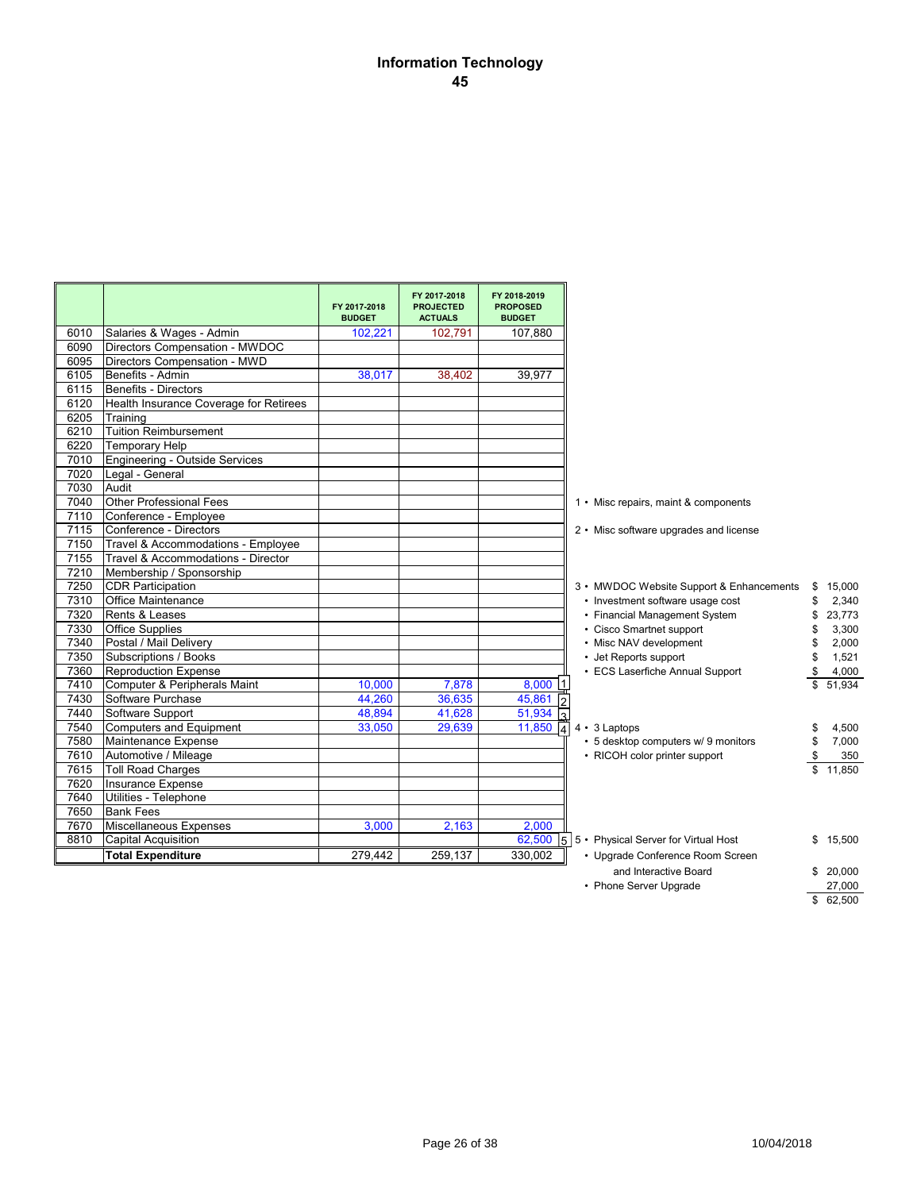# Information Technology

## 45

| | | FY 2017-2018 BUDGET | FY 2017-2018 PROJECTED ACTUALS | FY 2018-2019 PROPOSED BUDGET | |
|---|---|---|---|---|---|
| 6010 | Salaries & Wages - Admin | 102,221 | 102,791 | 107,880 | |
| 6090 | Directors Compensation - MWDOC | | | | |
| 6095 | Directors Compensation - MWD | | | | |
| 6105 | Benefits - Admin | 38,017 | 38,402 | 39,977 | |
| 6115 | Benefits - Directors | | | | |
| 6120 | Health Insurance Coverage for Retirees | | | | |
| 6205 | Training | | | | |
| 6210 | Tuition Reimbursement | | | | |
| 6220 | Temporary Help | | | | |
| 7010 | Engineering - Outside Services | | | | |
| 7020 | Legal - General | | | | |
| 7030 | Audit | | | | |
| 7040 | Other Professional Fees | | | | |
| 7110 | Conference - Employee | | | | |
| 7115 | Conference - Directors | | | | |
| 7150 | Travel & Accommodations - Employee | | | | |
| 7155 | Travel & Accommodations - Director | | | | |
| 7210 | Membership / Sponsorship | | | | |
| 7250 | CDR Participation | | | | |
| 7310 | Office Maintenance | | | | |
| 7320 | Rents & Leases | | | | |
| 7330 | Office Supplies | | | | |
| 7340 | Postal / Mail Delivery | | | | |
| 7350 | Subscriptions / Books | | | | |
| 7360 | Reproduction Expense | | | | |
| 7410 | Computer & Peripherals Maint | 10,000 | 7,878 | 8,000 | 1 |
| 7430 | Software Purchase | 44,260 | 36,635 | 45,861 | 2 |
| 7440 | Software Support | 48,894 | 41,628 | 51,934 | 3 |
| 7540 | Computers and Equipment | 33,050 | 29,639 | 11,850 | 4 |
| 7580 | Maintenance Expense | | | | |
| 7610 | Automotive / Mileage | | | | |
| 7615 | Toll Road Charges | | | | |
| 7620 | Insurance Expense | | | | |
| 7640 | Utilities - Telephone | | | | |
| 7650 | Bank Fees | | | | |
| 7670 | Miscellaneous Expenses | 3,000 | 2,163 | 2,000 | |
| 8810 | Capital Acquisition | | | 62,500 | 5 |
| | **Total Expenditure** | 279,442 | 259,137 | 330,002 | |

1 • Misc repairs, maint & components

2 • Misc software upgrades and license

| 3 | | |
|---|---|---|
| • MWDOC Website Support & Enhancements | $ | 15,000 |
| • Investment software usage cost | $ | 2,340 |
| • Financial Management System | $ | 23,773 |
| • Cisco Smartnet support | $ | 3,300 |
| • Misc NAV development | $ | 2,000 |
| • Jet Reports support | $ | 1,521 |
| • ECS Laserfiche Annual Support | $ | 4,000 |
| | $ | 51,934 |

| 4 | | |
|---|---|---|
| • 3 Laptops | $ | 4,500 |
| • 5 desktop computers w/ 9 monitors | $ | 7,000 |
| • RICOH color printer support | $ | 350 |
| | $ | 11,850 |

| 5 | | |
|---|---|---|
| • Physical Server for Virtual Host | $ | 15,500 |
| • Upgrade Conference Room Screen and Interactive Board | $ | 20,000 |
| • Phone Server Upgrade | | 27,000 |
| | $ | 62,500 |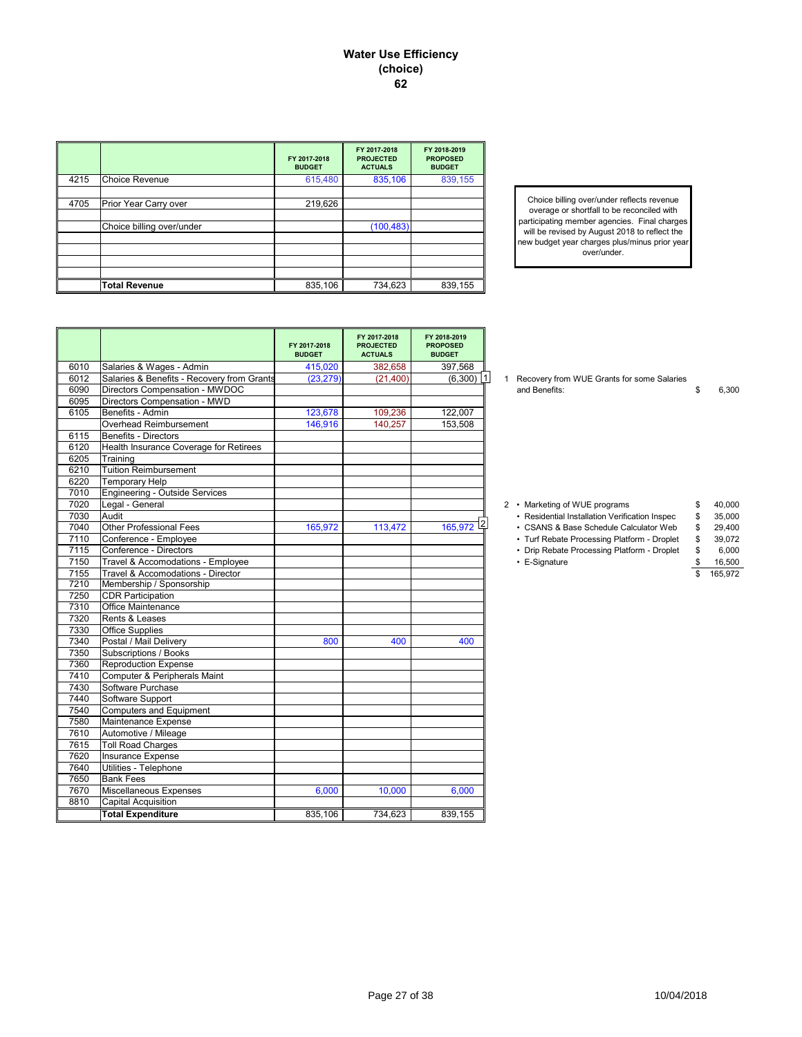# Water Use Efficiency
# (choice)
# 62

| | | FY 2017-2018 BUDGET | FY 2017-2018 PROJECTED ACTUALS | FY 2018-2019 PROPOSED BUDGET |
|---|---|---|---|---|
| 4215 | Choice Revenue | 615,480 | 835,106 | 839,155 |
| | | | | |
| 4705 | Prior Year Carry over | 219,626 | | |
| | | | | |
| | Choice billing over/under | | (100,483) | |
| | | | | |
| | | | | |
| | | | | |
| | | | | |
| | **Total Revenue** | 835,106 | 734,623 | 839,155 |

Choice billing over/under reflects revenue overage or shortfall to be reconciled with participating member agencies. Final charges will be revised by August 2018 to reflect the new budget year charges plus/minus prior year over/under.

| | | FY 2017-2018 BUDGET | FY 2017-2018 PROJECTED ACTUALS | FY 2018-2019 PROPOSED BUDGET | Note |
|---|---|---|---|---|---|
| 6010 | Salaries & Wages - Admin | 415,020 | 382,658 | 397,568 | |
| 6012 | Salaries & Benefits - Recovery from Grants | (23,279) | (21,400) | (6,300) | 1 |
| 6090 | Directors Compensation - MWDOC | | | | |
| 6095 | Directors Compensation - MWD | | | | |
| 6105 | Benefits - Admin | 123,678 | 109,236 | 122,007 | |
| | Overhead Reimbursement | 146,916 | 140,257 | 153,508 | |
| 6115 | Benefits - Directors | | | | |
| 6120 | Health Insurance Coverage for Retirees | | | | |
| 6205 | Training | | | | |
| 6210 | Tuition Reimbursement | | | | |
| 6220 | Temporary Help | | | | |
| 7010 | Engineering - Outside Services | | | | |
| 7020 | Legal - General | | | | |
| 7030 | Audit | | | | |
| 7040 | Other Professional Fees | 165,972 | 113,472 | 165,972 | 2 |
| 7110 | Conference - Employee | | | | |
| 7115 | Conference - Directors | | | | |
| 7150 | Travel & Accomodations - Employee | | | | |
| 7155 | Travel & Accomodations - Director | | | | |
| 7210 | Membership / Sponsorship | | | | |
| 7250 | CDR Participation | | | | |
| 7310 | Office Maintenance | | | | |
| 7320 | Rents & Leases | | | | |
| 7330 | Office Supplies | | | | |
| 7340 | Postal / Mail Delivery | 800 | 400 | 400 | |
| 7350 | Subscriptions / Books | | | | |
| 7360 | Reproduction Expense | | | | |
| 7410 | Computer & Peripherals Maint | | | | |
| 7430 | Software Purchase | | | | |
| 7440 | Software Support | | | | |
| 7540 | Computers and Equipment | | | | |
| 7580 | Maintenance Expense | | | | |
| 7610 | Automotive / Mileage | | | | |
| 7615 | Toll Road Charges | | | | |
| 7620 | Insurance Expense | | | | |
| 7640 | Utilities - Telephone | | | | |
| 7650 | Bank Fees | | | | |
| 7670 | Miscellaneous Expenses | 6,000 | 10,000 | 6,000 | |
| 8810 | Capital Acquisition | | | | |
| | **Total Expenditure** | 835,106 | 734,623 | 839,155 | |

1 Recovery from WUE Grants for some Salaries and Benefits: $ 6,300

2
- Marketing of WUE programs $ 40,000
- Residential Installation Verification Inspec $ 35,000
- CSANS & Base Schedule Calculator Web $ 29,400
- Turf Rebate Processing Platform - Droplet $ 39,072
- Drip Rebate Processing Platform - Droplet $ 6,000
- E-Signature $ 16,500

$ 165,972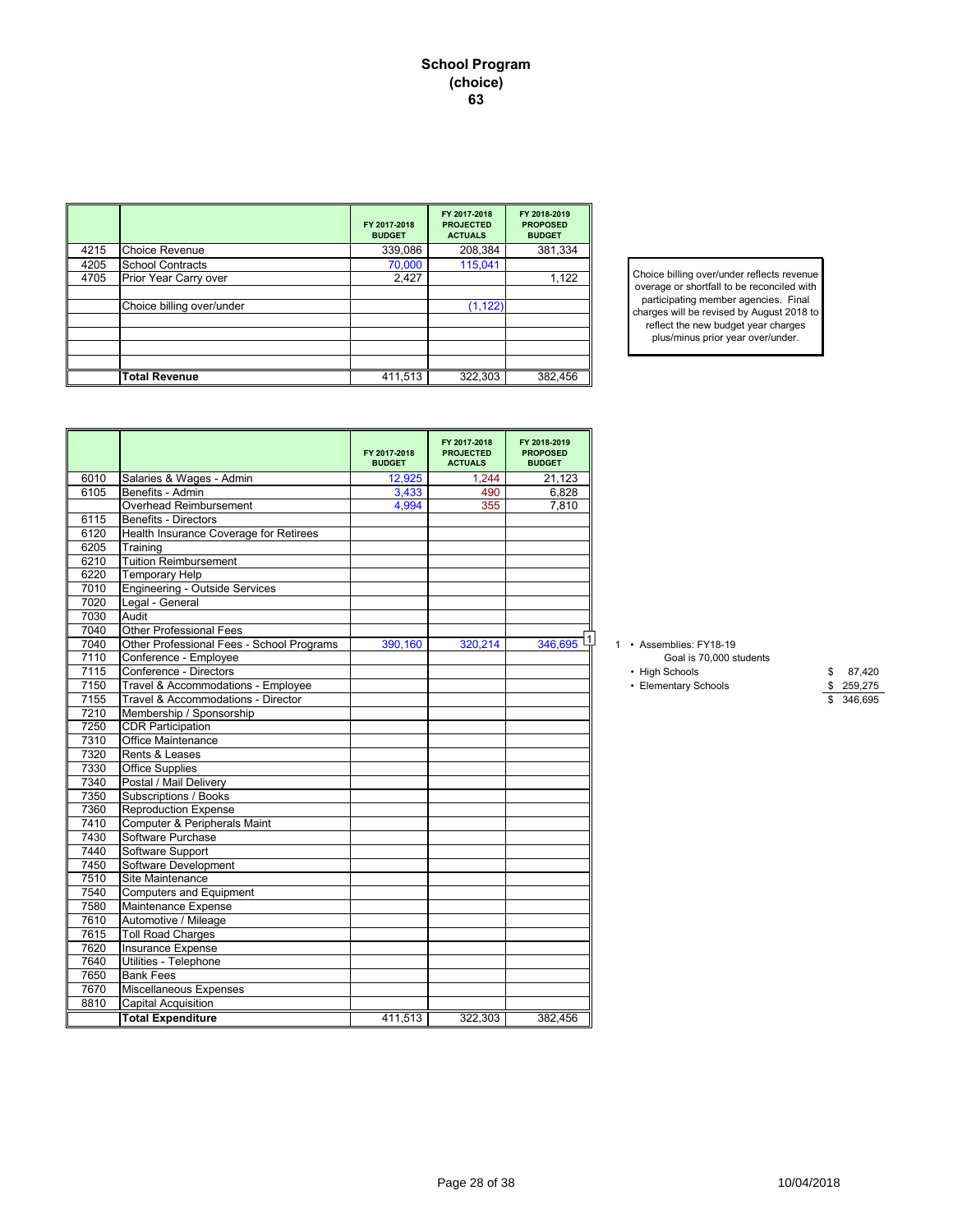# School Program (choice) 63

| | | FY 2017-2018 BUDGET | FY 2017-2018 PROJECTED ACTUALS | FY 2018-2019 PROPOSED BUDGET |
|---|---|---|---|---|
| 4215 | Choice Revenue | 339,086 | 208,384 | 381,334 |
| 4205 | School Contracts | 70,000 | 115,041 | |
| 4705 | Prior Year Carry over | 2,427 | | 1,122 |
| | | | | |
| | Choice billing over/under | | (1,122) | |
| | | | | |
| | | | | |
| | | | | |
| | | | | |
| | **Total Revenue** | 411,513 | 322,303 | 382,456 |

Choice billing over/under reflects revenue overage or shortfall to be reconciled with participating member agencies. Final charges will be revised by August 2018 to reflect the new budget year charges plus/minus prior year over/under.

| | | FY 2017-2018 BUDGET | FY 2017-2018 PROJECTED ACTUALS | FY 2018-2019 PROPOSED BUDGET |
|---|---|---|---|---|
| 6010 | Salaries & Wages - Admin | 12,925 | 1,244 | 21,123 |
| 6105 | Benefits - Admin | 3,433 | 490 | 6,828 |
| | Overhead Reimbursement | 4,994 | 355 | 7,810 |
| 6115 | Benefits - Directors | | | |
| 6120 | Health Insurance Coverage for Retirees | | | |
| 6205 | Training | | | |
| 6210 | Tuition Reimbursement | | | |
| 6220 | Temporary Help | | | |
| 7010 | Engineering - Outside Services | | | |
| 7020 | Legal - General | | | |
| 7030 | Audit | | | |
| 7040 | Other Professional Fees | | | |
| 7040 | Other Professional Fees - School Programs | 390,160 | 320,214 | 346,695 [1] |
| 7110 | Conference - Employee | | | |
| 7115 | Conference - Directors | | | |
| 7150 | Travel & Accommodations - Employee | | | |
| 7155 | Travel & Accommodations - Director | | | |
| 7210 | Membership / Sponsorship | | | |
| 7250 | CDR Participation | | | |
| 7310 | Office Maintenance | | | |
| 7320 | Rents & Leases | | | |
| 7330 | Office Supplies | | | |
| 7340 | Postal / Mail Delivery | | | |
| 7350 | Subscriptions / Books | | | |
| 7360 | Reproduction Expense | | | |
| 7410 | Computer & Peripherals Maint | | | |
| 7430 | Software Purchase | | | |
| 7440 | Software Support | | | |
| 7450 | Software Development | | | |
| 7510 | Site Maintenance | | | |
| 7540 | Computers and Equipment | | | |
| 7580 | Maintenance Expense | | | |
| 7610 | Automotive / Mileage | | | |
| 7615 | Toll Road Charges | | | |
| 7620 | Insurance Expense | | | |
| 7640 | Utilities - Telephone | | | |
| 7650 | Bank Fees | | | |
| 7670 | Miscellaneous Expenses | | | |
| 8810 | Capital Acquisition | | | |
| | **Total Expenditure** | 411,513 | 322,303 | 382,456 |

1 • Assemblies: FY18-19
Goal is 70,000 students

| | |
|---|---|
| • High Schools | $ 87,420 |
| • Elementary Schools | $ 259,275 |
| | $ 346,695 |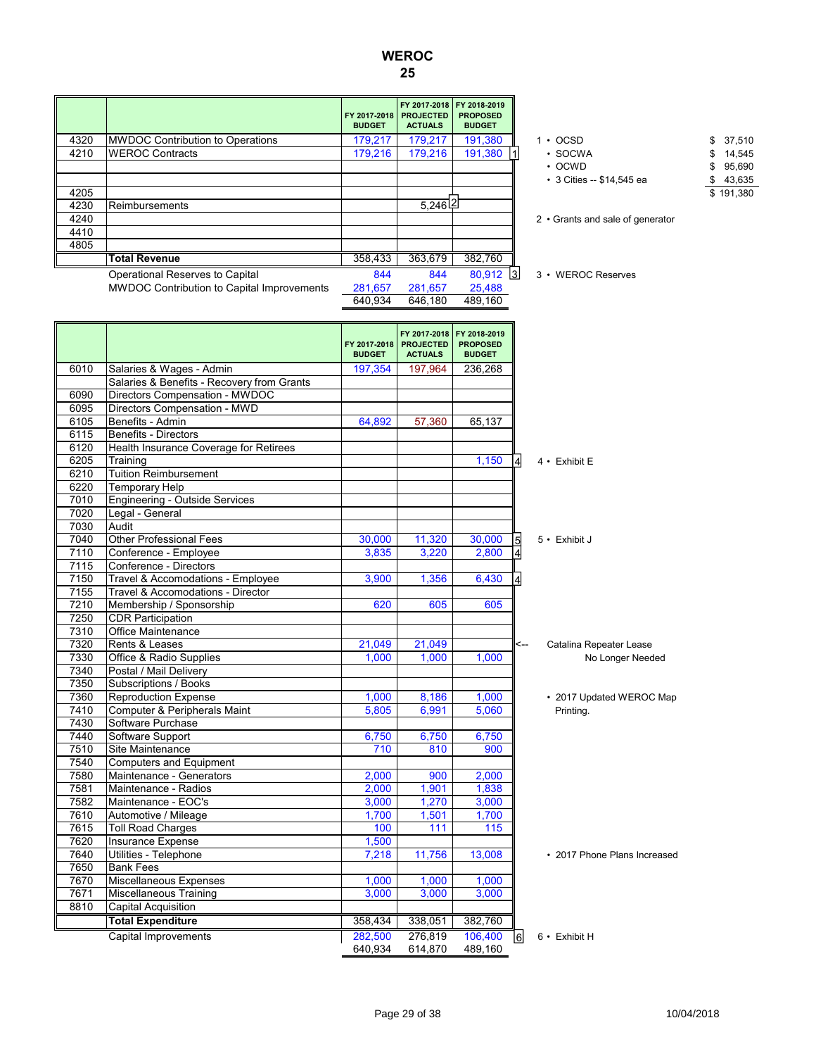# WEROC
## 25

| | | FY 2017-2018 BUDGET | FY 2017-2018 PROJECTED ACTUALS | FY 2018-2019 PROPOSED BUDGET | | |
|---|---|---|---|---|---|---|
| 4320 | MWDOC Contribution to Operations | 179,217 | 179,217 | 191,380 | | |
| 4210 | WEROC Contracts | 179,216 | 179,216 | 191,380 | 1 | |
| | | | | | | |
| 4205 | | | | | | |
| 4230 | Reimbursements | | 5,246 | | 2 | |
| 4240 | | | | | | |
| 4410 | | | | | | |
| 4805 | | | | | | |
| | **Total Revenue** | 358,433 | 363,679 | 382,760 | | |
| | Operational Reserves to Capital | 844 | 844 | 80,912 | 3 | |
| | MWDOC Contribution to Capital Improvements | 281,657 | 281,657 | 25,488 | | |
| | | 640,934 | 646,180 | 489,160 | | |

1 •
- OCSD $ 37,510
- SOCWA $ 14,545
- OCWD $ 95,690
- 3 Cities -- $14,545 ea $ 43,635
- $ 191,380

2 • Grants and sale of generator

3 • WEROC Reserves

| | | FY 2017-2018 BUDGET | FY 2017-2018 PROJECTED ACTUALS | FY 2018-2019 PROPOSED BUDGET | | |
|---|---|---|---|---|---|---|
| 6010 | Salaries & Wages - Admin | 197,354 | 197,964 | 236,268 | | |
| | Salaries & Benefits - Recovery from Grants | | | | | |
| 6090 | Directors Compensation - MWDOC | | | | | |
| 6095 | Directors Compensation - MWD | | | | | |
| 6105 | Benefits - Admin | 64,892 | 57,360 | 65,137 | | |
| 6115 | Benefits - Directors | | | | | |
| 6120 | Health Insurance Coverage for Retirees | | | | | |
| 6205 | Training | | | 1,150 | 4 | 4 • Exhibit E |
| 6210 | Tuition Reimbursement | | | | | |
| 6220 | Temporary Help | | | | | |
| 7010 | Engineering - Outside Services | | | | | |
| 7020 | Legal - General | | | | | |
| 7030 | Audit | | | | | |
| 7040 | Other Professional Fees | 30,000 | 11,320 | 30,000 | 5 | 5 • Exhibit J |
| 7110 | Conference - Employee | 3,835 | 3,220 | 2,800 | 4 | |
| 7115 | Conference - Directors | | | | | |
| 7150 | Travel & Accomodations - Employee | 3,900 | 1,356 | 6,430 | 4 | |
| 7155 | Travel & Accomodations - Director | | | | | |
| 7210 | Membership / Sponsorship | 620 | 605 | 605 | | |
| 7250 | CDR Participation | | | | | |
| 7310 | Office Maintenance | | | | | |
| 7320 | Rents & Leases | 21,049 | 21,049 | | <-- | Catalina Repeater Lease No Longer Needed |
| 7330 | Office & Radio Supplies | 1,000 | 1,000 | 1,000 | | |
| 7340 | Postal / Mail Delivery | | | | | |
| 7350 | Subscriptions / Books | | | | | |
| 7360 | Reproduction Expense | 1,000 | 8,186 | 1,000 | | • 2017 Updated WEROC Map Printing. |
| 7410 | Computer & Peripherals Maint | 5,805 | 6,991 | 5,060 | | |
| 7430 | Software Purchase | | | | | |
| 7440 | Software Support | 6,750 | 6,750 | 6,750 | | |
| 7510 | Site Maintenance | 710 | 810 | 900 | | |
| 7540 | Computers and Equipment | | | | | |
| 7580 | Maintenance - Generators | 2,000 | 900 | 2,000 | | |
| 7581 | Maintenance - Radios | 2,000 | 1,901 | 1,838 | | |
| 7582 | Maintenance - EOC's | 3,000 | 1,270 | 3,000 | | |
| 7610 | Automotive / Mileage | 1,700 | 1,501 | 1,700 | | |
| 7615 | Toll Road Charges | 100 | 111 | 115 | | |
| 7620 | Insurance Expense | 1,500 | | | | |
| 7640 | Utilities - Telephone | 7,218 | 11,756 | 13,008 | | • 2017 Phone Plans Increased |
| 7650 | Bank Fees | | | | | |
| 7670 | Miscellaneous Expenses | 1,000 | 1,000 | 1,000 | | |
| 7671 | Miscellaneous Training | 3,000 | 3,000 | 3,000 | | |
| 8810 | Capital Acquisition | | | | | |
| | **Total Expenditure** | 358,434 | 338,051 | 382,760 | | |
| | Capital Improvements | 282,500 | 276,819 | 106,400 | 6 | 6 • Exhibit H |
| | | 640,934 | 614,870 | 489,160 | | |

10/04/2018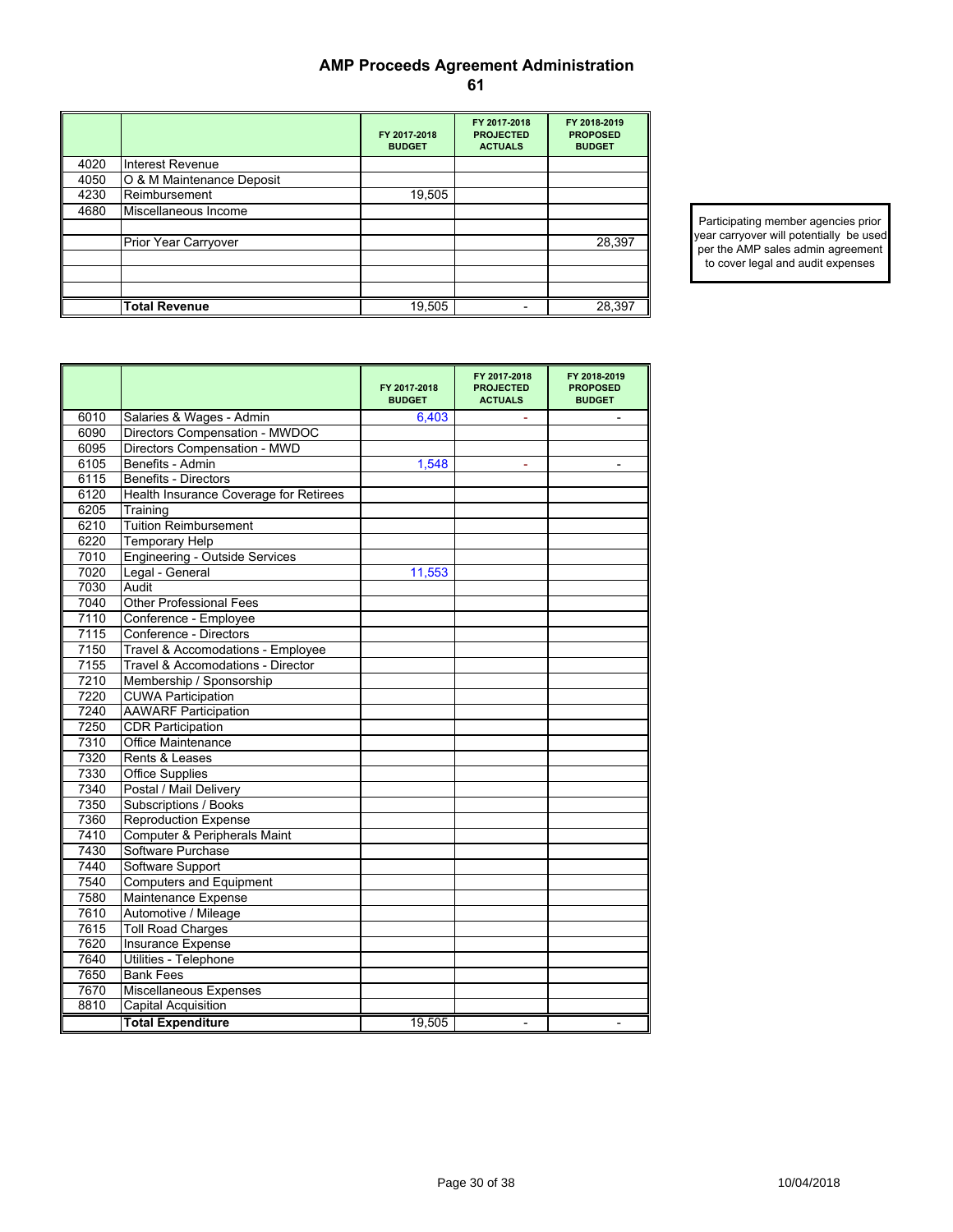# AMP Proceeds Agreement Administration

## 61

| | | FY 2017-2018 BUDGET | FY 2017-2018 PROJECTED ACTUALS | FY 2018-2019 PROPOSED BUDGET |
|---|---|---|---|---|
| 4020 | Interest Revenue | | | |
| 4050 | O & M Maintenance Deposit | | | |
| 4230 | Reimbursement | 19,505 | | |
| 4680 | Miscellaneous Income | | | |
| | | | | |
| | Prior Year Carryover | | | 28,397 |
| | | | | |
| | | | | |
| | | | | |
| | **Total Revenue** | 19,505 | - | 28,397 |

Participating member agencies prior year carryover will potentially be used per the AMP sales admin agreement to cover legal and audit expenses

| | | FY 2017-2018 BUDGET | FY 2017-2018 PROJECTED ACTUALS | FY 2018-2019 PROPOSED BUDGET |
|---|---|---|---|---|
| 6010 | Salaries & Wages - Admin | 6,403 | - | - |
| 6090 | Directors Compensation - MWDOC | | | |
| 6095 | Directors Compensation - MWD | | | |
| 6105 | Benefits - Admin | 1,548 | - | - |
| 6115 | Benefits - Directors | | | |
| 6120 | Health Insurance Coverage for Retirees | | | |
| 6205 | Training | | | |
| 6210 | Tuition Reimbursement | | | |
| 6220 | Temporary Help | | | |
| 7010 | Engineering - Outside Services | | | |
| 7020 | Legal - General | 11,553 | | |
| 7030 | Audit | | | |
| 7040 | Other Professional Fees | | | |
| 7110 | Conference - Employee | | | |
| 7115 | Conference - Directors | | | |
| 7150 | Travel & Accomodations - Employee | | | |
| 7155 | Travel & Accomodations - Director | | | |
| 7210 | Membership / Sponsorship | | | |
| 7220 | CUWA Participation | | | |
| 7240 | AAWARF Participation | | | |
| 7250 | CDR Participation | | | |
| 7310 | Office Maintenance | | | |
| 7320 | Rents & Leases | | | |
| 7330 | Office Supplies | | | |
| 7340 | Postal / Mail Delivery | | | |
| 7350 | Subscriptions / Books | | | |
| 7360 | Reproduction Expense | | | |
| 7410 | Computer & Peripherals Maint | | | |
| 7430 | Software Purchase | | | |
| 7440 | Software Support | | | |
| 7540 | Computers and Equipment | | | |
| 7580 | Maintenance Expense | | | |
| 7610 | Automotive / Mileage | | | |
| 7615 | Toll Road Charges | | | |
| 7620 | Insurance Expense | | | |
| 7640 | Utilities - Telephone | | | |
| 7650 | Bank Fees | | | |
| 7670 | Miscellaneous Expenses | | | |
| 8810 | Capital Acquisition | | | |
| | **Total Expenditure** | 19,505 | - | - |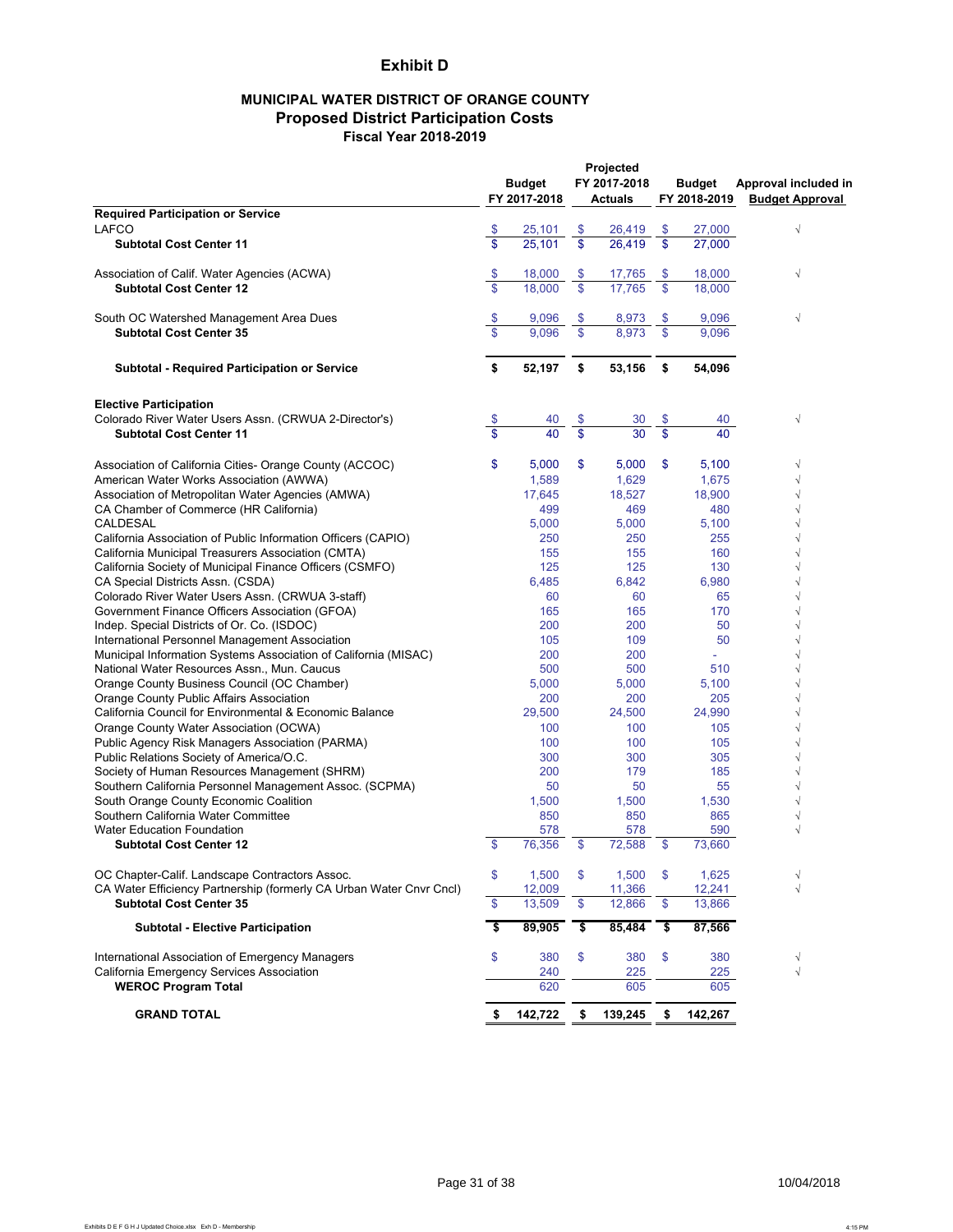# Exhibit D

## MUNICIPAL WATER DISTRICT OF ORANGE COUNTY
## Proposed District Participation Costs
### Fiscal Year 2018-2019

| | Budget FY 2017-2018 | Projected FY 2017-2018 Actuals | Budget FY 2018-2019 | Approval included in Budget Approval |
|---|---|---|---|---|
| **Required Participation or Service** | | | | |
| LAFCO | $ 25,101 | $ 26,419 | $ 27,000 | √ |
| **Subtotal Cost Center 11** | $ 25,101 | $ 26,419 | $ 27,000 | |
| Association of Calif. Water Agencies (ACWA) | $ 18,000 | $ 17,765 | $ 18,000 | √ |
| **Subtotal Cost Center 12** | $ 18,000 | $ 17,765 | $ 18,000 | |
| South OC Watershed Management Area Dues | $ 9,096 | $ 8,973 | $ 9,096 | √ |
| **Subtotal Cost Center 35** | $ 9,096 | $ 8,973 | $ 9,096 | |
| **Subtotal - Required Participation or Service** | **$ 52,197** | **$ 53,156** | **$ 54,096** | |
| **Elective Participation** | | | | |
| Colorado River Water Users Assn. (CRWUA 2-Director's) | $ 40 | $ 30 | $ 40 | √ |
| **Subtotal Cost Center 11** | $ 40 | $ 30 | $ 40 | |
| Association of California Cities- Orange County (ACCOC) | $ 5,000 | $ 5,000 | $ 5,100 | √ |
| American Water Works Association (AWWA) | 1,589 | 1,629 | 1,675 | √ |
| Association of Metropolitan Water Agencies (AMWA) | 17,645 | 18,527 | 18,900 | √ |
| CA Chamber of Commerce (HR California) | 499 | 469 | 480 | √ |
| CALDESAL | 5,000 | 5,000 | 5,100 | √ |
| California Association of Public Information Officers (CAPIO) | 250 | 250 | 255 | √ |
| California Municipal Treasurers Association (CMTA) | 155 | 155 | 160 | √ |
| California Society of Municipal Finance Officers (CSMFO) | 125 | 125 | 130 | √ |
| CA Special Districts Assn. (CSDA) | 6,485 | 6,842 | 6,980 | √ |
| Colorado River Water Users Assn. (CRWUA 3-staff) | 60 | 60 | 65 | √ |
| Government Finance Officers Association (GFOA) | 165 | 165 | 170 | √ |
| Indep. Special Districts of Or. Co. (ISDOC) | 200 | 200 | 50 | √ |
| International Personnel Management Association | 105 | 109 | 50 | √ |
| Municipal Information Systems Association of California (MISAC) | 200 | 200 | - | √ |
| National Water Resources Assn., Mun. Caucus | 500 | 500 | 510 | √ |
| Orange County Business Council (OC Chamber) | 5,000 | 5,000 | 5,100 | √ |
| Orange County Public Affairs Association | 200 | 200 | 205 | √ |
| California Council for Environmental & Economic Balance | 29,500 | 24,500 | 24,990 | √ |
| Orange County Water Association (OCWA) | 100 | 100 | 105 | √ |
| Public Agency Risk Managers Association (PARMA) | 100 | 100 | 105 | √ |
| Public Relations Society of America/O.C. | 300 | 300 | 305 | √ |
| Society of Human Resources Management (SHRM) | 200 | 179 | 185 | √ |
| Southern California Personnel Management Assoc. (SCPMA) | 50 | 50 | 55 | √ |
| South Orange County Economic Coalition | 1,500 | 1,500 | 1,530 | √ |
| Southern California Water Committee | 850 | 850 | 865 | √ |
| Water Education Foundation | 578 | 578 | 590 | √ |
| **Subtotal Cost Center 12** | $ 76,356 | $ 72,588 | $ 73,660 | |
| OC Chapter-Calif. Landscape Contractors Assoc. | $ 1,500 | $ 1,500 | $ 1,625 | √ |
| CA Water Efficiency Partnership (formerly CA Urban Water Cnvr Cncl) | 12,009 | 11,366 | 12,241 | √ |
| **Subtotal Cost Center 35** | $ 13,509 | $ 12,866 | $ 13,866 | |
| **Subtotal - Elective Participation** | **$ 89,905** | **$ 85,484** | **$ 87,566** | |
| International Association of Emergency Managers | $ 380 | $ 380 | $ 380 | √ |
| California Emergency Services Association | 240 | 225 | 225 | √ |
| **WEROC Program Total** | 620 | 605 | 605 | |
| **GRAND TOTAL** | **$ 142,722** | **$ 139,245** | **$ 142,267** | |

10/04/2018

Exhibits D E F G H J Updated Choice.xlsx Exh D - Membership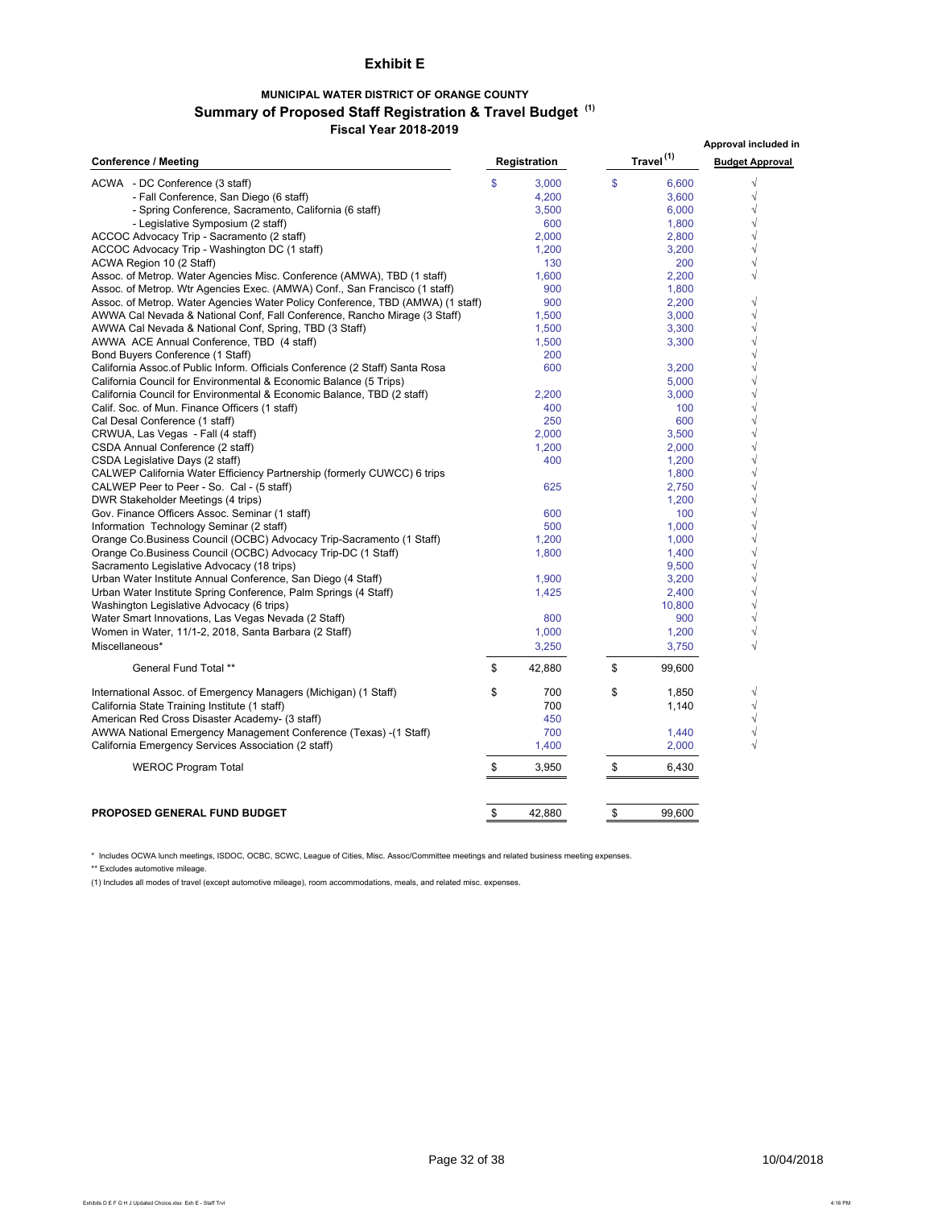# Exhibit E

**MUNICIPAL WATER DISTRICT OF ORANGE COUNTY**

**Summary of Proposed Staff Registration & Travel Budget (1)**

**Fiscal Year 2018-2019**

| Conference / Meeting | Registration | Travel (1) | Approval included in Budget Approval |
|---|---|---|---|
| ACWA - DC Conference (3 staff) | $ 3,000 | $ 6,600 | √ |
| - Fall Conference, San Diego (6 staff) | 4,200 | 3,600 | √ |
| - Spring Conference, Sacramento, California (6 staff) | 3,500 | 6,000 | √ |
| - Legislative Symposium (2 staff) | 600 | 1,800 | √ |
| ACCOC Advocacy Trip - Sacramento (2 staff) | 2,000 | 2,800 | √ |
| ACCOC Advocacy Trip - Washington DC (1 staff) | 1,200 | 3,200 | √ |
| ACWA Region 10 (2 Staff) | 130 | 200 | √ |
| Assoc. of Metrop. Water Agencies Misc. Conference (AMWA), TBD (1 staff) | 1,600 | 2,200 | √ |
| Assoc. of Metrop. Wtr Agencies Exec. (AMWA) Conf., San Francisco (1 staff) | 900 | 1,800 | |
| Assoc. of Metrop. Water Agencies Water Policy Conference, TBD (AMWA) (1 staff) | 900 | 2,200 | √ |
| AWWA Cal Nevada & National Conf, Fall Conference, Rancho Mirage (3 Staff) | 1,500 | 3,000 | √ |
| AWWA Cal Nevada & National Conf, Spring, TBD (3 Staff) | 1,500 | 3,300 | √ |
| AWWA ACE Annual Conference, TBD (4 staff) | 1,500 | 3,300 | √ |
| Bond Buyers Conference (1 Staff) | 200 | | √ |
| California Assoc.of Public Inform. Officials Conference (2 Staff) Santa Rosa | 600 | 3,200 | √ |
| California Council for Environmental & Economic Balance (5 Trips) | | 5,000 | √ |
| California Council for Environmental & Economic Balance, TBD (2 staff) | 2,200 | 3,000 | √ |
| Calif. Soc. of Mun. Finance Officers (1 staff) | 400 | 100 | √ |
| Cal Desal Conference (1 staff) | 250 | 600 | √ |
| CRWUA, Las Vegas - Fall (4 staff) | 2,000 | 3,500 | √ |
| CSDA Annual Conference (2 staff) | 1,200 | 2,000 | √ |
| CSDA Legislative Days (2 staff) | 400 | 1,200 | √ |
| CALWEP California Water Efficiency Partnership (formerly CUWCC) 6 trips | | 1,800 | √ |
| CALWEP Peer to Peer - So. Cal - (5 staff) | 625 | 2,750 | √ |
| DWR Stakeholder Meetings (4 trips) | | 1,200 | √ |
| Gov. Finance Officers Assoc. Seminar (1 staff) | 600 | 100 | √ |
| Information Technology Seminar (2 staff) | 500 | 1,000 | √ |
| Orange Co.Business Council (OCBC) Advocacy Trip-Sacramento (1 Staff) | 1,200 | 1,000 | √ |
| Orange Co.Business Council (OCBC) Advocacy Trip-DC (1 Staff) | 1,800 | 1,400 | √ |
| Sacramento Legislative Advocacy (18 trips) | | 9,500 | √ |
| Urban Water Institute Annual Conference, San Diego (4 Staff) | 1,900 | 3,200 | √ |
| Urban Water Institute Spring Conference, Palm Springs (4 Staff) | 1,425 | 2,400 | √ |
| Washington Legislative Advocacy (6 trips) | | 10,800 | √ |
| Water Smart Innovations, Las Vegas Nevada (2 Staff) | 800 | 900 | √ |
| Women in Water, 11/1-2, 2018, Santa Barbara (2 Staff) | 1,000 | 1,200 | √ |
| Miscellaneous* | 3,250 | 3,750 | √ |
| General Fund Total ** | $ 42,880 | $ 99,600 | |
| International Assoc. of Emergency Managers (Michigan) (1 Staff) | $ 700 | $ 1,850 | √ |
| California State Training Institute (1 staff) | 700 | 1,140 | √ |
| American Red Cross Disaster Academy- (3 staff) | 450 | | √ |
| AWWA National Emergency Management Conference (Texas) -(1 Staff) | 700 | 1,440 | √ |
| California Emergency Services Association (2 staff) | 1,400 | 2,000 | √ |
| WEROC Program Total | $ 3,950 | $ 6,430 | |
| **PROPOSED GENERAL FUND BUDGET** | $ 42,880 | $ 99,600 | |

\* Includes OCWA lunch meetings, ISDOC, OCBC, SCWC, League of Cities, Misc. Assoc/Committee meetings and related business meeting expenses.

** Excludes automotive mileage.

(1) Includes all modes of travel (except automotive mileage), room accommodations, meals, and related misc. expenses.

10/04/2018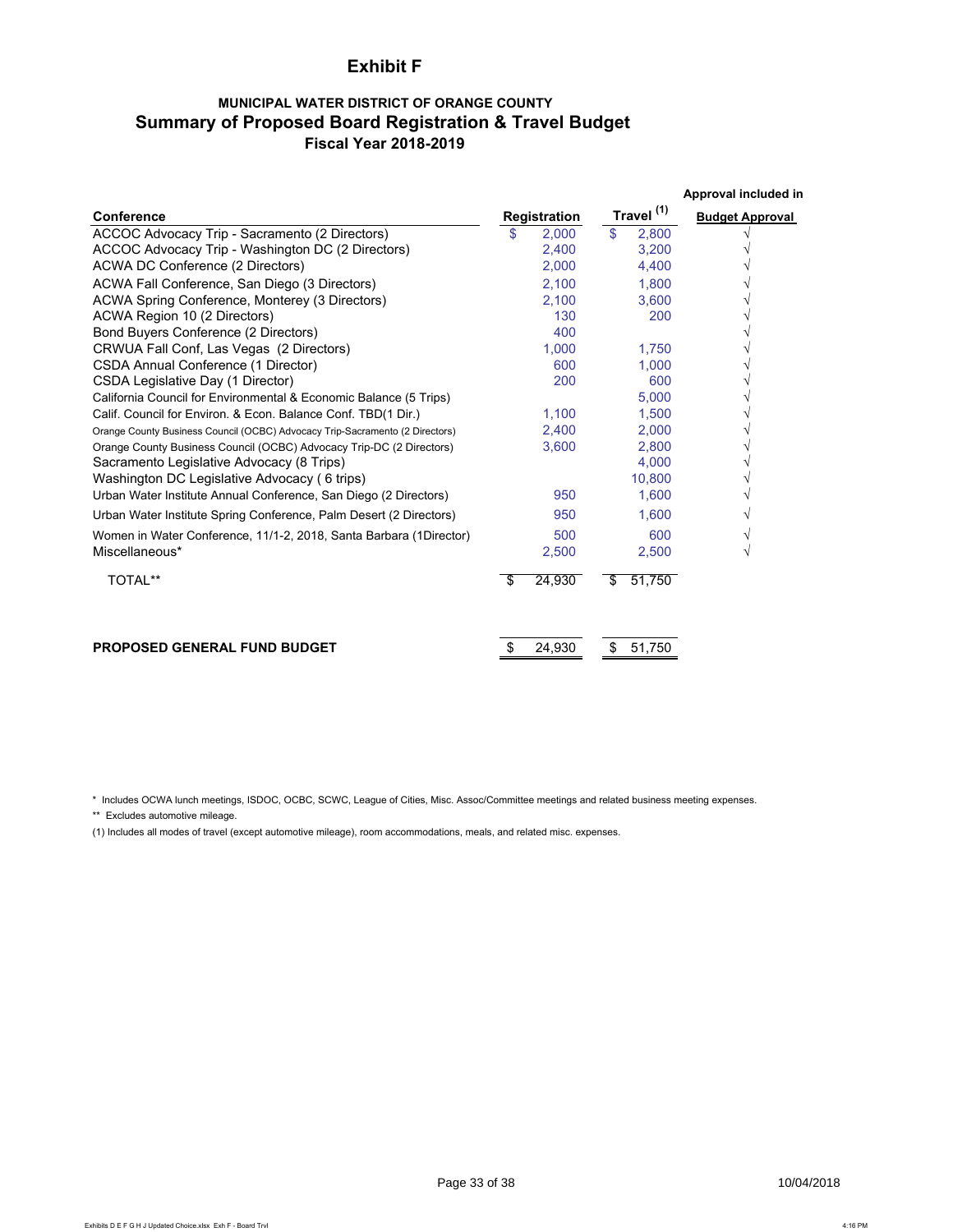# Exhibit F

### MUNICIPAL WATER DISTRICT OF ORANGE COUNTY

## Summary of Proposed Board Registration & Travel Budget

### Fiscal Year 2018-2019

| Conference | Registration | Travel (1) | Approval included in Budget Approval |
|---|---|---|---|
| ACCOC Advocacy Trip - Sacramento (2 Directors) | $ 2,000 | $ 2,800 | √ |
| ACCOC Advocacy Trip - Washington DC (2 Directors) | 2,400 | 3,200 | √ |
| ACWA DC Conference (2 Directors) | 2,000 | 4,400 | √ |
| ACWA Fall Conference, San Diego (3 Directors) | 2,100 | 1,800 | √ |
| ACWA Spring Conference, Monterey (3 Directors) | 2,100 | 3,600 | √ |
| ACWA Region 10 (2 Directors) | 130 | 200 | √ |
| Bond Buyers Conference (2 Directors) | 400 | | √ |
| CRWUA Fall Conf, Las Vegas (2 Directors) | 1,000 | 1,750 | √ |
| CSDA Annual Conference (1 Director) | 600 | 1,000 | √ |
| CSDA Legislative Day (1 Director) | 200 | 600 | √ |
| California Council for Environmental & Economic Balance (5 Trips) | | 5,000 | √ |
| Calif. Council for Environ. & Econ. Balance Conf. TBD(1 Dir.) | 1,100 | 1,500 | √ |
| Orange County Business Council (OCBC) Advocacy Trip-Sacramento (2 Directors) | 2,400 | 2,000 | √ |
| Orange County Business Council (OCBC) Advocacy Trip-DC (2 Directors) | 3,600 | 2,800 | √ |
| Sacramento Legislative Advocacy (8 Trips) | | 4,000 | √ |
| Washington DC Legislative Advocacy ( 6 trips) | | 10,800 | √ |
| Urban Water Institute Annual Conference, San Diego (2 Directors) | 950 | 1,600 | √ |
| Urban Water Institute Spring Conference, Palm Desert (2 Directors) | 950 | 1,600 | √ |
| Women in Water Conference, 11/1-2, 2018, Santa Barbara (1Director) | 500 | 600 | √ |
| Miscellaneous* | 2,500 | 2,500 | √ |
| TOTAL** | $ 24,930 | $ 51,750 | |
| **PROPOSED GENERAL FUND BUDGET** | $ 24,930 | $ 51,750 | |

\* Includes OCWA lunch meetings, ISDOC, OCBC, SCWC, League of Cities, Misc. Assoc/Committee meetings and related business meeting expenses.

\*\* Excludes automotive mileage.

(1) Includes all modes of travel (except automotive mileage), room accommodations, meals, and related misc. expenses.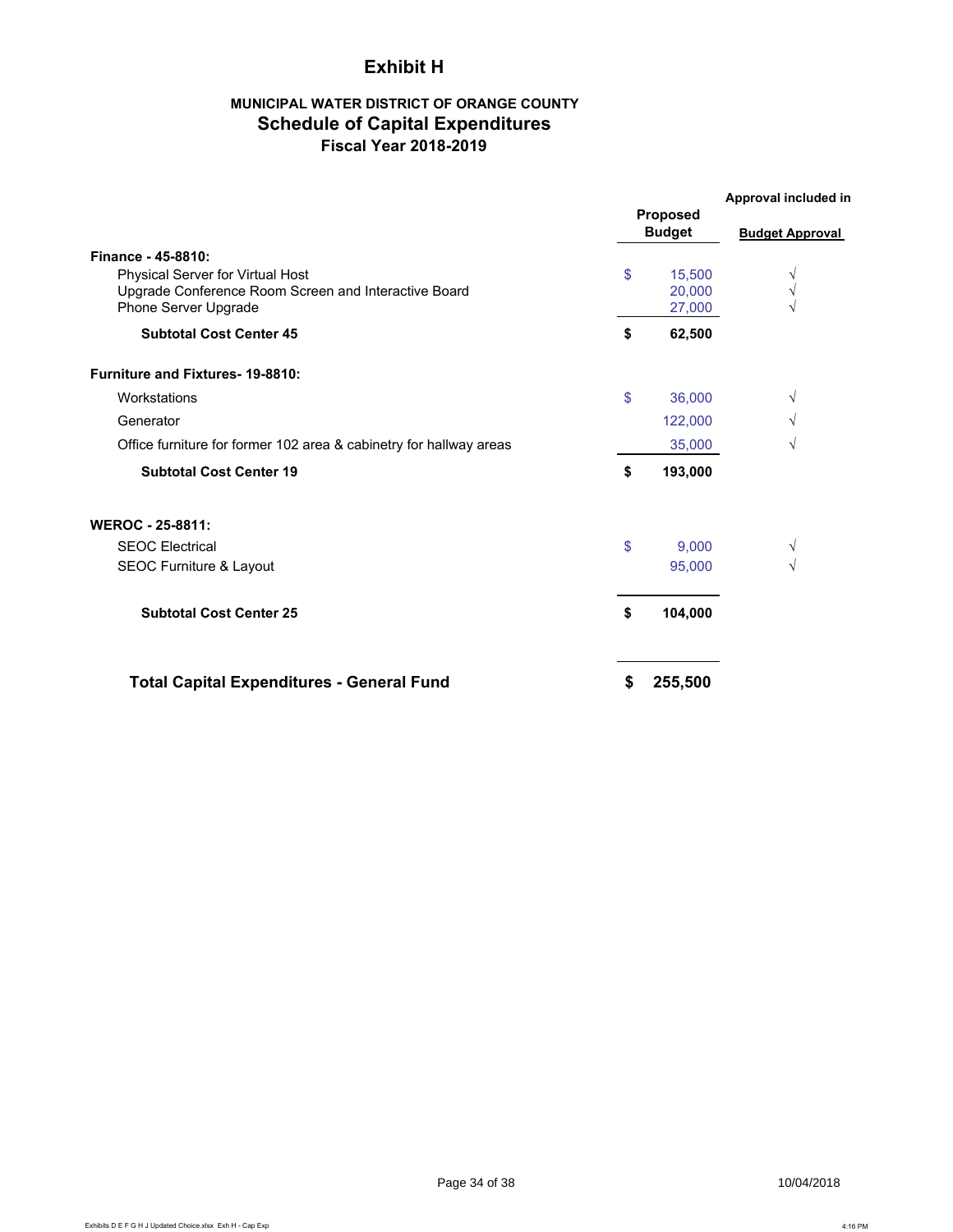# Exhibit H

## MUNICIPAL WATER DISTRICT OF ORANGE COUNTY
## Schedule of Capital Expenditures
### Fiscal Year 2018-2019

| | Proposed Budget | Approval included in Budget Approval |
|---|---|---|
| **Finance - 45-8810:** | | |
| Physical Server for Virtual Host | $ 15,500 | √ |
| Upgrade Conference Room Screen and Interactive Board | 20,000 | √ |
| Phone Server Upgrade | 27,000 | √ |
| **Subtotal Cost Center 45** | **$ 62,500** | |
| **Furniture and Fixtures- 19-8810:** | | |
| Workstations | $ 36,000 | √ |
| Generator | 122,000 | √ |
| Office furniture for former 102 area & cabinetry for hallway areas | 35,000 | √ |
| **Subtotal Cost Center 19** | **$ 193,000** | |
| **WEROC - 25-8811:** | | |
| SEOC Electrical | $ 9,000 | √ |
| SEOC Furniture & Layout | 95,000 | √ |
| **Subtotal Cost Center 25** | **$ 104,000** | |
| **Total Capital Expenditures - General Fund** | **$ 255,500** | |

10/04/2018

Exhibits D E F G H J Updated Choice.xlsx Exh H - Cap Exp 4:16 PM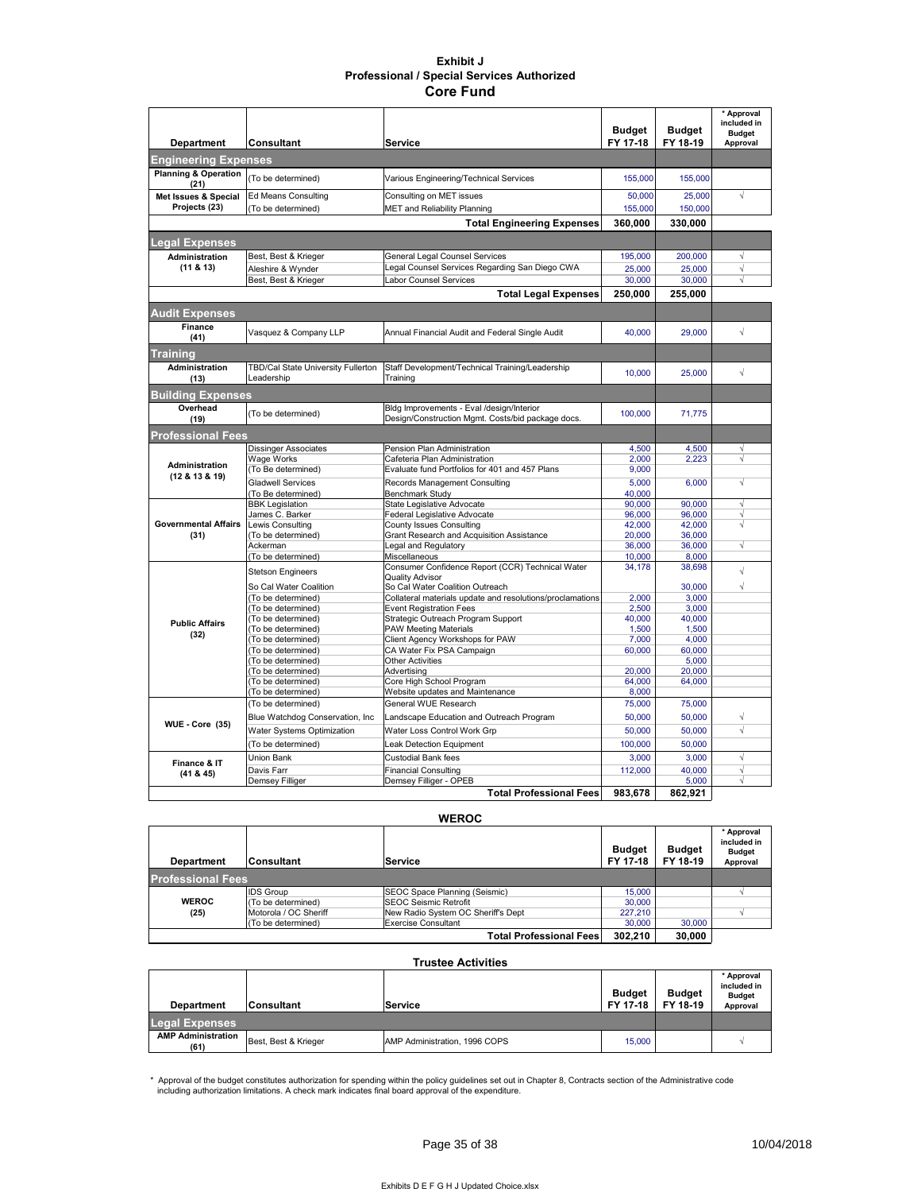# Exhibit J
## Professional / Special Services Authorized
## Core Fund

| Department | Consultant | Service | Budget FY 17-18 | Budget FY 18-19 | * Approval included in Budget Approval |
|---|---|---|---|---|---|
| **Engineering Expenses** | | | | | |
| Planning & Operation (21) | (To be determined) | Various Engineering/Technical Services | 155,000 | 155,000 | |
| Met Issues & Special Projects (23) | Ed Means Consulting | Consulting on MET issues | 50,000 | 25,000 | √ |
| | (To be determined) | MET and Reliability Planning | 155,000 | 150,000 | |
| | | **Total Engineering Expenses** | **360,000** | **330,000** | |
| **Legal Expenses** | | | | | |
| Administration (11 & 13) | Best, Best & Krieger | General Legal Counsel Services | 195,000 | 200,000 | √ |
| | Aleshire & Wynder | Legal Counsel Services Regarding San Diego CWA | 25,000 | 25,000 | √ |
| | Best, Best & Krieger | Labor Counsel Services | 30,000 | 30,000 | √ |
| | | **Total Legal Expenses** | **250,000** | **255,000** | |
| **Audit Expenses** | | | | | |
| Finance (41) | Vasquez & Company LLP | Annual Financial Audit and Federal Single Audit | 40,000 | 29,000 | √ |
| **Training** | | | | | |
| Administration (13) | TBD/Cal State University Fullerton Leadership | Staff Development/Technical Training/Leadership Training | 10,000 | 25,000 | √ |
| **Building Expenses** | | | | | |
| Overhead (19) | (To be determined) | Bldg Improvements - Eval /design/Interior Design/Construction Mgmt. Costs/bid package docs. | 100,000 | 71,775 | |
| **Professional Fees** | | | | | |
| Administration (12 & 13 & 19) | Dissinger Associates | Pension Plan Administration | 4,500 | 4,500 | √ |
| | Wage Works | Cafeteria Plan Administration | 2,000 | 2,223 | √ |
| | (To Be determined) | Evaluate fund Portfolios for 401 and 457 Plans | 9,000 | | |
| | Gladwell Services | Records Management Consulting | 5,000 | 6,000 | √ |
| | (To Be determined) | Benchmark Study | 40,000 | | |
| Governmental Affairs (31) | BBK Legislation | State Legislative Advocate | 90,000 | 90,000 | √ |
| | James C. Barker | Federal Legislative Advocate | 96,000 | 96,000 | √ |
| | Lewis Consulting | County Issues Consulting | 42,000 | 42,000 | √ |
| | (To be determined) | Grant Research and Acquisition Assistance | 20,000 | 36,000 | |
| | Ackerman | Legal and Regulatory | 36,000 | 36,000 | √ |
| | (To be determined) | Miscellaneous | 10,000 | 8,000 | |
| Public Affairs (32) | Stetson Engineers | Consumer Confidence Report (CCR) Technical Water Quality Advisor | 34,178 | 38,698 | √ |
| | So Cal Water Coalition | So Cal Water Coalition Outreach | | 30,000 | √ |
| | (To be determined) | Collateral materials update and resolutions/proclamations | 2,000 | 3,000 | |
| | (To be determined) | Event Registration Fees | 2,500 | 3,000 | |
| | (To be determined) | Strategic Outreach Program Support | 40,000 | 40,000 | |
| | (To be determined) | PAW Meeting Materials | 1,500 | 1,500 | |
| | (To be determined) | Client Agency Workshops for PAW | 7,000 | 4,000 | |
| | (To be determined) | CA Water Fix PSA Campaign | 60,000 | 60,000 | |
| | (To be determined) | Other Activities | | 5,000 | |
| | (To be determined) | Advertising | 20,000 | 20,000 | |
| | (To be determined) | Core High School Program | 64,000 | 64,000 | |
| | (To be determined) | Website updates and Maintenance | 8,000 | | |
| WUE - Core (35) | (To be determined) | General WUE Research | 75,000 | 75,000 | |
| | Blue Watchdog Conservation, Inc | Landscape Education and Outreach Program | 50,000 | 50,000 | √ |
| | Water Systems Optimization | Water Loss Control Work Grp | 50,000 | 50,000 | √ |
| | (To be determined) | Leak Detection Equipment | 100,000 | 50,000 | |
| Finance & IT (41 & 45) | Union Bank | Custodial Bank fees | 3,000 | 3,000 | √ |
| | Davis Farr | Financial Consulting | 112,000 | 40,000 | √ |
| | Demsey Filliger | Demsey Filliger - OPEB | | 5,000 | √ |
| | | **Total Professional Fees** | **983,678** | **862,921** | |

## WEROC

| Department | Consultant | Service | Budget FY 17-18 | Budget FY 18-19 | * Approval included in Budget Approval |
|---|---|---|---|---|---|
| **Professional Fees** | | | | | |
| WEROC (25) | IDS Group | SEOC Space Planning (Seismic) | 15,000 | | √ |
| | (To be determined) | SEOC Seismic Retrofit | 30,000 | | |
| | Motorola / OC Sheriff | New Radio System OC Sheriff's Dept | 227,210 | | √ |
| | (To be determined) | Exercise Consultant | 30,000 | 30,000 | |
| | | **Total Professional Fees** | **302,210** | **30,000** | |

## Trustee Activities

| Department | Consultant | Service | Budget FY 17-18 | Budget FY 18-19 | * Approval included in Budget Approval |
|---|---|---|---|---|---|
| **Legal Expenses** | | | | | |
| AMP Administration (61) | Best, Best & Krieger | AMP Administration, 1996 COPS | 15,000 | | √ |

\* Approval of the budget constitutes authorization for spending within the policy guidelines set out in Chapter 8, Contracts section of the Administrative code including authorization limitations. A check mark indicates final board approval of the expenditure.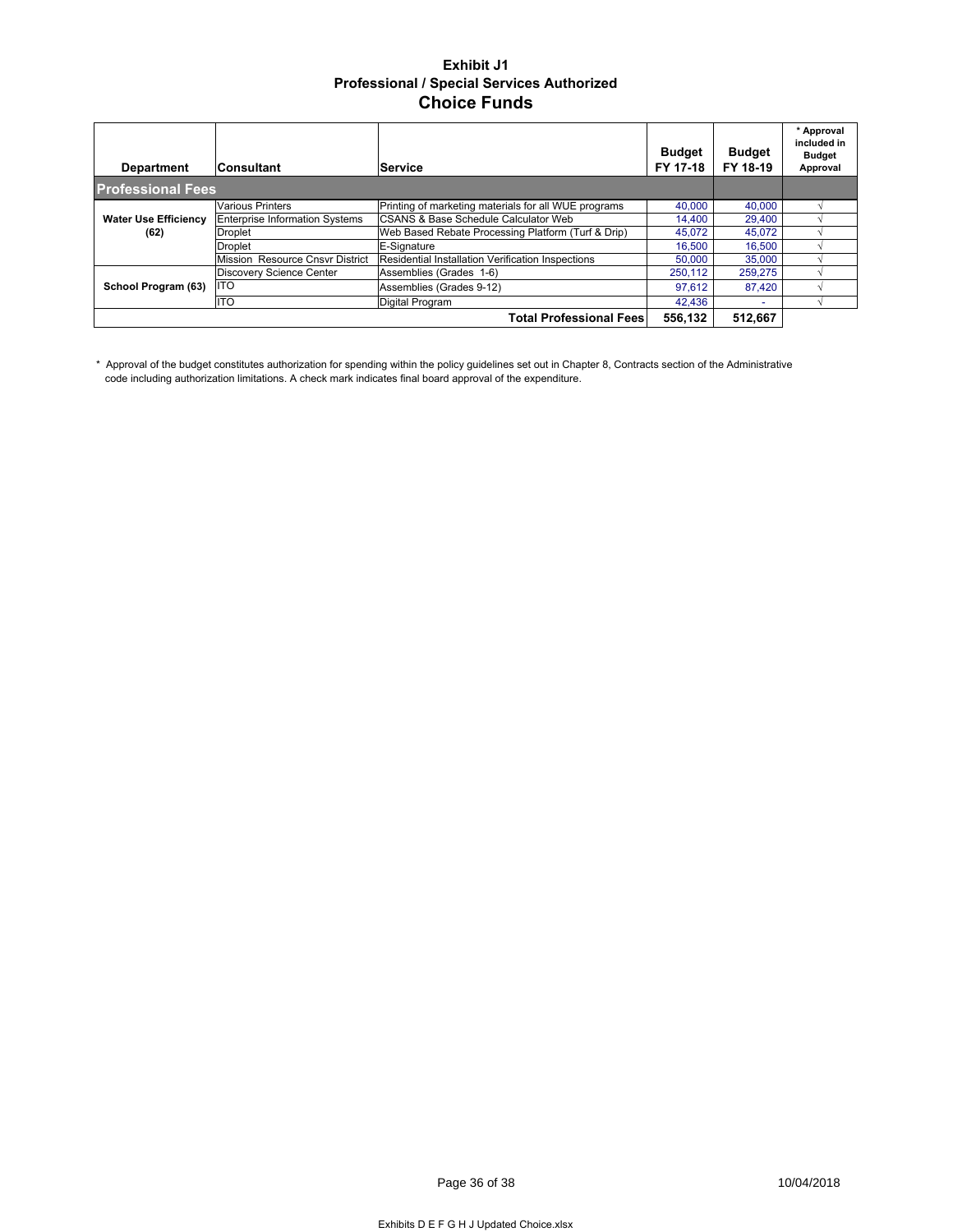# Exhibit J1

## Professional / Special Services Authorized

## Choice Funds

| Department | Consultant | Service | Budget FY 17-18 | Budget FY 18-19 | * Approval included in Budget Approval |
|---|---|---|---|---|---|
| **Professional Fees** | | | | | |
| Water Use Efficiency (62) | Various Printers | Printing of marketing materials for all WUE programs | 40,000 | 40,000 | √ |
| | Enterprise Information Systems | CSANS & Base Schedule Calculator Web | 14,400 | 29,400 | √ |
| | Droplet | Web Based Rebate Processing Platform (Turf & Drip) | 45,072 | 45,072 | √ |
| | Droplet | E-Signature | 16,500 | 16,500 | √ |
| | Mission Resource Cnsvr District | Residential Installation Verification Inspections | 50,000 | 35,000 | √ |
| School Program (63) | Discovery Science Center | Assemblies (Grades 1-6) | 250,112 | 259,275 | √ |
| | ITO | Assemblies (Grades 9-12) | 97,612 | 87,420 | √ |
| | ITO | Digital Program | 42,436 | - | √ |
| | | **Total Professional Fees** | **556,132** | **512,667** | |

\* Approval of the budget constitutes authorization for spending within the policy guidelines set out in Chapter 8, Contracts section of the Administrative code including authorization limitations. A check mark indicates final board approval of the expenditure.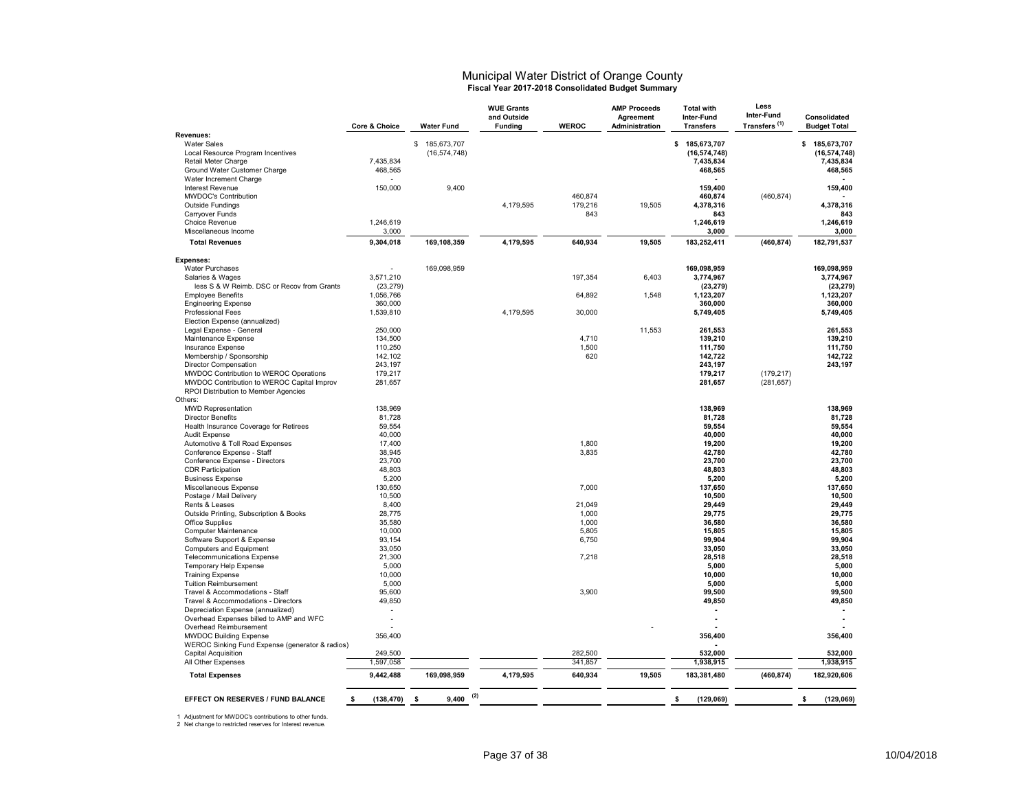# Municipal Water District of Orange County

**Fiscal Year 2017-2018 Consolidated Budget Summary**

| | Core & Choice | Water Fund | WUE Grants and Outside Funding | WEROC | AMP Proceeds Agreement Administration | Total with Inter-Fund Transfers | Less Inter-Fund Transfers [1] | Consolidated Budget Total |
|---|---|---|---|---|---|---|---|---|
| **Revenues:** | | | | | | | | |
| Water Sales | | $ 185,673,707 | | | | $ 185,673,707 | | $ 185,673,707 |
| Local Resource Program Incentives | | (16,574,748) | | | | (16,574,748) | | (16,574,748) |
| Retail Meter Charge | 7,435,834 | | | | | 7,435,834 | | 7,435,834 |
| Ground Water Customer Charge | 468,565 | | | | | 468,565 | | 468,565 |
| Water Increment Charge | - | | | | | - | | - |
| Interest Revenue | 150,000 | 9,400 | | | | 159,400 | | 159,400 |
| MWDOC's Contribution | | | | 460,874 | | 460,874 | (460,874) | - |
| Outside Fundings | | | 4,179,595 | 179,216 | 19,505 | 4,378,316 | | 4,378,316 |
| Carryover Funds | | | | 843 | | 843 | | 843 |
| Choice Revenue | 1,246,619 | | | | | 1,246,619 | | 1,246,619 |
| Miscellaneous Income | 3,000 | | | | | 3,000 | | 3,000 |
| **Total Revenues** | 9,304,018 | 169,108,359 | 4,179,595 | 640,934 | 19,505 | 183,252,411 | (460,874) | 182,791,537 |
| **Expenses:** | | | | | | | | |
| Water Purchases | - | 169,098,959 | | | | 169,098,959 | | 169,098,959 |
| Salaries & Wages | 3,571,210 | | | 197,354 | 6,403 | 3,774,967 | | 3,774,967 |
| less S & W Reimb. DSC or Recov from Grants | (23,279) | | | | | (23,279) | | (23,279) |
| Employee Benefits | 1,056,766 | | | 64,892 | 1,548 | 1,123,207 | | 1,123,207 |
| Engineering Expense | 360,000 | | | | | 360,000 | | 360,000 |
| Professional Fees | 1,539,810 | | 4,179,595 | 30,000 | | 5,749,405 | | 5,749,405 |
| Election Expense (annualized) | | | | | | | | |
| Legal Expense - General | 250,000 | | | | 11,553 | 261,553 | | 261,553 |
| Maintenance Expense | 134,500 | | | 4,710 | | 139,210 | | 139,210 |
| Insurance Expense | 110,250 | | | 1,500 | | 111,750 | | 111,750 |
| Membership / Sponsorship | 142,102 | | | 620 | | 142,722 | | 142,722 |
| Director Compensation | 243,197 | | | | | 243,197 | | 243,197 |
| MWDOC Contribution to WEROC Operations | 179,217 | | | | | 179,217 | (179,217) | |
| MWDOC Contribution to WEROC Capital Improv | 281,657 | | | | | 281,657 | (281,657) | |
| RPOI Distribution to Member Agencies | | | | | | | | |
| Others: | | | | | | | | |
| MWD Representation | 138,969 | | | | | 138,969 | | 138,969 |
| Director Benefits | 81,728 | | | | | 81,728 | | 81,728 |
| Health Insurance Coverage for Retirees | 59,554 | | | | | 59,554 | | 59,554 |
| Audit Expense | 40,000 | | | | | 40,000 | | 40,000 |
| Automotive & Toll Road Expenses | 17,400 | | | 1,800 | | 19,200 | | 19,200 |
| Conference Expense - Staff | 38,945 | | | 3,835 | | 42,780 | | 42,780 |
| Conference Expense - Directors | 23,700 | | | | | 23,700 | | 23,700 |
| CDR Participation | 48,803 | | | | | 48,803 | | 48,803 |
| Business Expense | 5,200 | | | | | 5,200 | | 5,200 |
| Miscellaneous Expense | 130,650 | | | 7,000 | | 137,650 | | 137,650 |
| Postage / Mail Delivery | 10,500 | | | | | 10,500 | | 10,500 |
| Rents & Leases | 8,400 | | | 21,049 | | 29,449 | | 29,449 |
| Outside Printing, Subscription & Books | 28,775 | | | 1,000 | | 29,775 | | 29,775 |
| Office Supplies | 35,580 | | | 1,000 | | 36,580 | | 36,580 |
| Computer Maintenance | 10,000 | | | 5,805 | | 15,805 | | 15,805 |
| Software Support & Expense | 93,154 | | | 6,750 | | 99,904 | | 99,904 |
| Computers and Equipment | 33,050 | | | | | 33,050 | | 33,050 |
| Telecommunications Expense | 21,300 | | | 7,218 | | 28,518 | | 28,518 |
| Temporary Help Expense | 5,000 | | | | | 5,000 | | 5,000 |
| Training Expense | 10,000 | | | | | 10,000 | | 10,000 |
| Tuition Reimbursement | 5,000 | | | | | 5,000 | | 5,000 |
| Travel & Accommodations - Staff | 95,600 | | | 3,900 | | 99,500 | | 99,500 |
| Travel & Accommodations - Directors | 49,850 | | | | | 49,850 | | 49,850 |
| Depreciation Expense (annualized) | - | | | | | - | | - |
| Overhead Expenses billed to AMP and WFC | - | | | | | - | | - |
| Overhead Reimbursement | - | | | | - | - | | - |
| MWDOC Building Expense | 356,400 | | | | | 356,400 | | 356,400 |
| WEROC Sinking Fund Expense (generator & radios) | | | | | | - | | |
| Capital Acquisition | 249,500 | | | 282,500 | | 532,000 | | 532,000 |
| All Other Expenses | 1,597,058 | | | 341,857 | | 1,938,915 | | 1,938,915 |
| **Total Expenses** | 9,442,488 | 169,098,959 | 4,179,595 | 640,934 | 19,505 | 183,381,480 | (460,874) | 182,920,606 |
| **EFFECT ON RESERVES / FUND BALANCE** | $ (138,470) | $ 9,400 [2] | | | | $ (129,069) | | $ (129,069) |

1 Adjustment for MWDOC's contributions to other funds.
2 Net change to restricted reserves for Interest revenue.

10/04/2018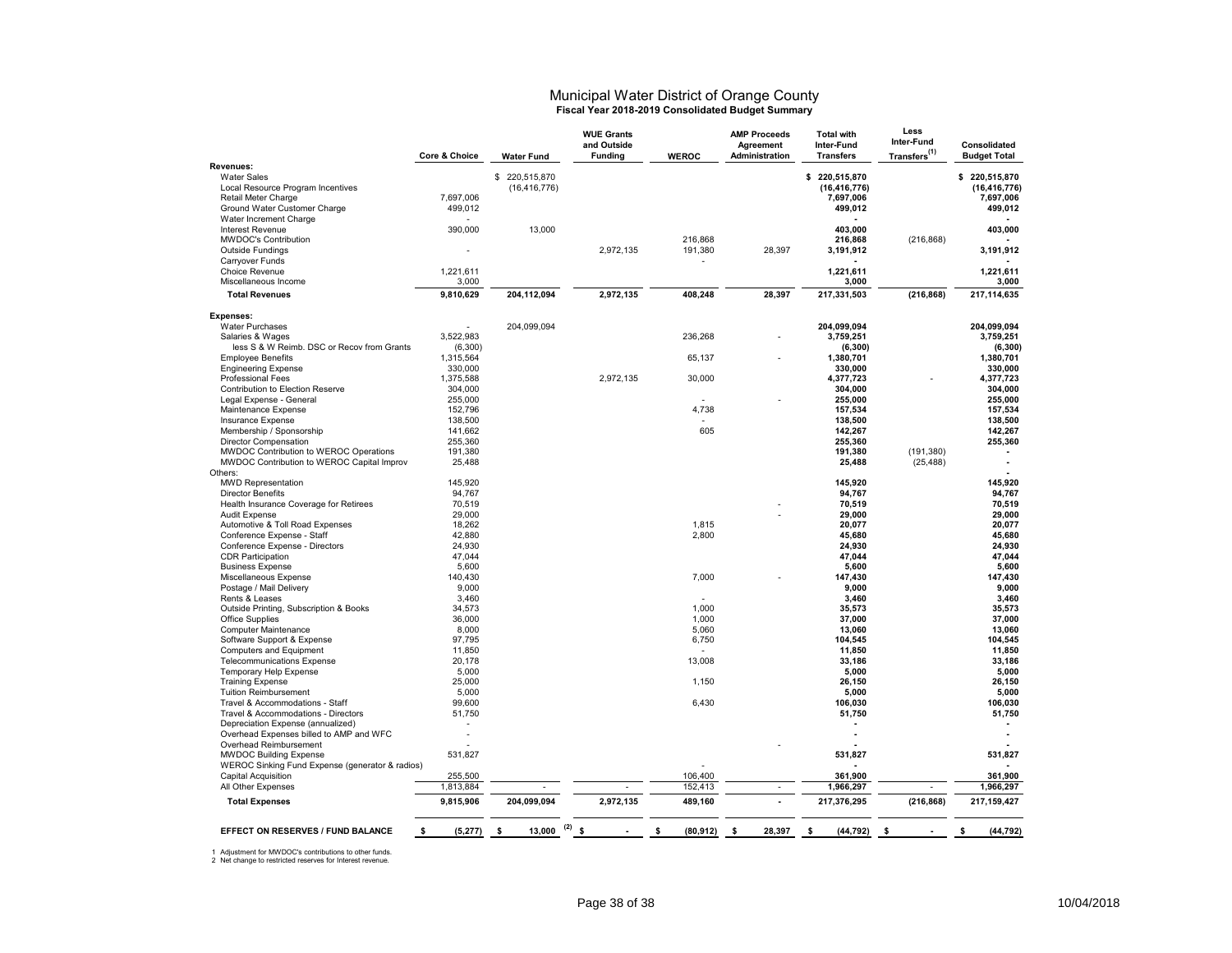# Municipal Water District of Orange County

## Fiscal Year 2018-2019 Consolidated Budget Summary

| | Core & Choice | Water Fund | WUE Grants and Outside Funding | WEROC | AMP Proceeds Agreement Administration | Total with Inter-Fund Transfers | Less Inter-Fund Transfers[1] | Consolidated Budget Total |
|---|---|---|---|---|---|---|---|---|
| **Revenues:** | | | | | | | | |
| Water Sales | | $ 220,515,870 | | | | $ 220,515,870 | | $ 220,515,870 |
| Local Resource Program Incentives | | (16,416,776) | | | | (16,416,776) | | (16,416,776) |
| Retail Meter Charge | 7,697,006 | | | | | 7,697,006 | | 7,697,006 |
| Ground Water Customer Charge | 499,012 | | | | | 499,012 | | 499,012 |
| Water Increment Charge | - | | | | | - | | - |
| Interest Revenue | 390,000 | 13,000 | | | | 403,000 | | 403,000 |
| MWDOC's Contribution | | | | 216,868 | | 216,868 | (216,868) | - |
| Outside Fundings | - | | 2,972,135 | 191,380 | 28,397 | 3,191,912 | | 3,191,912 |
| Carryover Funds | | | | - | | - | | - |
| Choice Revenue | 1,221,611 | | | | | 1,221,611 | | 1,221,611 |
| Miscellaneous Income | 3,000 | | | | | 3,000 | | 3,000 |
| **Total Revenues** | 9,810,629 | 204,112,094 | 2,972,135 | 408,248 | 28,397 | 217,331,503 | (216,868) | 217,114,635 |
| **Expenses:** | | | | | | | | |
| Water Purchases | - | 204,099,094 | | | | 204,099,094 | | 204,099,094 |
| Salaries & Wages | 3,522,983 | | | 236,268 | - | 3,759,251 | | 3,759,251 |
| less S & W Reimb. DSC or Recov from Grants | (6,300) | | | | | (6,300) | | (6,300) |
| Employee Benefits | 1,315,564 | | | 65,137 | - | 1,380,701 | | 1,380,701 |
| Engineering Expense | 330,000 | | | | | 330,000 | | 330,000 |
| Professional Fees | 1,375,588 | | 2,972,135 | 30,000 | | 4,377,723 | - | 4,377,723 |
| Contribution to Election Reserve | 304,000 | | | | | 304,000 | | 304,000 |
| Legal Expense - General | 255,000 | | | - | - | 255,000 | | 255,000 |
| Maintenance Expense | 152,796 | | | 4,738 | | 157,534 | | 157,534 |
| Insurance Expense | 138,500 | | | - | | 138,500 | | 138,500 |
| Membership / Sponsorship | 141,662 | | | 605 | | 142,267 | | 142,267 |
| Director Compensation | 255,360 | | | | | 255,360 | | 255,360 |
| MWDOC Contribution to WEROC Operations | 191,380 | | | | | 191,380 | (191,380) | - |
| MWDOC Contribution to WEROC Capital Improv | 25,488 | | | | | 25,488 | (25,488) | - |
| Others: | | | | | | | | - |
| MWD Representation | 145,920 | | | | | 145,920 | | 145,920 |
| Director Benefits | 94,767 | | | | | 94,767 | | 94,767 |
| Health Insurance Coverage for Retirees | 70,519 | | | | - | 70,519 | | 70,519 |
| Audit Expense | 29,000 | | | | - | 29,000 | | 29,000 |
| Automotive & Toll Road Expenses | 18,262 | | | 1,815 | | 20,077 | | 20,077 |
| Conference Expense - Staff | 42,880 | | | 2,800 | | 45,680 | | 45,680 |
| Conference Expense - Directors | 24,930 | | | | | 24,930 | | 24,930 |
| CDR Participation | 47,044 | | | | | 47,044 | | 47,044 |
| Business Expense | 5,600 | | | | | 5,600 | | 5,600 |
| Miscellaneous Expense | 140,430 | | | 7,000 | - | 147,430 | | 147,430 |
| Postage / Mail Delivery | 9,000 | | | | | 9,000 | | 9,000 |
| Rents & Leases | 3,460 | | | - | | 3,460 | | 3,460 |
| Outside Printing, Subscription & Books | 34,573 | | | 1,000 | | 35,573 | | 35,573 |
| Office Supplies | 36,000 | | | 1,000 | | 37,000 | | 37,000 |
| Computer Maintenance | 8,000 | | | 5,060 | | 13,060 | | 13,060 |
| Software Support & Expense | 97,795 | | | 6,750 | | 104,545 | | 104,545 |
| Computers and Equipment | 11,850 | | | - | | 11,850 | | 11,850 |
| Telecommunications Expense | 20,178 | | | 13,008 | | 33,186 | | 33,186 |
| Temporary Help Expense | 5,000 | | | | | 5,000 | | 5,000 |
| Training Expense | 25,000 | | | 1,150 | | 26,150 | | 26,150 |
| Tuition Reimbursement | 5,000 | | | | | 5,000 | | 5,000 |
| Travel & Accommodations - Staff | 99,600 | | | 6,430 | | 106,030 | | 106,030 |
| Travel & Accommodations - Directors | 51,750 | | | | | 51,750 | | 51,750 |
| Depreciation Expense (annualized) | - | | | | | - | | - |
| Overhead Expenses billed to AMP and WFC | - | | | | | - | | - |
| Overhead Reimbursement | - | | | | - | - | | - |
| MWDOC Building Expense | 531,827 | | | | | 531,827 | | 531,827 |
| WEROC Sinking Fund Expense (generator & radios) | | | | - | | - | | - |
| Capital Acquisition | 255,500 | | | 106,400 | | 361,900 | | 361,900 |
| All Other Expenses | 1,813,884 | - | - | 152,413 | - | 1,966,297 | - | 1,966,297 |
| **Total Expenses** | 9,815,906 | 204,099,094 | 2,972,135 | 489,160 | - | 217,376,295 | (216,868) | 217,159,427 |
| **EFFECT ON RESERVES / FUND BALANCE** | $ (5,277) | $ 13,000 [2] | $ - | $ (80,912) | $ 28,397 | $ (44,792) | $ - | $ (44,792) |

1 Adjustment for MWDOC's contributions to other funds.
2 Net change to restricted reserves for Interest revenue.

10/04/2018